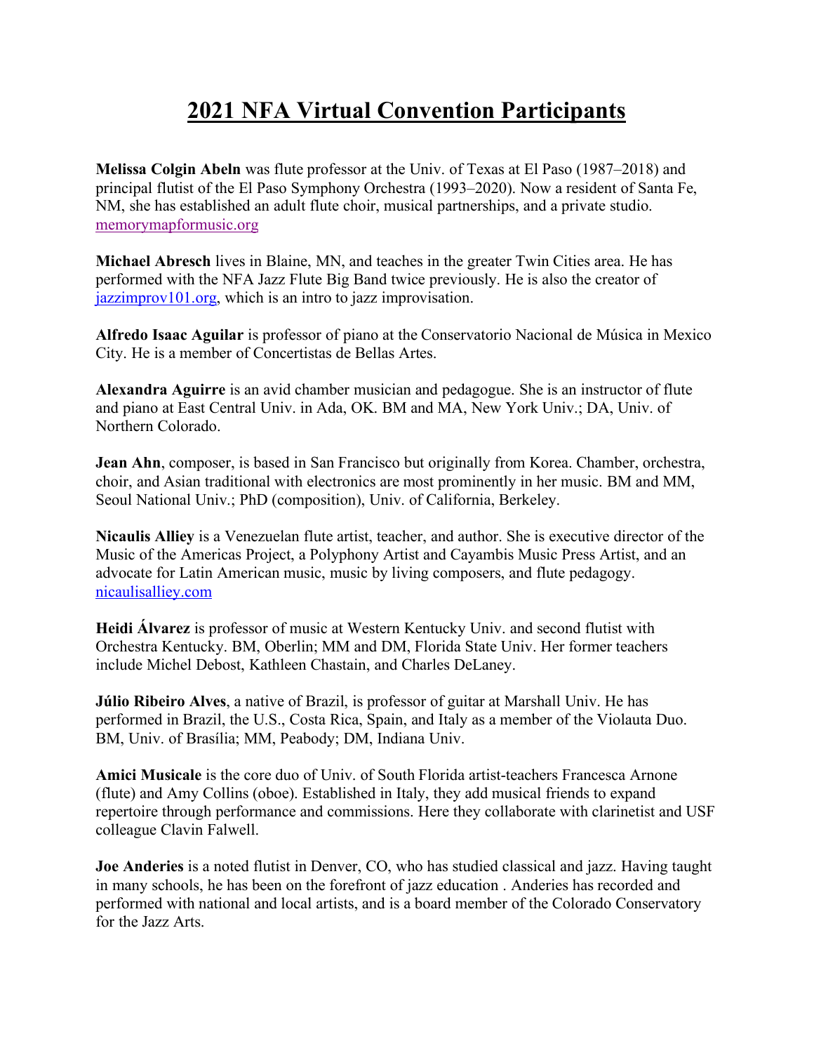# 2021 NFA Virtual Convention Participants

**Melissa Colgin Abeln** was flute professor at the Univ. of Texas at El Paso (1987–2018) and principal flutist of the El Paso Symphony Orchestra (1993–2020). Now a resident of Santa Fe, NM, she has established an adult flute choir, musical partnerships, and a private studio. memorymapformusic.org

**Michael Abresch** lives in Blaine, MN, and teaches in the greater Twin Cities area. He has performed with the NFA Jazz Flute Big Band twice previously. He is also the creator of jazzimprov101.org, which is an intro to jazz improvisation.

**Alfredo Isaac Aguilar** is professor of piano at the Conservatorio Nacional de Música in Mexico City. He is a member of Concertistas de Bellas Artes.

**Alexandra Aguirre** is an avid chamber musician and pedagogue. She is an instructor of flute and piano at East Central Univ. in Ada, OK. BM and MA, New York Univ.; DA, Univ. of Northern Colorado.

**Jean Ahn**, composer, is based in San Francisco but originally from Korea. Chamber, orchestra, choir, and Asian traditional with electronics are most prominently in her music. BM and MM, Seoul National Univ.; PhD (composition), Univ. of California, Berkeley.

**Nicaulis Alliey** is a Venezuelan flute artist, teacher, and author. She is executive director of the Music of the Americas Project, a Polyphony Artist and Cayambis Music Press Artist, and an advocate for Latin American music, music by living composers, and flute pedagogy. nicaulisalliey.com

**Heidi Álvarez** is professor of music at Western Kentucky Univ. and second flutist with Orchestra Kentucky. BM, Oberlin; MM and DM, Florida State Univ. Her former teachers include Michel Debost, Kathleen Chastain, and Charles DeLaney.

**Júlio Ribeiro Alves**, a native of Brazil, is professor of guitar at Marshall Univ. He has performed in Brazil, the U.S., Costa Rica, Spain, and Italy as a member of the Violauta Duo. BM, Univ. of Brasília; MM, Peabody; DM, Indiana Univ.

**Amici Musicale** is the core duo of Univ. of South Florida artist-teachers Francesca Arnone (flute) and Amy Collins (oboe). Established in Italy, they add musical friends to expand repertoire through performance and commissions. Here they collaborate with clarinetist and USF colleague Clavin Falwell.

**Joe Anderies** is a noted flutist in Denver, CO, who has studied classical and jazz. Having taught in many schools, he has been on the forefront of jazz education . Anderies has recorded and performed with national and local artists, and is a board member of the Colorado Conservatory for the Jazz Arts.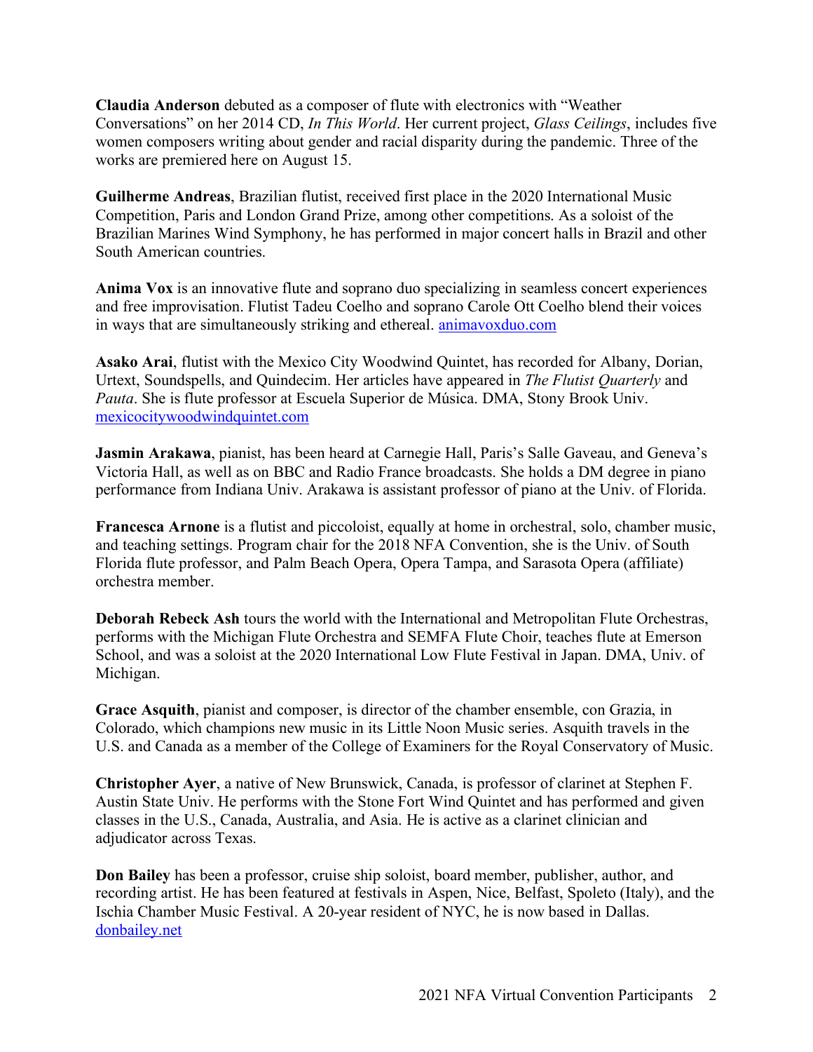**Claudia Anderson** debuted as a composer of flute with electronics with "Weather Conversations" on her 2014 CD, *In This World*. Her current project, *Glass Ceilings*, includes five women composers writing about gender and racial disparity during the pandemic. Three of the works are premiered here on August 15.

**Guilherme Andreas**, Brazilian flutist, received first place in the 2020 International Music Competition, Paris and London Grand Prize, among other competitions. As a soloist of the Brazilian Marines Wind Symphony, he has performed in major concert halls in Brazil and other South American countries.

**Anima Vox** is an innovative flute and soprano duo specializing in seamless concert experiences and free improvisation. Flutist Tadeu Coelho and soprano Carole Ott Coelho blend their voices in ways that are simultaneously striking and ethereal. animavoxduo.com

**Asako Arai**, flutist with the Mexico City Woodwind Quintet, has recorded for Albany, Dorian, Urtext, Soundspells, and Quindecim. Her articles have appeared in *The Flutist Quarterly* and *Pauta*. She is flute professor at Escuela Superior de Música. DMA, Stony Brook Univ. mexicocitywoodwindquintet.com

**Jasmin Arakawa**, pianist, has been heard at Carnegie Hall, Paris's Salle Gaveau, and Geneva's Victoria Hall, as well as on BBC and Radio France broadcasts. She holds a DM degree in piano performance from Indiana Univ. Arakawa is assistant professor of piano at the Univ. of Florida.

**Francesca Arnone** is a flutist and piccoloist, equally at home in orchestral, solo, chamber music, and teaching settings. Program chair for the 2018 NFA Convention, she is the Univ. of South Florida flute professor, and Palm Beach Opera, Opera Tampa, and Sarasota Opera (affiliate) orchestra member.

**Deborah Rebeck Ash** tours the world with the International and Metropolitan Flute Orchestras, performs with the Michigan Flute Orchestra and SEMFA Flute Choir, teaches flute at Emerson School, and was a soloist at the 2020 International Low Flute Festival in Japan. DMA, Univ. of Michigan.

**Grace Asquith**, pianist and composer, is director of the chamber ensemble, con Grazia, in Colorado, which champions new music in its Little Noon Music series. Asquith travels in the U.S. and Canada as a member of the College of Examiners for the Royal Conservatory of Music.

**Christopher Ayer**, a native of New Brunswick, Canada, is professor of clarinet at Stephen F. Austin State Univ. He performs with the Stone Fort Wind Quintet and has performed and given classes in the U.S., Canada, Australia, and Asia. He is active as a clarinet clinician and adjudicator across Texas.

**Don Bailey** has been a professor, cruise ship soloist, board member, publisher, author, and recording artist. He has been featured at festivals in Aspen, Nice, Belfast, Spoleto (Italy), and the Ischia Chamber Music Festival. A 20-year resident of NYC, he is now based in Dallas. donbailey.net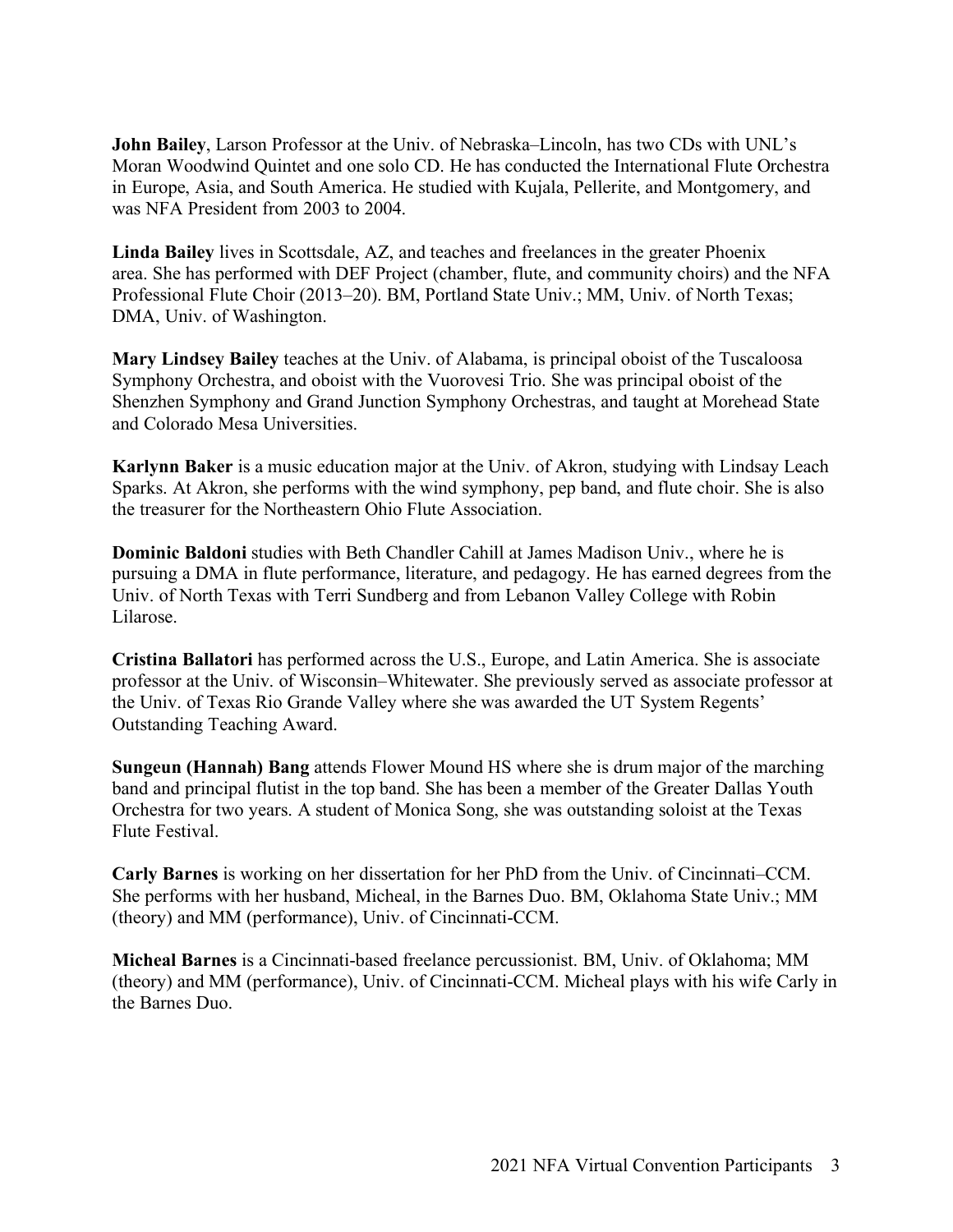**John Bailey**, Larson Professor at the Univ. of Nebraska–Lincoln, has two CDs with UNL's Moran Woodwind Quintet and one solo CD. He has conducted the International Flute Orchestra in Europe, Asia, and South America. He studied with Kujala, Pellerite, and Montgomery, and was NFA President from 2003 to 2004.

**Linda Bailey** lives in Scottsdale, AZ, and teaches and freelances in the greater Phoenix area. She has performed with DEF Project (chamber, flute, and community choirs) and the NFA Professional Flute Choir (2013–20). BM, Portland State Univ.; MM, Univ. of North Texas; DMA, Univ. of Washington.

**Mary Lindsey Bailey** teaches at the Univ. of Alabama, is principal oboist of the Tuscaloosa Symphony Orchestra, and oboist with the Vuorovesi Trio. She was principal oboist of the Shenzhen Symphony and Grand Junction Symphony Orchestras, and taught at Morehead State and Colorado Mesa Universities.

**Karlynn Baker** is a music education major at the Univ. of Akron, studying with Lindsay Leach Sparks. At Akron, she performs with the wind symphony, pep band, and flute choir. She is also the treasurer for the Northeastern Ohio Flute Association.

**Dominic Baldoni** studies with Beth Chandler Cahill at James Madison Univ., where he is pursuing a DMA in flute performance, literature, and pedagogy. He has earned degrees from the Univ. of North Texas with Terri Sundberg and from Lebanon Valley College with Robin Lilarose.

**Cristina Ballatori** has performed across the U.S., Europe, and Latin America. She is associate professor at the Univ. of Wisconsin–Whitewater. She previously served as associate professor at the Univ. of Texas Rio Grande Valley where she was awarded the UT System Regents' Outstanding Teaching Award.

**Sungeun (Hannah) Bang** attends Flower Mound HS where she is drum major of the marching band and principal flutist in the top band. She has been a member of the Greater Dallas Youth Orchestra for two years. A student of Monica Song, she was outstanding soloist at the Texas Flute Festival.

**Carly Barnes** is working on her dissertation for her PhD from the Univ. of Cincinnati–CCM. She performs with her husband, Micheal, in the Barnes Duo. BM, Oklahoma State Univ.; MM (theory) and MM (performance), Univ. of Cincinnati-CCM.

**Micheal Barnes** is a Cincinnati-based freelance percussionist. BM, Univ. of Oklahoma; MM (theory) and MM (performance), Univ. of Cincinnati-CCM. Micheal plays with his wife Carly in the Barnes Duo.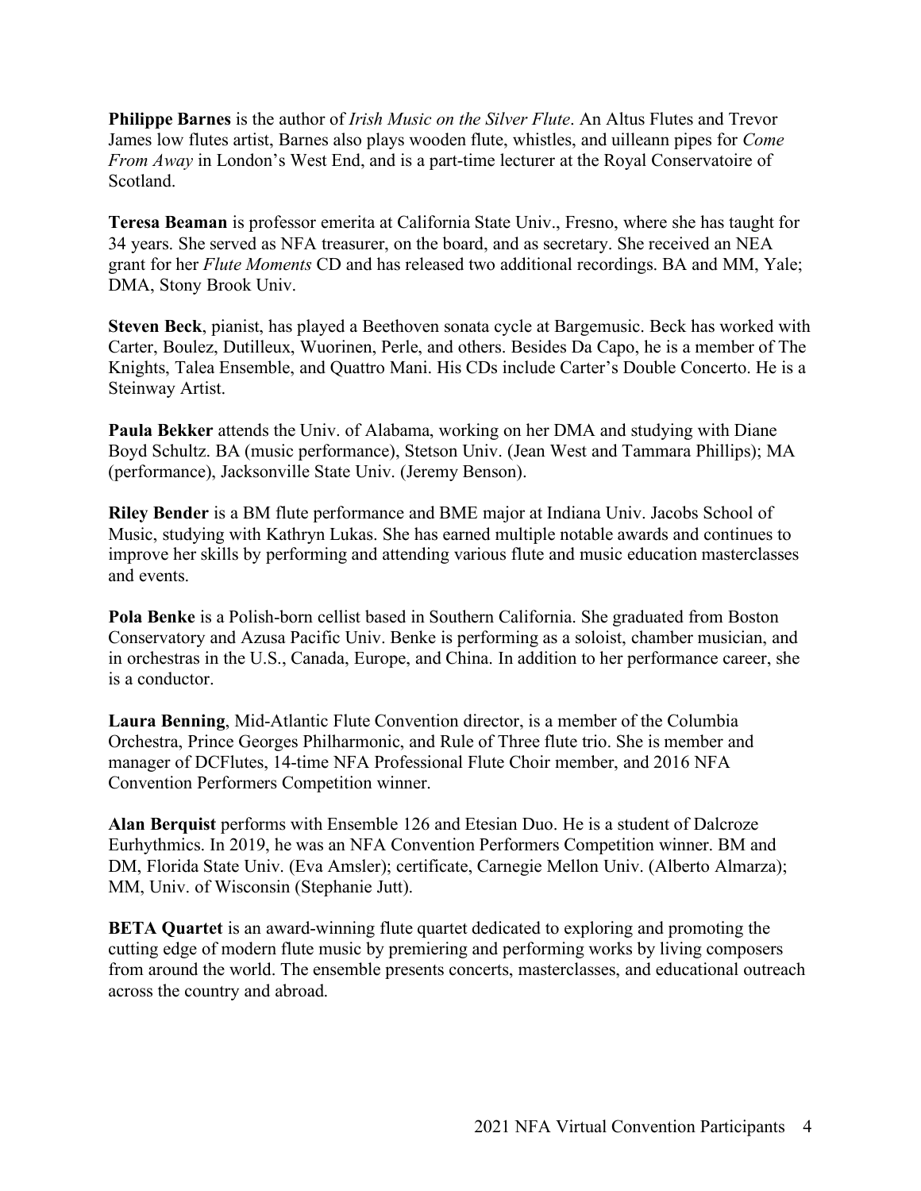**Philippe Barnes** is the author of *Irish Music on the Silver Flute*. An Altus Flutes and Trevor James low flutes artist, Barnes also plays wooden flute, whistles, and uilleann pipes for *Come From Away* in London's West End, and is a part-time lecturer at the Royal Conservatoire of Scotland.

**Teresa Beaman** is professor emerita at California State Univ., Fresno, where she has taught for 34 years. She served as NFA treasurer, on the board, and as secretary. She received an NEA grant for her *Flute Moments* CD and has released two additional recordings. BA and MM, Yale; DMA, Stony Brook Univ.

**Steven Beck**, pianist, has played a Beethoven sonata cycle at Bargemusic. Beck has worked with Carter, Boulez, Dutilleux, Wuorinen, Perle, and others. Besides Da Capo, he is a member of The Knights, Talea Ensemble, and Quattro Mani. His CDs include Carter's Double Concerto. He is a Steinway Artist.

**Paula Bekker** attends the Univ. of Alabama, working on her DMA and studying with Diane Boyd Schultz. BA (music performance), Stetson Univ. (Jean West and Tammara Phillips); MA (performance), Jacksonville State Univ. (Jeremy Benson).

**Riley Bender** is a BM flute performance and BME major at Indiana Univ. Jacobs School of Music, studying with Kathryn Lukas. She has earned multiple notable awards and continues to improve her skills by performing and attending various flute and music education masterclasses and events.

**Pola Benke** is a Polish-born cellist based in Southern California. She graduated from Boston Conservatory and Azusa Pacific Univ. Benke is performing as a soloist, chamber musician, and in orchestras in the U.S., Canada, Europe, and China. In addition to her performance career, she is a conductor.

**Laura Benning**, Mid-Atlantic Flute Convention director, is a member of the Columbia Orchestra, Prince Georges Philharmonic, and Rule of Three flute trio. She is member and manager of DCFlutes, 14-time NFA Professional Flute Choir member, and 2016 NFA Convention Performers Competition winner.

**Alan Berquist** performs with Ensemble 126 and Etesian Duo. He is a student of Dalcroze Eurhythmics. In 2019, he was an NFA Convention Performers Competition winner. BM and DM, Florida State Univ. (Eva Amsler); certificate, Carnegie Mellon Univ. (Alberto Almarza); MM, Univ. of Wisconsin (Stephanie Jutt).

**BETA Quartet** is an award-winning flute quartet dedicated to exploring and promoting the cutting edge of modern flute music by premiering and performing works by living composers from around the world. The ensemble presents concerts, masterclasses, and educational outreach across the country and abroad.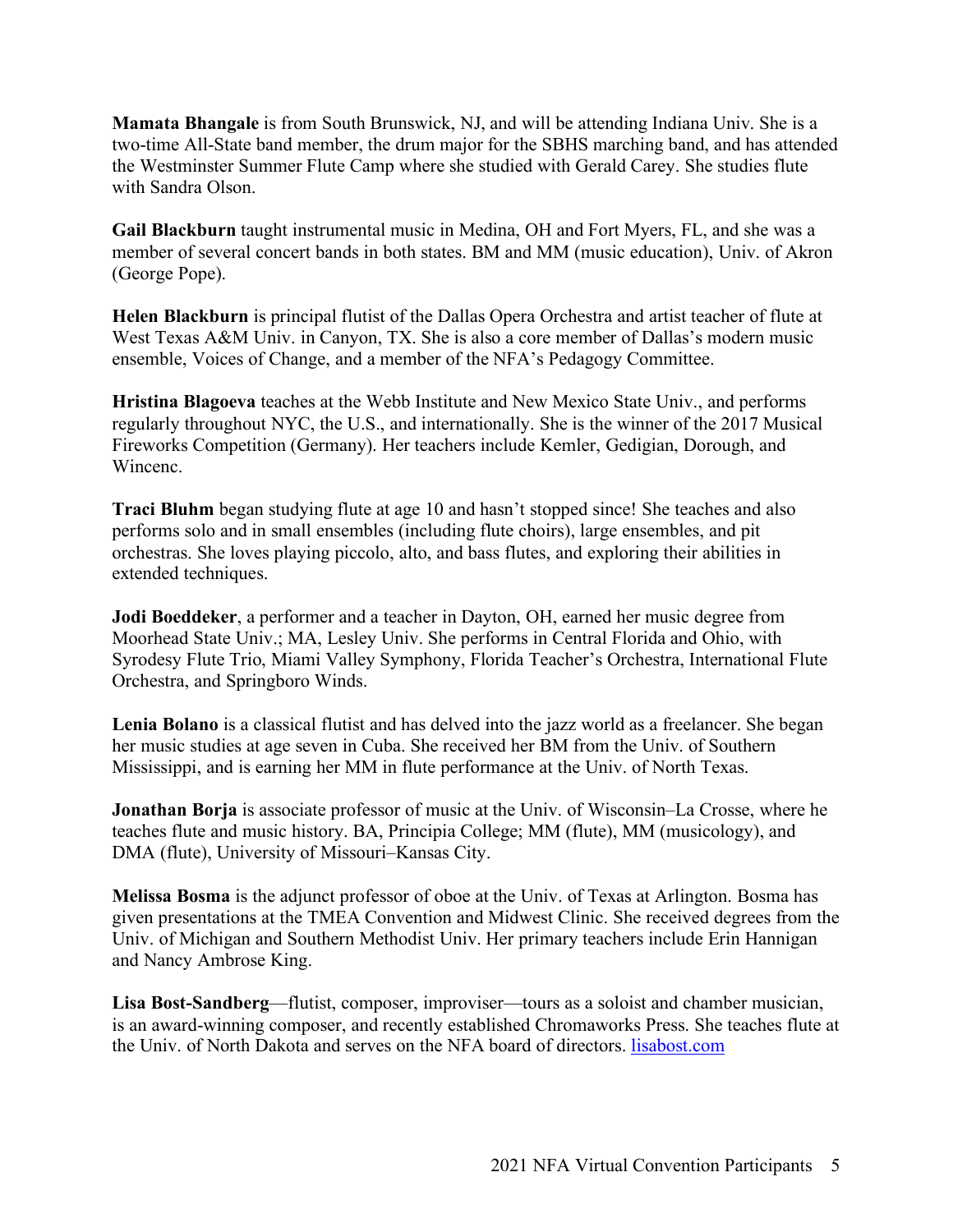**Mamata Bhangale** is from South Brunswick, NJ, and will be attending Indiana Univ. She is a two-time All-State band member, the drum major for the SBHS marching band, and has attended the Westminster Summer Flute Camp where she studied with Gerald Carey. She studies flute with Sandra Olson.

**Gail Blackburn** taught instrumental music in Medina, OH and Fort Myers, FL, and she was a member of several concert bands in both states. BM and MM (music education), Univ. of Akron (George Pope).

**Helen Blackburn** is principal flutist of the Dallas Opera Orchestra and artist teacher of flute at West Texas A&M Univ. in Canyon, TX. She is also a core member of Dallas's modern music ensemble, Voices of Change, and a member of the NFA's Pedagogy Committee.

**Hristina Blagoeva** teaches at the Webb Institute and New Mexico State Univ., and performs regularly throughout NYC, the U.S., and internationally. She is the winner of the 2017 Musical Fireworks Competition (Germany). Her teachers include Kemler, Gedigian, Dorough, and Wincenc.

**Traci Bluhm** began studying flute at age 10 and hasn't stopped since! She teaches and also performs solo and in small ensembles (including flute choirs), large ensembles, and pit orchestras. She loves playing piccolo, alto, and bass flutes, and exploring their abilities in extended techniques.

**Jodi Boeddeker**, a performer and a teacher in Dayton, OH, earned her music degree from Moorhead State Univ.; MA, Lesley Univ. She performs in Central Florida and Ohio, with Syrodesy Flute Trio, Miami Valley Symphony, Florida Teacher's Orchestra, International Flute Orchestra, and Springboro Winds.

**Lenia Bolano** is a classical flutist and has delved into the jazz world as a freelancer. She began her music studies at age seven in Cuba. She received her BM from the Univ. of Southern Mississippi, and is earning her MM in flute performance at the Univ. of North Texas.

**Jonathan Borja** is associate professor of music at the Univ. of Wisconsin–La Crosse, where he teaches flute and music history. BA, Principia College; MM (flute), MM (musicology), and DMA (flute), University of Missouri–Kansas City.

**Melissa Bosma** is the adjunct professor of oboe at the Univ. of Texas at Arlington. Bosma has given presentations at the TMEA Convention and Midwest Clinic. She received degrees from the Univ. of Michigan and Southern Methodist Univ. Her primary teachers include Erin Hannigan and Nancy Ambrose King.

**Lisa Bost-Sandberg**—flutist, composer, improviser—tours as a soloist and chamber musician, is an award-winning composer, and recently established Chromaworks Press. She teaches flute at the Univ. of North Dakota and serves on the NFA board of directors. [lisabost.com](lisabost.com)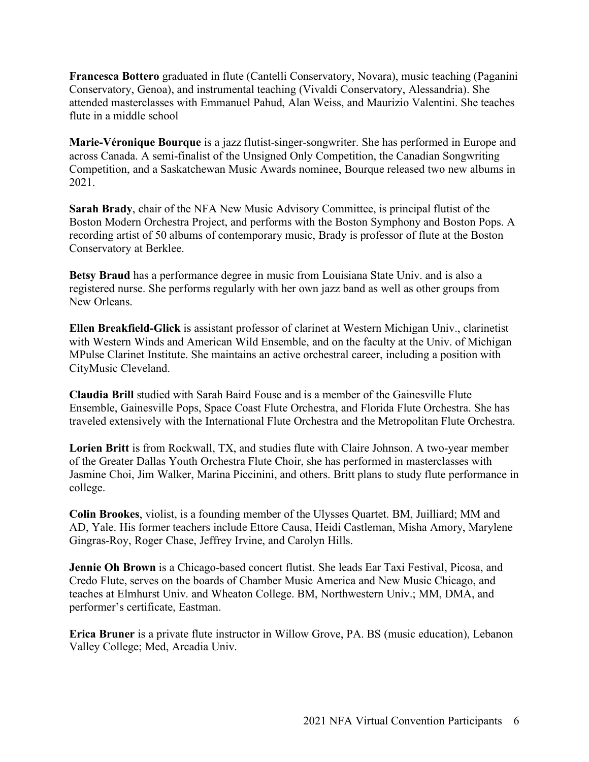**Francesca Bottero** graduated in flute (Cantelli Conservatory, Novara), music teaching (Paganini Conservatory, Genoa), and instrumental teaching (Vivaldi Conservatory, Alessandria). She attended masterclasses with Emmanuel Pahud, Alan Weiss, and Maurizio Valentini. She teaches flute in a middle school

**Marie-Véronique Bourque** is a jazz flutist-singer-songwriter. She has performed in Europe and across Canada. A semi-finalist of the Unsigned Only Competition, the Canadian Songwriting Competition, and a Saskatchewan Music Awards nominee, Bourque released two new albums in 2021.

**Sarah Brady**, chair of the NFA New Music Advisory Committee, is principal flutist of the Boston Modern Orchestra Project, and performs with the Boston Symphony and Boston Pops. A recording artist of 50 albums of contemporary music, Brady is professor of flute at the Boston Conservatory at Berklee.

**Betsy Braud** has a performance degree in music from Louisiana State Univ. and is also a registered nurse. She performs regularly with her own jazz band as well as other groups from New Orleans.

**Ellen Breakfield-Glick** is assistant professor of clarinet at Western Michigan Univ., clarinetist with Western Winds and American Wild Ensemble, and on the faculty at the Univ. of Michigan MPulse Clarinet Institute. She maintains an active orchestral career, including a position with CityMusic Cleveland.

**Claudia Brill** studied with Sarah Baird Fouse and is a member of the Gainesville Flute Ensemble, Gainesville Pops, Space Coast Flute Orchestra, and Florida Flute Orchestra. She has traveled extensively with the International Flute Orchestra and the Metropolitan Flute Orchestra.

**Lorien Britt** is from Rockwall, TX, and studies flute with Claire Johnson. A two-year member of the Greater Dallas Youth Orchestra Flute Choir, she has performed in masterclasses with Jasmine Choi, Jim Walker, Marina Piccinini, and others. Britt plans to study flute performance in college.

**Colin Brookes**, violist, is a founding member of the Ulysses Quartet. BM, Juilliard; MM and AD, Yale. His former teachers include Ettore Causa, Heidi Castleman, Misha Amory, Marylene Gingras-Roy, Roger Chase, Jeffrey Irvine, and Carolyn Hills.

**Jennie Oh Brown** is a Chicago-based concert flutist. She leads Ear Taxi Festival, Picosa, and Credo Flute, serves on the boards of Chamber Music America and New Music Chicago, and teaches at Elmhurst Univ. and Wheaton College. BM, Northwestern Univ.; MM, DMA, and performer's certificate, Eastman.

**Erica Bruner** is a private flute instructor in Willow Grove, PA. BS (music education), Lebanon Valley College; Med, Arcadia Univ.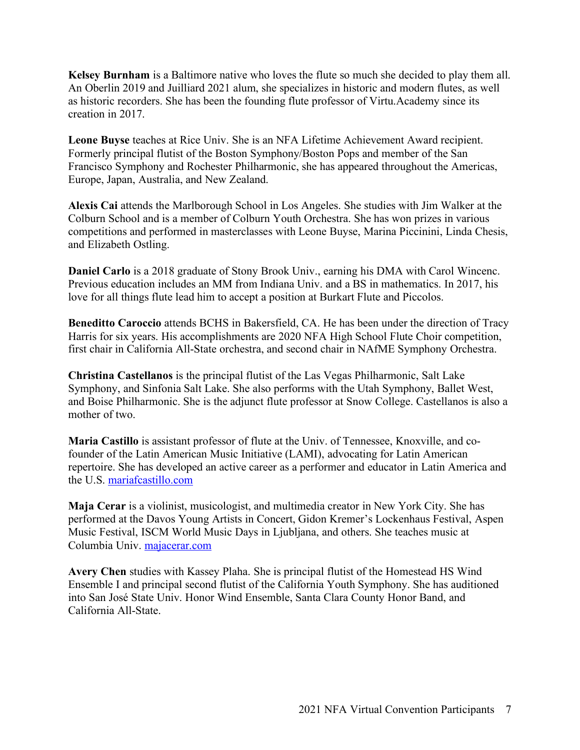**Kelsey Burnham** is a Baltimore native who loves the flute so much she decided to play them all. An Oberlin 2019 and Juilliard 2021 alum, she specializes in historic and modern flutes, as well as historic recorders. She has been the founding flute professor of Virtu.Academy since its creation in 2017.

**Leone Buyse** teaches at Rice Univ. She is an NFA Lifetime Achievement Award recipient. Formerly principal flutist of the Boston Symphony/Boston Pops and member of the San Francisco Symphony and Rochester Philharmonic, she has appeared throughout the Americas, Europe, Japan, Australia, and New Zealand.

**Alexis Cai** attends the Marlborough School in Los Angeles. She studies with Jim Walker at the Colburn School and is a member of Colburn Youth Orchestra. She has won prizes in various competitions and performed in masterclasses with Leone Buyse, Marina Piccinini, Linda Chesis, and Elizabeth Ostling.

**Daniel Carlo** is a 2018 graduate of Stony Brook Univ., earning his DMA with Carol Wincenc. Previous education includes an MM from Indiana Univ. and a BS in mathematics. In 2017, his love for all things flute lead him to accept a position at Burkart Flute and Piccolos.

**Beneditto Caroccio** attends BCHS in Bakersfield, CA. He has been under the direction of Tracy Harris for six years. His accomplishments are 2020 NFA High School Flute Choir competition, first chair in California All-State orchestra, and second chair in NAfME Symphony Orchestra.

**Christina Castellanos** is the principal flutist of the Las Vegas Philharmonic, Salt Lake Symphony, and Sinfonia Salt Lake. She also performs with the Utah Symphony, Ballet West, and Boise Philharmonic. She is the adjunct flute professor at Snow College. Castellanos is also a mother of two.

**Maria Castillo** is assistant professor of flute at the Univ. of Tennessee, Knoxville, and co-founder of the Latin American Music Initiative (LAMI), advocating for Latin American repertoire. She has developed an active career as a performer and educator in Latin America and the U.S. [mariafcastillo.com](mariafcastillo.com)

**Maja Cerar** is a violinist, musicologist, and multimedia creator in New York City. She has performed at the Davos Young Artists in Concert, Gidon Kremer's Lockenhaus Festival, Aspen Music Festival, ISCM World Music Days in Ljubljana, and others. She teaches music at Columbia Univ. [majacerar.com](majacerar.com)

**Avery Chen** studies with Kassey Plaha. She is principal flutist of the Homestead HS Wind Ensemble I and principal second flutist of the California Youth Symphony. She has auditioned into San José State Univ. Honor Wind Ensemble, Santa Clara County Honor Band, and California All-State.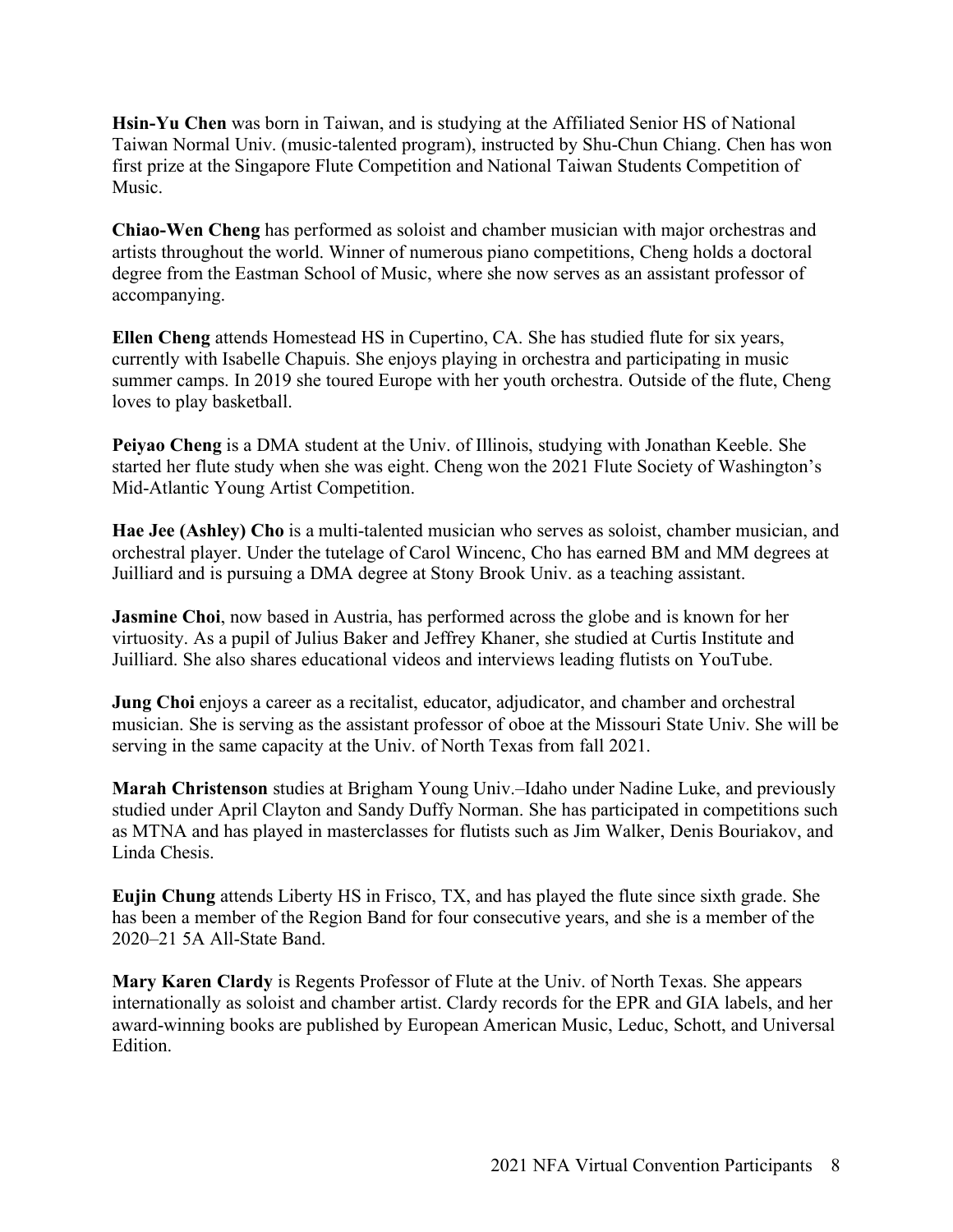**Hsin-Yu Chen** was born in Taiwan, and is studying at the Affiliated Senior HS of National Taiwan Normal Univ. (music-talented program), instructed by Shu-Chun Chiang. Chen has won first prize at the Singapore Flute Competition and National Taiwan Students Competition of Music.

**Chiao-Wen Cheng** has performed as soloist and chamber musician with major orchestras and artists throughout the world. Winner of numerous piano competitions, Cheng holds a doctoral degree from the Eastman School of Music, where she now serves as an assistant professor of accompanying.

**Ellen Cheng** attends Homestead HS in Cupertino, CA. She has studied flute for six years, currently with Isabelle Chapuis. She enjoys playing in orchestra and participating in music summer camps. In 2019 she toured Europe with her youth orchestra. Outside of the flute, Cheng loves to play basketball.

**Peiyao Cheng** is a DMA student at the Univ. of Illinois, studying with Jonathan Keeble. She started her flute study when she was eight. Cheng won the 2021 Flute Society of Washington's Mid-Atlantic Young Artist Competition.

**Hae Jee (Ashley) Cho** is a multi-talented musician who serves as soloist, chamber musician, and orchestral player. Under the tutelage of Carol Wincenc, Cho has earned BM and MM degrees at Juilliard and is pursuing a DMA degree at Stony Brook Univ. as a teaching assistant.

**Jasmine Choi**, now based in Austria, has performed across the globe and is known for her virtuosity. As a pupil of Julius Baker and Jeffrey Khaner, she studied at Curtis Institute and Juilliard. She also shares educational videos and interviews leading flutists on YouTube.

**Jung Choi** enjoys a career as a recitalist, educator, adjudicator, and chamber and orchestral musician. She is serving as the assistant professor of oboe at the Missouri State Univ. She will be serving in the same capacity at the Univ. of North Texas from fall 2021.

**Marah Christenson** studies at Brigham Young Univ.–Idaho under Nadine Luke, and previously studied under April Clayton and Sandy Duffy Norman. She has participated in competitions such as MTNA and has played in masterclasses for flutists such as Jim Walker, Denis Bouriakov, and Linda Chesis.

**Eujin Chung** attends Liberty HS in Frisco, TX, and has played the flute since sixth grade. She has been a member of the Region Band for four consecutive years, and she is a member of the 2020–21 5A All-State Band.

**Mary Karen Clardy** is Regents Professor of Flute at the Univ. of North Texas. She appears internationally as soloist and chamber artist. Clardy records for the EPR and GIA labels, and her award-winning books are published by European American Music, Leduc, Schott, and Universal Edition.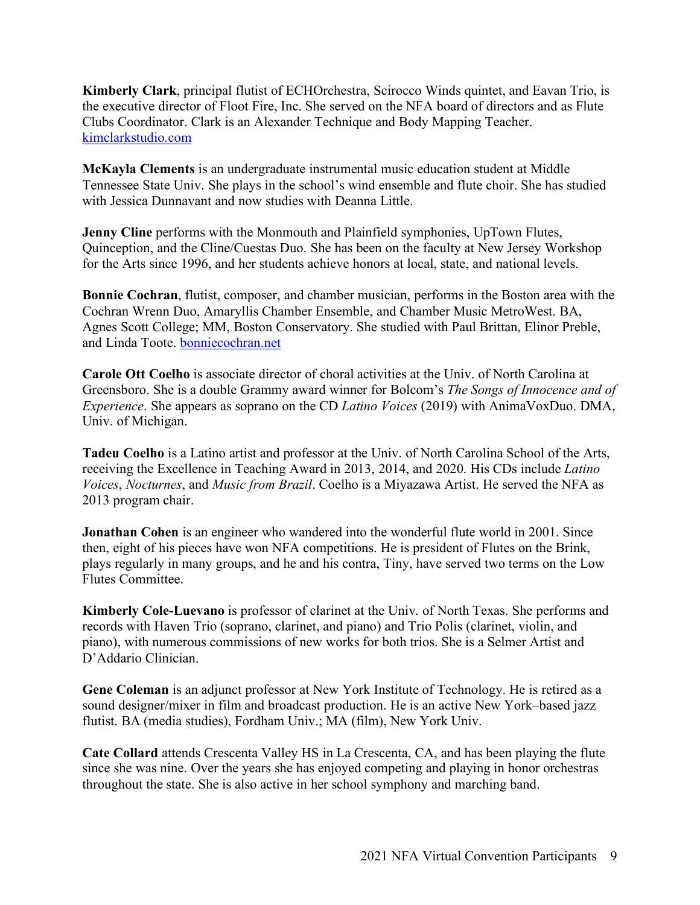**Kimberly Clark**, principal flutist of ECHOrchestra, Scirocco Winds quintet, and Eavan Trio, is the executive director of Floot Fire, Inc. She served on the NFA board of directors and as Flute Clubs Coordinator. Clark is an Alexander Technique and Body Mapping Teacher. kimclarkstudio.com

**McKayla Clements** is an undergraduate instrumental music education student at Middle Tennessee State Univ. She plays in the school's wind ensemble and flute choir. She has studied with Jessica Dunnavant and now studies with Deanna Little.

**Jenny Cline** performs with the Monmouth and Plainfield symphonies, UpTown Flutes, Quinception, and the Cline/Cuestas Duo. She has been on the faculty at New Jersey Workshop for the Arts since 1996, and her students achieve honors at local, state, and national levels.

**Bonnie Cochran**, flutist, composer, and chamber musician, performs in the Boston area with the Cochran Wrenn Duo, Amaryllis Chamber Ensemble, and Chamber Music MetroWest. BA, Agnes Scott College; MM, Boston Conservatory. She studied with Paul Brittan, Elinor Preble, and Linda Toote. bonniecochran.net

**Carole Ott Coelho** is associate director of choral activities at the Univ. of North Carolina at Greensboro. She is a double Grammy award winner for Bolcom's *The Songs of Innocence and of Experience*. She appears as soprano on the CD *Latino Voices* (2019) with AnimaVoxDuo. DMA, Univ. of Michigan.

**Tadeu Coelho** is a Latino artist and professor at the Univ. of North Carolina School of the Arts, receiving the Excellence in Teaching Award in 2013, 2014, and 2020. His CDs include *Latino Voices*, *Nocturnes*, and *Music from Brazil*. Coelho is a Miyazawa Artist. He served the NFA as 2013 program chair.

**Jonathan Cohen** is an engineer who wandered into the wonderful flute world in 2001. Since then, eight of his pieces have won NFA competitions. He is president of Flutes on the Brink, plays regularly in many groups, and he and his contra, Tiny, have served two terms on the Low Flutes Committee.

**Kimberly Cole-Luevano** is professor of clarinet at the Univ. of North Texas. She performs and records with Haven Trio (soprano, clarinet, and piano) and Trio Polis (clarinet, violin, and piano), with numerous commissions of new works for both trios. She is a Selmer Artist and D'Addario Clinician.

**Gene Coleman** is an adjunct professor at New York Institute of Technology. He is retired as a sound designer/mixer in film and broadcast production. He is an active New York–based jazz flutist. BA (media studies), Fordham Univ.; MA (film), New York Univ.

**Cate Collard** attends Crescenta Valley HS in La Crescenta, CA, and has been playing the flute since she was nine. Over the years she has enjoyed competing and playing in honor orchestras throughout the state. She is also active in her school symphony and marching band.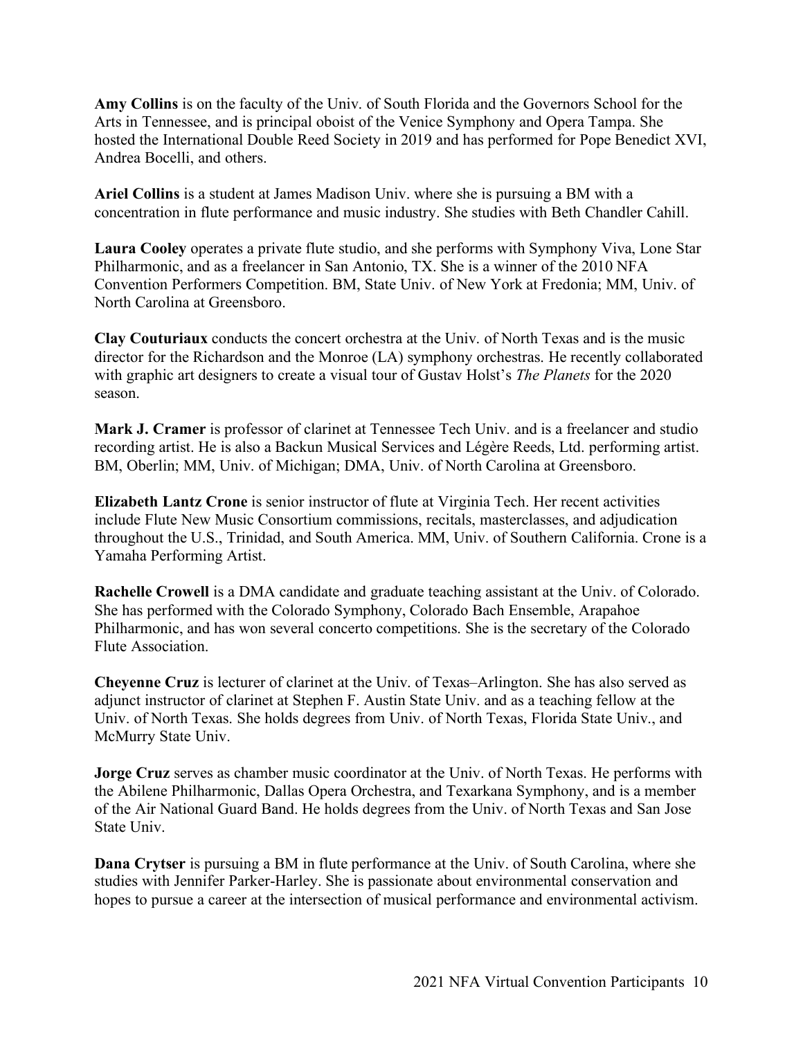**Amy Collins** is on the faculty of the Univ. of South Florida and the Governors School for the Arts in Tennessee, and is principal oboist of the Venice Symphony and Opera Tampa. She hosted the International Double Reed Society in 2019 and has performed for Pope Benedict XVI, Andrea Bocelli, and others.

**Ariel Collins** is a student at James Madison Univ. where she is pursuing a BM with a concentration in flute performance and music industry. She studies with Beth Chandler Cahill.

**Laura Cooley** operates a private flute studio, and she performs with Symphony Viva, Lone Star Philharmonic, and as a freelancer in San Antonio, TX. She is a winner of the 2010 NFA Convention Performers Competition. BM, State Univ. of New York at Fredonia; MM, Univ. of North Carolina at Greensboro.

**Clay Couturiaux** conducts the concert orchestra at the Univ. of North Texas and is the music director for the Richardson and the Monroe (LA) symphony orchestras. He recently collaborated with graphic art designers to create a visual tour of Gustav Holst's *The Planets* for the 2020 season.

**Mark J. Cramer** is professor of clarinet at Tennessee Tech Univ. and is a freelancer and studio recording artist. He is also a Backun Musical Services and Légère Reeds, Ltd. performing artist. BM, Oberlin; MM, Univ. of Michigan; DMA, Univ. of North Carolina at Greensboro.

**Elizabeth Lantz Crone** is senior instructor of flute at Virginia Tech. Her recent activities include Flute New Music Consortium commissions, recitals, masterclasses, and adjudication throughout the U.S., Trinidad, and South America. MM, Univ. of Southern California. Crone is a Yamaha Performing Artist.

**Rachelle Crowell** is a DMA candidate and graduate teaching assistant at the Univ. of Colorado. She has performed with the Colorado Symphony, Colorado Bach Ensemble, Arapahoe Philharmonic, and has won several concerto competitions. She is the secretary of the Colorado Flute Association.

**Cheyenne Cruz** is lecturer of clarinet at the Univ. of Texas–Arlington. She has also served as adjunct instructor of clarinet at Stephen F. Austin State Univ. and as a teaching fellow at the Univ. of North Texas. She holds degrees from Univ. of North Texas, Florida State Univ., and McMurry State Univ.

**Jorge Cruz** serves as chamber music coordinator at the Univ. of North Texas. He performs with the Abilene Philharmonic, Dallas Opera Orchestra, and Texarkana Symphony, and is a member of the Air National Guard Band. He holds degrees from the Univ. of North Texas and San Jose State Univ.

**Dana Crytser** is pursuing a BM in flute performance at the Univ. of South Carolina, where she studies with Jennifer Parker-Harley. She is passionate about environmental conservation and hopes to pursue a career at the intersection of musical performance and environmental activism.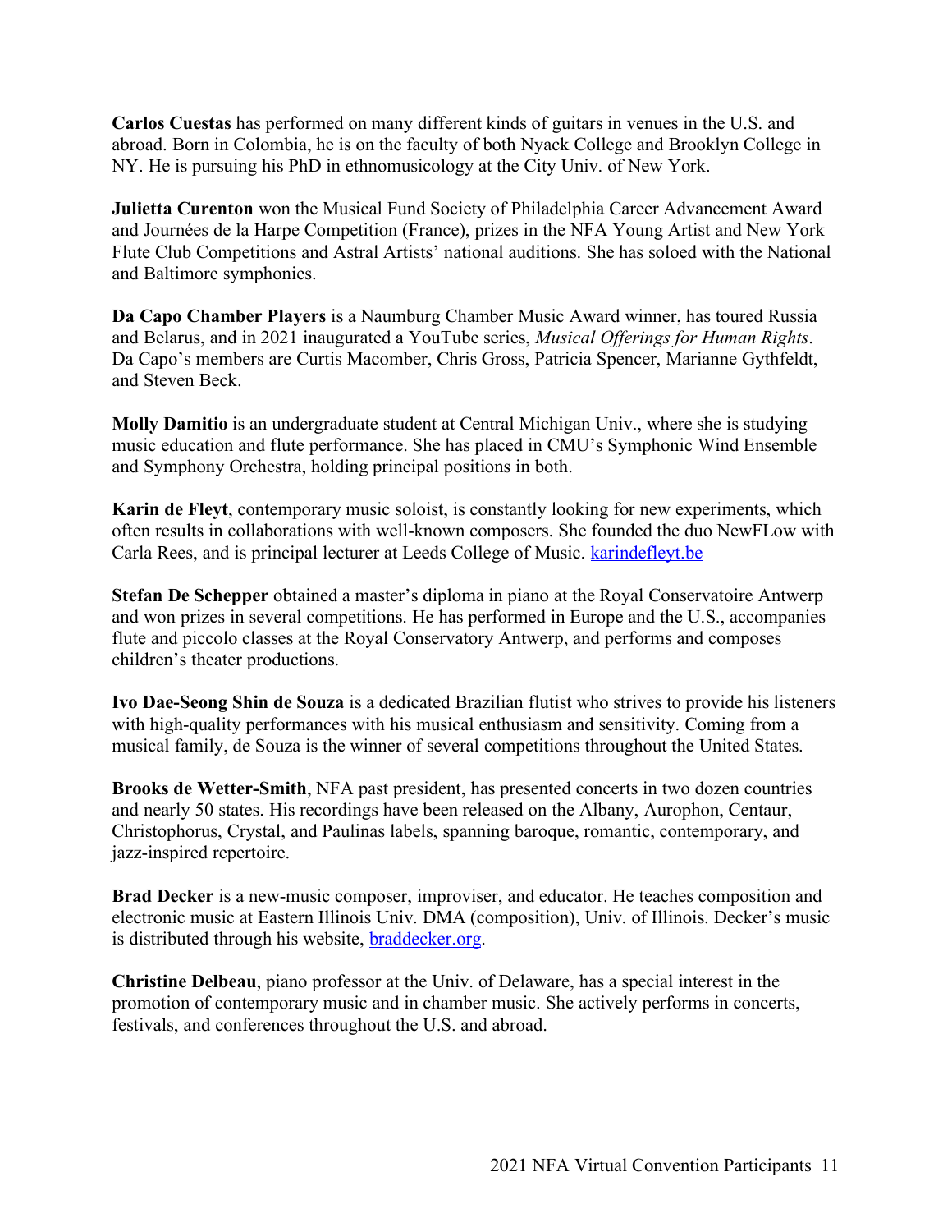**Carlos Cuestas** has performed on many different kinds of guitars in venues in the U.S. and abroad. Born in Colombia, he is on the faculty of both Nyack College and Brooklyn College in NY. He is pursuing his PhD in ethnomusicology at the City Univ. of New York.

**Julietta Curenton** won the Musical Fund Society of Philadelphia Career Advancement Award and Journées de la Harpe Competition (France), prizes in the NFA Young Artist and New York Flute Club Competitions and Astral Artists' national auditions. She has soloed with the National and Baltimore symphonies.

**Da Capo Chamber Players** is a Naumburg Chamber Music Award winner, has toured Russia and Belarus, and in 2021 inaugurated a YouTube series, *Musical Offerings for Human Rights*. Da Capo's members are Curtis Macomber, Chris Gross, Patricia Spencer, Marianne Gythfeldt, and Steven Beck.

**Molly Damitio** is an undergraduate student at Central Michigan Univ., where she is studying music education and flute performance. She has placed in CMU's Symphonic Wind Ensemble and Symphony Orchestra, holding principal positions in both.

**Karin de Fleyt**, contemporary music soloist, is constantly looking for new experiments, which often results in collaborations with well-known composers. She founded the duo NewFLow with Carla Rees, and is principal lecturer at Leeds College of Music. [karindefleyt.be](karindefleyt.be)

**Stefan De Schepper** obtained a master's diploma in piano at the Royal Conservatoire Antwerp and won prizes in several competitions. He has performed in Europe and the U.S., accompanies flute and piccolo classes at the Royal Conservatory Antwerp, and performs and composes children's theater productions.

**Ivo Dae-Seong Shin de Souza** is a dedicated Brazilian flutist who strives to provide his listeners with high-quality performances with his musical enthusiasm and sensitivity. Coming from a musical family, de Souza is the winner of several competitions throughout the United States.

**Brooks de Wetter-Smith**, NFA past president, has presented concerts in two dozen countries and nearly 50 states. His recordings have been released on the Albany, Aurophon, Centaur, Christophorus, Crystal, and Paulinas labels, spanning baroque, romantic, contemporary, and jazz-inspired repertoire.

**Brad Decker** is a new-music composer, improviser, and educator. He teaches composition and electronic music at Eastern Illinois Univ. DMA (composition), Univ. of Illinois. Decker's music is distributed through his website, [braddecker.org](braddecker.org).

**Christine Delbeau**, piano professor at the Univ. of Delaware, has a special interest in the promotion of contemporary music and in chamber music. She actively performs in concerts, festivals, and conferences throughout the U.S. and abroad.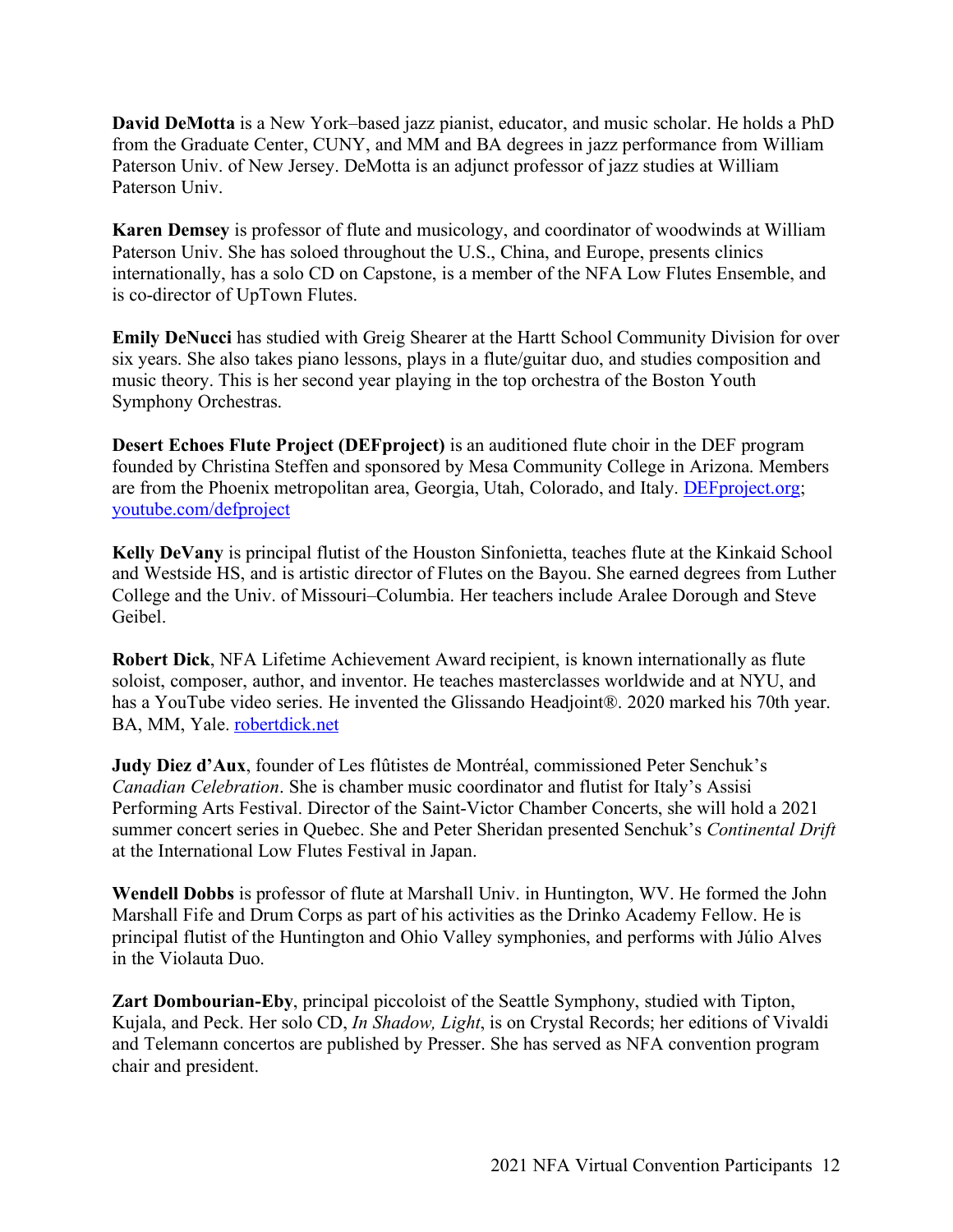**David DeMotta** is a New York–based jazz pianist, educator, and music scholar. He holds a PhD from the Graduate Center, CUNY, and MM and BA degrees in jazz performance from William Paterson Univ. of New Jersey. DeMotta is an adjunct professor of jazz studies at William Paterson Univ.

**Karen Demsey** is professor of flute and musicology, and coordinator of woodwinds at William Paterson Univ. She has soloed throughout the U.S., China, and Europe, presents clinics internationally, has a solo CD on Capstone, is a member of the NFA Low Flutes Ensemble, and is co-director of UpTown Flutes.

**Emily DeNucci** has studied with Greig Shearer at the Hartt School Community Division for over six years. She also takes piano lessons, plays in a flute/guitar duo, and studies composition and music theory. This is her second year playing in the top orchestra of the Boston Youth Symphony Orchestras.

**Desert Echoes Flute Project (DEFproject)** is an auditioned flute choir in the DEF program founded by Christina Steffen and sponsored by Mesa Community College in Arizona. Members are from the Phoenix metropolitan area, Georgia, Utah, Colorado, and Italy. DEFproject.org; youtube.com/defproject

**Kelly DeVany** is principal flutist of the Houston Sinfonietta, teaches flute at the Kinkaid School and Westside HS, and is artistic director of Flutes on the Bayou. She earned degrees from Luther College and the Univ. of Missouri–Columbia. Her teachers include Aralee Dorough and Steve Geibel.

**Robert Dick**, NFA Lifetime Achievement Award recipient, is known internationally as flute soloist, composer, author, and inventor. He teaches masterclasses worldwide and at NYU, and has a YouTube video series. He invented the Glissando Headjoint®. 2020 marked his 70th year. BA, MM, Yale. robertdick.net

**Judy Diez d'Aux**, founder of Les flûtistes de Montréal, commissioned Peter Senchuk's *Canadian Celebration*. She is chamber music coordinator and flutist for Italy's Assisi Performing Arts Festival. Director of the Saint-Victor Chamber Concerts, she will hold a 2021 summer concert series in Quebec. She and Peter Sheridan presented Senchuk's *Continental Drift* at the International Low Flutes Festival in Japan.

**Wendell Dobbs** is professor of flute at Marshall Univ. in Huntington, WV. He formed the John Marshall Fife and Drum Corps as part of his activities as the Drinko Academy Fellow. He is principal flutist of the Huntington and Ohio Valley symphonies, and performs with Júlio Alves in the Violauta Duo.

**Zart Dombourian-Eby**, principal piccoloist of the Seattle Symphony, studied with Tipton, Kujala, and Peck. Her solo CD, *In Shadow, Light*, is on Crystal Records; her editions of Vivaldi and Telemann concertos are published by Presser. She has served as NFA convention program chair and president.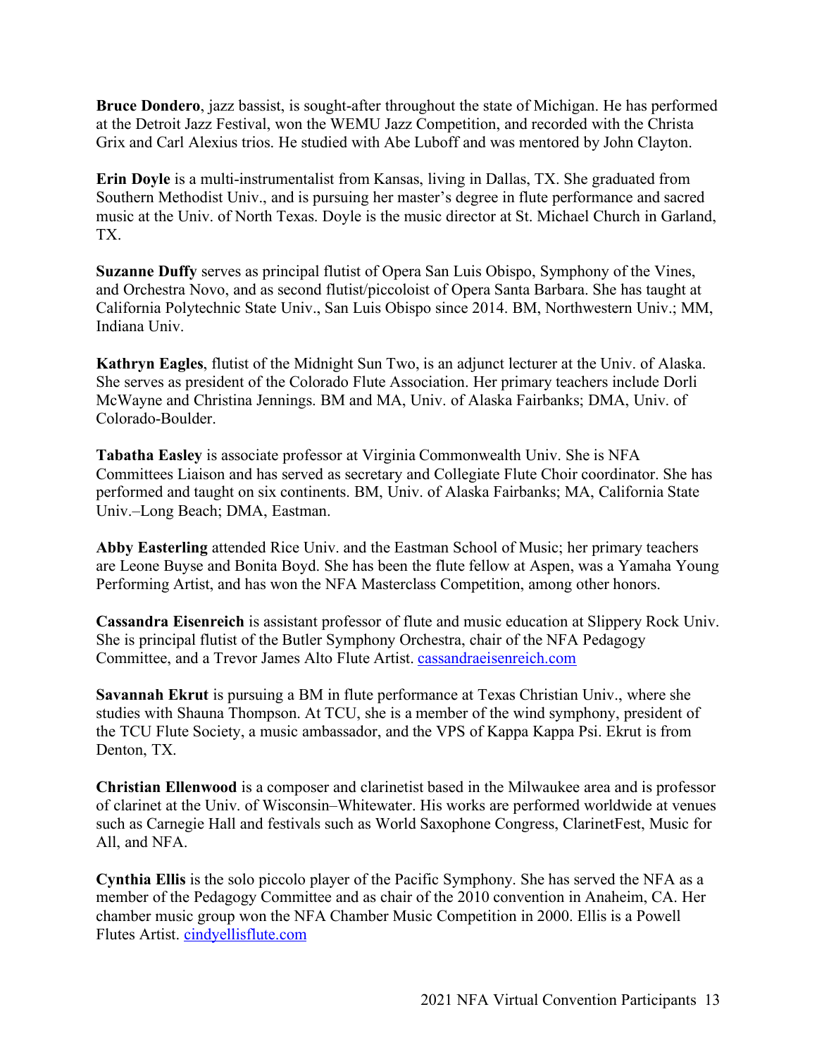**Bruce Dondero**, jazz bassist, is sought-after throughout the state of Michigan. He has performed at the Detroit Jazz Festival, won the WEMU Jazz Competition, and recorded with the Christa Grix and Carl Alexius trios. He studied with Abe Luboff and was mentored by John Clayton.

**Erin Doyle** is a multi-instrumentalist from Kansas, living in Dallas, TX. She graduated from Southern Methodist Univ., and is pursuing her master's degree in flute performance and sacred music at the Univ. of North Texas. Doyle is the music director at St. Michael Church in Garland, TX.

**Suzanne Duffy** serves as principal flutist of Opera San Luis Obispo, Symphony of the Vines, and Orchestra Novo, and as second flutist/piccoloist of Opera Santa Barbara. She has taught at California Polytechnic State Univ., San Luis Obispo since 2014. BM, Northwestern Univ.; MM, Indiana Univ.

**Kathryn Eagles**, flutist of the Midnight Sun Two, is an adjunct lecturer at the Univ. of Alaska. She serves as president of the Colorado Flute Association. Her primary teachers include Dorli McWayne and Christina Jennings. BM and MA, Univ. of Alaska Fairbanks; DMA, Univ. of Colorado-Boulder.

**Tabatha Easley** is associate professor at Virginia Commonwealth Univ. She is NFA Committees Liaison and has served as secretary and Collegiate Flute Choir coordinator. She has performed and taught on six continents. BM, Univ. of Alaska Fairbanks; MA, California State Univ.–Long Beach; DMA, Eastman.

**Abby Easterling** attended Rice Univ. and the Eastman School of Music; her primary teachers are Leone Buyse and Bonita Boyd. She has been the flute fellow at Aspen, was a Yamaha Young Performing Artist, and has won the NFA Masterclass Competition, among other honors.

**Cassandra Eisenreich** is assistant professor of flute and music education at Slippery Rock Univ. She is principal flutist of the Butler Symphony Orchestra, chair of the NFA Pedagogy Committee, and a Trevor James Alto Flute Artist. cassandraeisenreich.com

**Savannah Ekrut** is pursuing a BM in flute performance at Texas Christian Univ., where she studies with Shauna Thompson. At TCU, she is a member of the wind symphony, president of the TCU Flute Society, a music ambassador, and the VPS of Kappa Kappa Psi. Ekrut is from Denton, TX.

**Christian Ellenwood** is a composer and clarinetist based in the Milwaukee area and is professor of clarinet at the Univ. of Wisconsin–Whitewater. His works are performed worldwide at venues such as Carnegie Hall and festivals such as World Saxophone Congress, ClarinetFest, Music for All, and NFA.

**Cynthia Ellis** is the solo piccolo player of the Pacific Symphony. She has served the NFA as a member of the Pedagogy Committee and as chair of the 2010 convention in Anaheim, CA. Her chamber music group won the NFA Chamber Music Competition in 2000. Ellis is a Powell Flutes Artist. cindyellisflute.com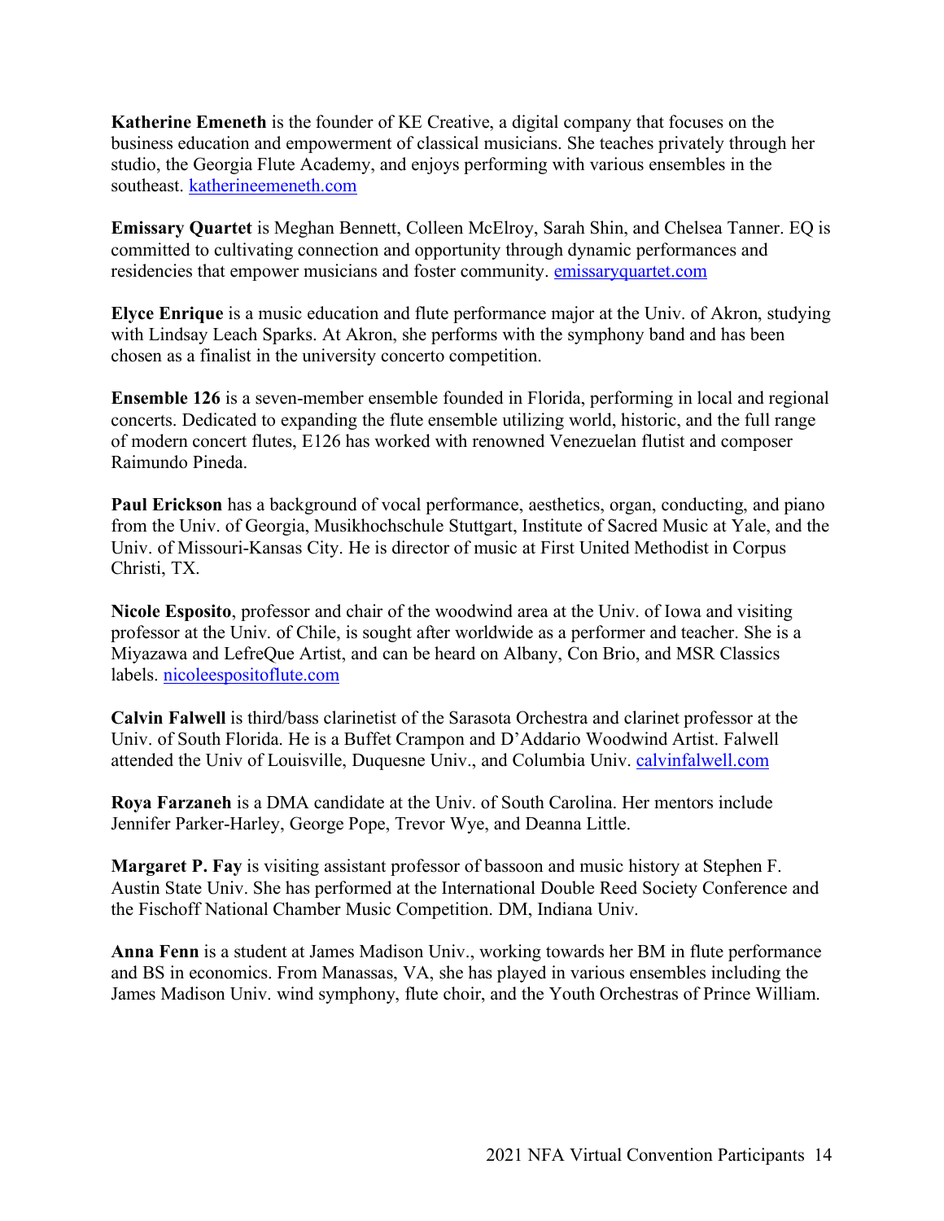**Katherine Emeneth** is the founder of KE Creative, a digital company that focuses on the business education and empowerment of classical musicians. She teaches privately through her studio, the Georgia Flute Academy, and enjoys performing with various ensembles in the southeast. katherineemeneth.com

**Emissary Quartet** is Meghan Bennett, Colleen McElroy, Sarah Shin, and Chelsea Tanner. EQ is committed to cultivating connection and opportunity through dynamic performances and residencies that empower musicians and foster community. emissaryquartet.com

**Elyce Enrique** is a music education and flute performance major at the Univ. of Akron, studying with Lindsay Leach Sparks. At Akron, she performs with the symphony band and has been chosen as a finalist in the university concerto competition.

**Ensemble 126** is a seven-member ensemble founded in Florida, performing in local and regional concerts. Dedicated to expanding the flute ensemble utilizing world, historic, and the full range of modern concert flutes, E126 has worked with renowned Venezuelan flutist and composer Raimundo Pineda.

**Paul Erickson** has a background of vocal performance, aesthetics, organ, conducting, and piano from the Univ. of Georgia, Musikhochschule Stuttgart, Institute of Sacred Music at Yale, and the Univ. of Missouri-Kansas City. He is director of music at First United Methodist in Corpus Christi, TX.

**Nicole Esposito**, professor and chair of the woodwind area at the Univ. of Iowa and visiting professor at the Univ. of Chile, is sought after worldwide as a performer and teacher. She is a Miyazawa and LefreQue Artist, and can be heard on Albany, Con Brio, and MSR Classics labels. nicoleespositoflute.com

**Calvin Falwell** is third/bass clarinetist of the Sarasota Orchestra and clarinet professor at the Univ. of South Florida. He is a Buffet Crampon and D'Addario Woodwind Artist. Falwell attended the Univ of Louisville, Duquesne Univ., and Columbia Univ. calvinfalwell.com

**Roya Farzaneh** is a DMA candidate at the Univ. of South Carolina. Her mentors include Jennifer Parker-Harley, George Pope, Trevor Wye, and Deanna Little.

**Margaret P. Fay** is visiting assistant professor of bassoon and music history at Stephen F. Austin State Univ. She has performed at the International Double Reed Society Conference and the Fischoff National Chamber Music Competition. DM, Indiana Univ.

**Anna Fenn** is a student at James Madison Univ., working towards her BM in flute performance and BS in economics. From Manassas, VA, she has played in various ensembles including the James Madison Univ. wind symphony, flute choir, and the Youth Orchestras of Prince William.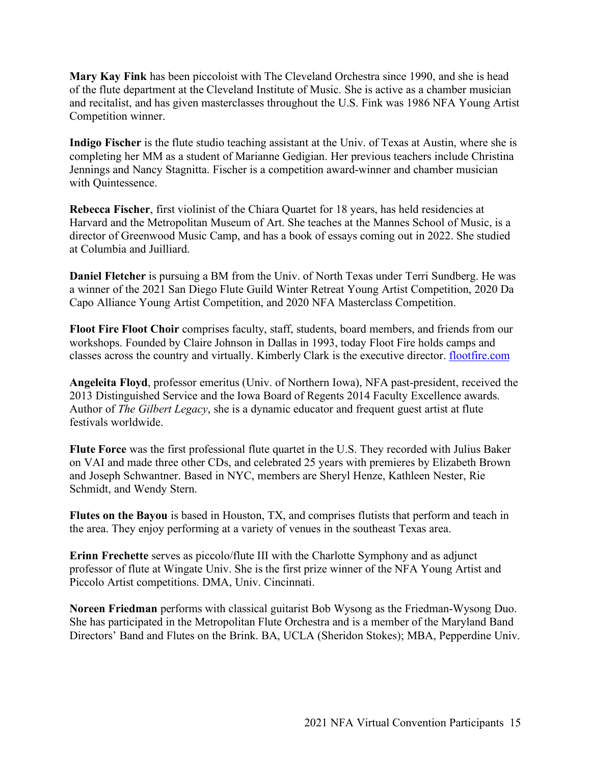**Mary Kay Fink** has been piccoloist with The Cleveland Orchestra since 1990, and she is head of the flute department at the Cleveland Institute of Music. She is active as a chamber musician and recitalist, and has given masterclasses throughout the U.S. Fink was 1986 NFA Young Artist Competition winner.

**Indigo Fischer** is the flute studio teaching assistant at the Univ. of Texas at Austin, where she is completing her MM as a student of Marianne Gedigian. Her previous teachers include Christina Jennings and Nancy Stagnitta. Fischer is a competition award-winner and chamber musician with Quintessence.

**Rebecca Fischer**, first violinist of the Chiara Quartet for 18 years, has held residencies at Harvard and the Metropolitan Museum of Art. She teaches at the Mannes School of Music, is a director of Greenwood Music Camp, and has a book of essays coming out in 2022. She studied at Columbia and Juilliard.

**Daniel Fletcher** is pursuing a BM from the Univ. of North Texas under Terri Sundberg. He was a winner of the 2021 San Diego Flute Guild Winter Retreat Young Artist Competition, 2020 Da Capo Alliance Young Artist Competition, and 2020 NFA Masterclass Competition.

**Floot Fire Floot Choir** comprises faculty, staff, students, board members, and friends from our workshops. Founded by Claire Johnson in Dallas in 1993, today Floot Fire holds camps and classes across the country and virtually. Kimberly Clark is the executive director. [flootfire.com](flootfire.com)

**Angeleita Floyd**, professor emeritus (Univ. of Northern Iowa), NFA past-president, received the 2013 Distinguished Service and the Iowa Board of Regents 2014 Faculty Excellence awards. Author of *The Gilbert Legacy*, she is a dynamic educator and frequent guest artist at flute festivals worldwide.

**Flute Force** was the first professional flute quartet in the U.S. They recorded with Julius Baker on VAI and made three other CDs, and celebrated 25 years with premieres by Elizabeth Brown and Joseph Schwantner. Based in NYC, members are Sheryl Henze, Kathleen Nester, Rie Schmidt, and Wendy Stern.

**Flutes on the Bayou** is based in Houston, TX, and comprises flutists that perform and teach in the area. They enjoy performing at a variety of venues in the southeast Texas area.

**Erinn Frechette** serves as piccolo/flute III with the Charlotte Symphony and as adjunct professor of flute at Wingate Univ. She is the first prize winner of the NFA Young Artist and Piccolo Artist competitions. DMA, Univ. Cincinnati.

**Noreen Friedman** performs with classical guitarist Bob Wysong as the Friedman-Wysong Duo. She has participated in the Metropolitan Flute Orchestra and is a member of the Maryland Band Directors' Band and Flutes on the Brink. BA, UCLA (Sheridon Stokes); MBA, Pepperdine Univ.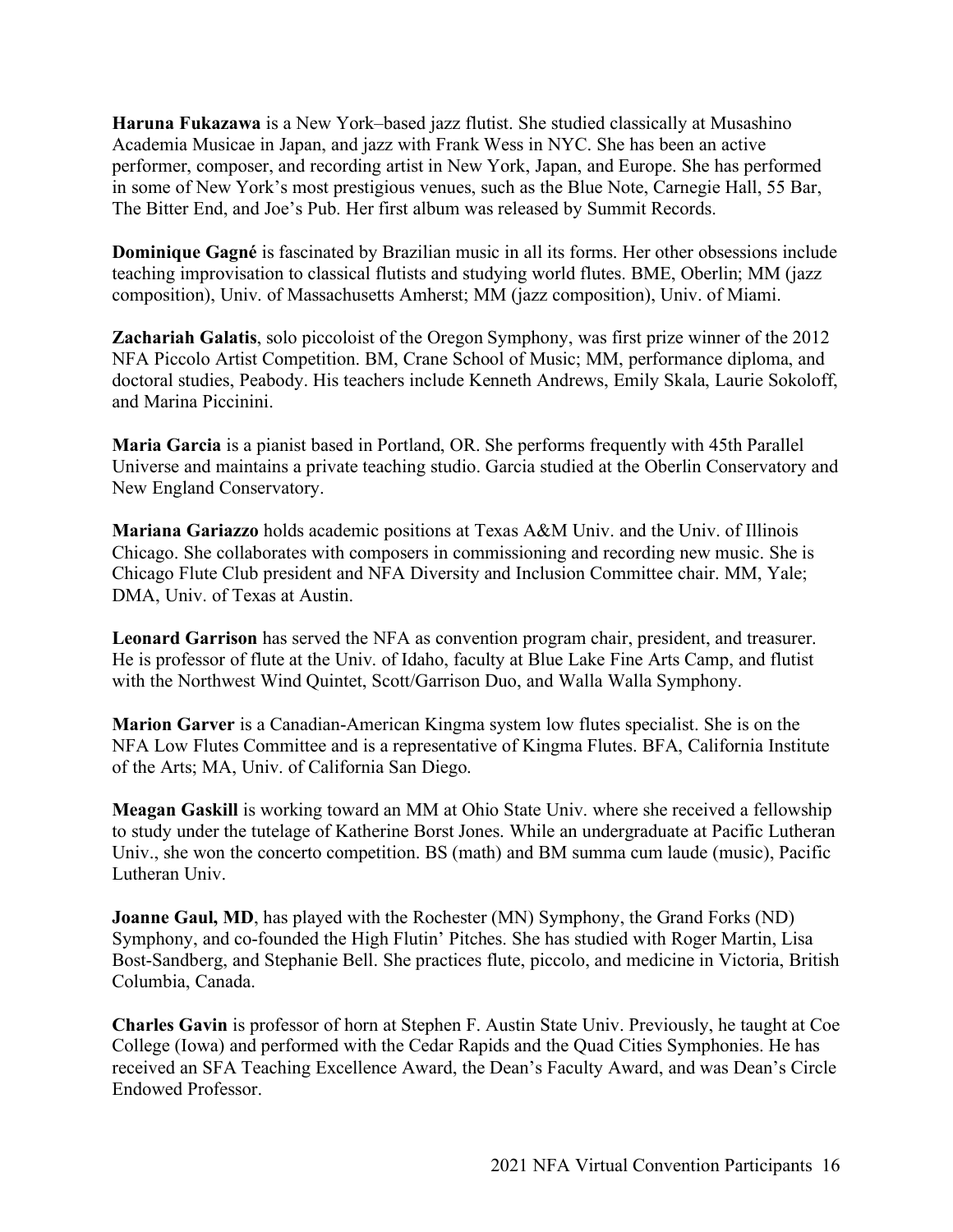**Haruna Fukazawa** is a New York–based jazz flutist. She studied classically at Musashino Academia Musicae in Japan, and jazz with Frank Wess in NYC. She has been an active performer, composer, and recording artist in New York, Japan, and Europe. She has performed in some of New York's most prestigious venues, such as the Blue Note, Carnegie Hall, 55 Bar, The Bitter End, and Joe's Pub. Her first album was released by Summit Records.

**Dominique Gagné** is fascinated by Brazilian music in all its forms. Her other obsessions include teaching improvisation to classical flutists and studying world flutes. BME, Oberlin; MM (jazz composition), Univ. of Massachusetts Amherst; MM (jazz composition), Univ. of Miami.

**Zachariah Galatis**, solo piccoloist of the Oregon Symphony, was first prize winner of the 2012 NFA Piccolo Artist Competition. BM, Crane School of Music; MM, performance diploma, and doctoral studies, Peabody. His teachers include Kenneth Andrews, Emily Skala, Laurie Sokoloff, and Marina Piccinini.

**Maria Garcia** is a pianist based in Portland, OR. She performs frequently with 45th Parallel Universe and maintains a private teaching studio. Garcia studied at the Oberlin Conservatory and New England Conservatory.

**Mariana Gariazzo** holds academic positions at Texas A&M Univ. and the Univ. of Illinois Chicago. She collaborates with composers in commissioning and recording new music. She is Chicago Flute Club president and NFA Diversity and Inclusion Committee chair. MM, Yale; DMA, Univ. of Texas at Austin.

**Leonard Garrison** has served the NFA as convention program chair, president, and treasurer. He is professor of flute at the Univ. of Idaho, faculty at Blue Lake Fine Arts Camp, and flutist with the Northwest Wind Quintet, Scott/Garrison Duo, and Walla Walla Symphony.

**Marion Garver** is a Canadian-American Kingma system low flutes specialist. She is on the NFA Low Flutes Committee and is a representative of Kingma Flutes. BFA, California Institute of the Arts; MA, Univ. of California San Diego.

**Meagan Gaskill** is working toward an MM at Ohio State Univ. where she received a fellowship to study under the tutelage of Katherine Borst Jones. While an undergraduate at Pacific Lutheran Univ., she won the concerto competition. BS (math) and BM summa cum laude (music), Pacific Lutheran Univ.

**Joanne Gaul, MD**, has played with the Rochester (MN) Symphony, the Grand Forks (ND) Symphony, and co-founded the High Flutin' Pitches. She has studied with Roger Martin, Lisa Bost-Sandberg, and Stephanie Bell. She practices flute, piccolo, and medicine in Victoria, British Columbia, Canada.

**Charles Gavin** is professor of horn at Stephen F. Austin State Univ. Previously, he taught at Coe College (Iowa) and performed with the Cedar Rapids and the Quad Cities Symphonies. He has received an SFA Teaching Excellence Award, the Dean's Faculty Award, and was Dean's Circle Endowed Professor.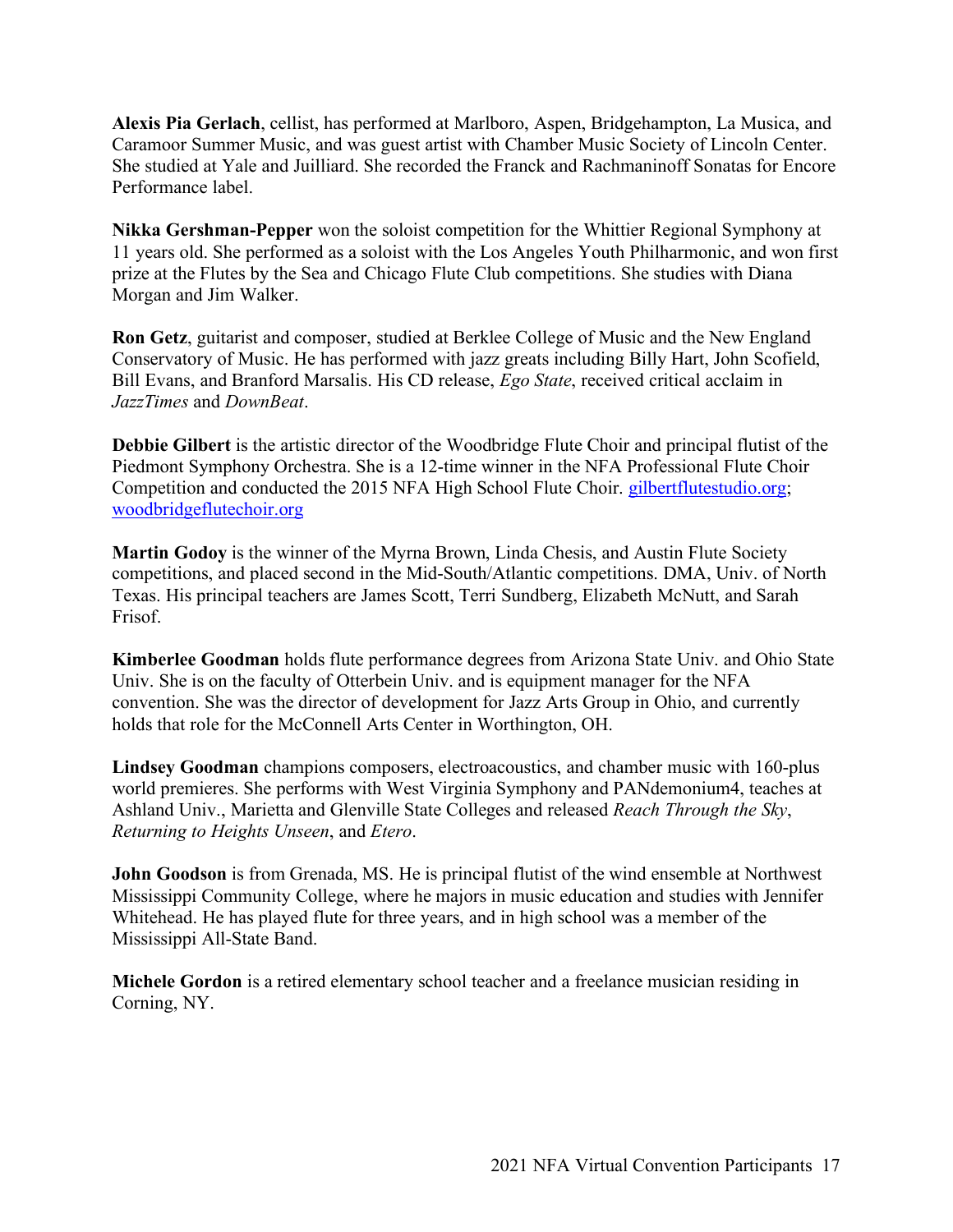**Alexis Pia Gerlach**, cellist, has performed at Marlboro, Aspen, Bridgehampton, La Musica, and Caramoor Summer Music, and was guest artist with Chamber Music Society of Lincoln Center. She studied at Yale and Juilliard. She recorded the Franck and Rachmaninoff Sonatas for Encore Performance label.

**Nikka Gershman-Pepper** won the soloist competition for the Whittier Regional Symphony at 11 years old. She performed as a soloist with the Los Angeles Youth Philharmonic, and won first prize at the Flutes by the Sea and Chicago Flute Club competitions. She studies with Diana Morgan and Jim Walker.

**Ron Getz**, guitarist and composer, studied at Berklee College of Music and the New England Conservatory of Music. He has performed with jazz greats including Billy Hart, John Scofield, Bill Evans, and Branford Marsalis. His CD release, *Ego State*, received critical acclaim in *JazzTimes* and *DownBeat*.

**Debbie Gilbert** is the artistic director of the Woodbridge Flute Choir and principal flutist of the Piedmont Symphony Orchestra. She is a 12-time winner in the NFA Professional Flute Choir Competition and conducted the 2015 NFA High School Flute Choir. [gilbertflutestudio.org](gilbertflutestudio.org); [woodbridgeflutechoir.org](woodbridgeflutechoir.org)

**Martin Godoy** is the winner of the Myrna Brown, Linda Chesis, and Austin Flute Society competitions, and placed second in the Mid-South/Atlantic competitions. DMA, Univ. of North Texas. His principal teachers are James Scott, Terri Sundberg, Elizabeth McNutt, and Sarah Frisof.

**Kimberlee Goodman** holds flute performance degrees from Arizona State Univ. and Ohio State Univ. She is on the faculty of Otterbein Univ. and is equipment manager for the NFA convention. She was the director of development for Jazz Arts Group in Ohio, and currently holds that role for the McConnell Arts Center in Worthington, OH.

**Lindsey Goodman** champions composers, electroacoustics, and chamber music with 160-plus world premieres. She performs with West Virginia Symphony and PANdemonium4, teaches at Ashland Univ., Marietta and Glenville State Colleges and released *Reach Through the Sky*, *Returning to Heights Unseen*, and *Etero*.

**John Goodson** is from Grenada, MS. He is principal flutist of the wind ensemble at Northwest Mississippi Community College, where he majors in music education and studies with Jennifer Whitehead. He has played flute for three years, and in high school was a member of the Mississippi All-State Band.

**Michele Gordon** is a retired elementary school teacher and a freelance musician residing in Corning, NY.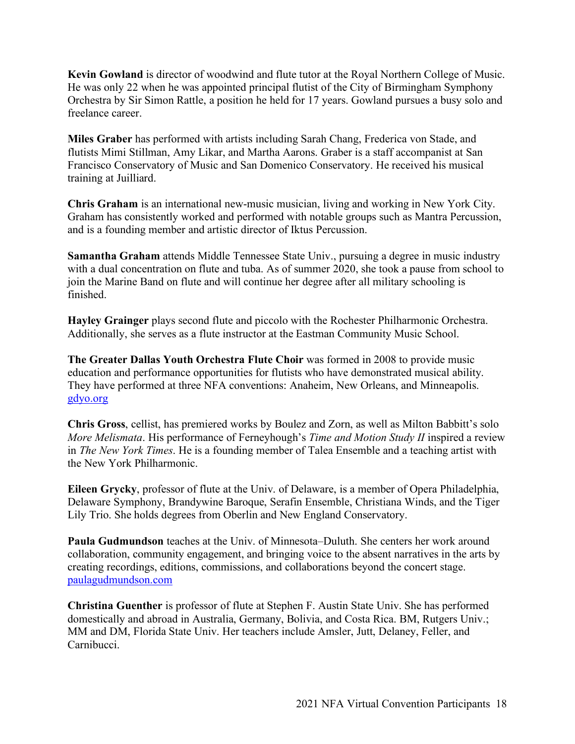**Kevin Gowland** is director of woodwind and flute tutor at the Royal Northern College of Music. He was only 22 when he was appointed principal flutist of the City of Birmingham Symphony Orchestra by Sir Simon Rattle, a position he held for 17 years. Gowland pursues a busy solo and freelance career.

**Miles Graber** has performed with artists including Sarah Chang, Frederica von Stade, and flutists Mimi Stillman, Amy Likar, and Martha Aarons. Graber is a staff accompanist at San Francisco Conservatory of Music and San Domenico Conservatory. He received his musical training at Juilliard.

**Chris Graham** is an international new-music musician, living and working in New York City. Graham has consistently worked and performed with notable groups such as Mantra Percussion, and is a founding member and artistic director of Iktus Percussion.

**Samantha Graham** attends Middle Tennessee State Univ., pursuing a degree in music industry with a dual concentration on flute and tuba. As of summer 2020, she took a pause from school to join the Marine Band on flute and will continue her degree after all military schooling is finished.

**Hayley Grainger** plays second flute and piccolo with the Rochester Philharmonic Orchestra. Additionally, she serves as a flute instructor at the Eastman Community Music School.

**The Greater Dallas Youth Orchestra Flute Choir** was formed in 2008 to provide music education and performance opportunities for flutists who have demonstrated musical ability. They have performed at three NFA conventions: Anaheim, New Orleans, and Minneapolis. gdyo.org

**Chris Gross**, cellist, has premiered works by Boulez and Zorn, as well as Milton Babbitt's solo *More Melismata*. His performance of Ferneyhough's *Time and Motion Study II* inspired a review in *The New York Times*. He is a founding member of Talea Ensemble and a teaching artist with the New York Philharmonic.

**Eileen Grycky**, professor of flute at the Univ. of Delaware, is a member of Opera Philadelphia, Delaware Symphony, Brandywine Baroque, Serafin Ensemble, Christiana Winds, and the Tiger Lily Trio. She holds degrees from Oberlin and New England Conservatory.

**Paula Gudmundson** teaches at the Univ. of Minnesota–Duluth. She centers her work around collaboration, community engagement, and bringing voice to the absent narratives in the arts by creating recordings, editions, commissions, and collaborations beyond the concert stage. paulagudmundson.com

**Christina Guenther** is professor of flute at Stephen F. Austin State Univ. She has performed domestically and abroad in Australia, Germany, Bolivia, and Costa Rica. BM, Rutgers Univ.; MM and DM, Florida State Univ. Her teachers include Amsler, Jutt, Delaney, Feller, and Carnibucci.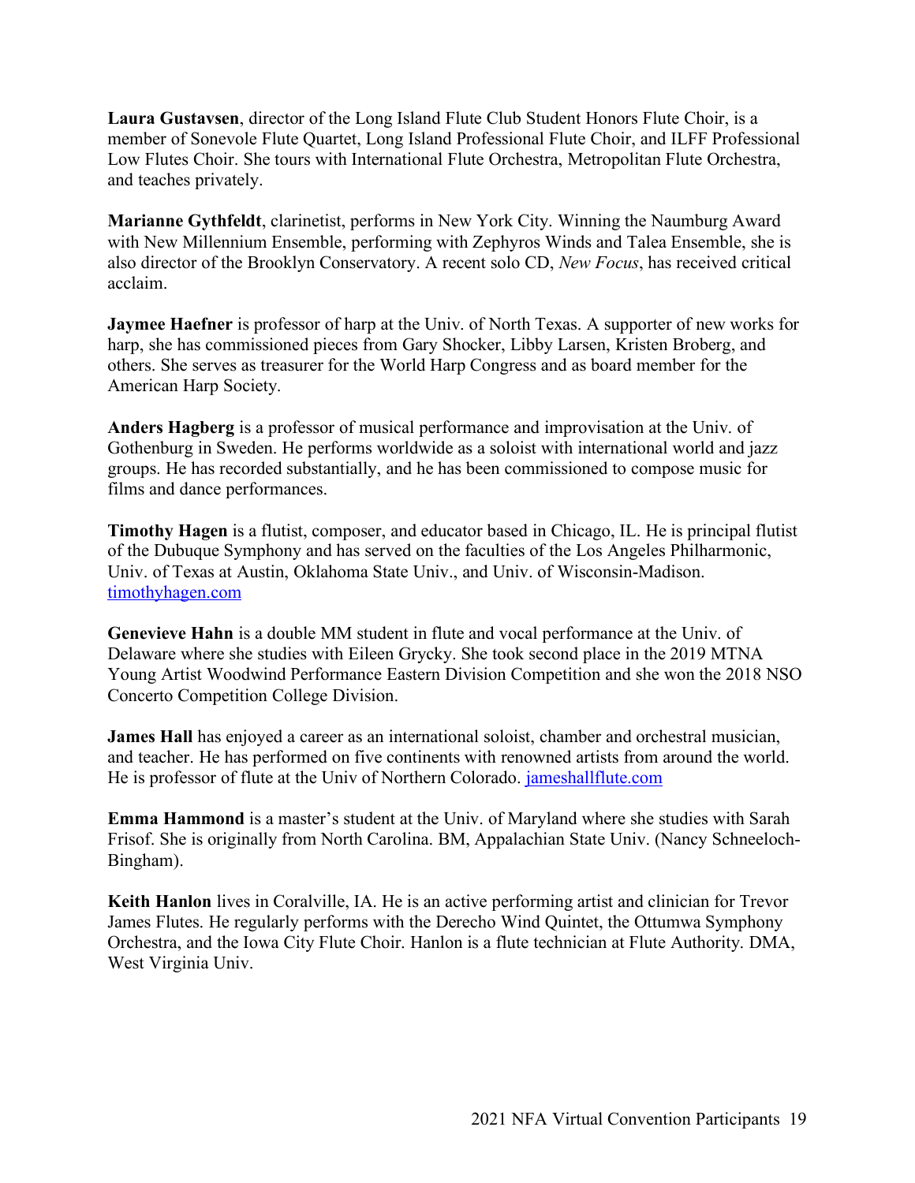**Laura Gustavsen**, director of the Long Island Flute Club Student Honors Flute Choir, is a member of Sonevole Flute Quartet, Long Island Professional Flute Choir, and ILFF Professional Low Flutes Choir. She tours with International Flute Orchestra, Metropolitan Flute Orchestra, and teaches privately.

**Marianne Gythfeldt**, clarinetist, performs in New York City. Winning the Naumburg Award with New Millennium Ensemble, performing with Zephyros Winds and Talea Ensemble, she is also director of the Brooklyn Conservatory. A recent solo CD, *New Focus*, has received critical acclaim.

**Jaymee Haefner** is professor of harp at the Univ. of North Texas. A supporter of new works for harp, she has commissioned pieces from Gary Shocker, Libby Larsen, Kristen Broberg, and others. She serves as treasurer for the World Harp Congress and as board member for the American Harp Society.

**Anders Hagberg** is a professor of musical performance and improvisation at the Univ. of Gothenburg in Sweden. He performs worldwide as a soloist with international world and jazz groups. He has recorded substantially, and he has been commissioned to compose music for films and dance performances.

**Timothy Hagen** is a flutist, composer, and educator based in Chicago, IL. He is principal flutist of the Dubuque Symphony and has served on the faculties of the Los Angeles Philharmonic, Univ. of Texas at Austin, Oklahoma State Univ., and Univ. of Wisconsin-Madison. timothyhagen.com

**Genevieve Hahn** is a double MM student in flute and vocal performance at the Univ. of Delaware where she studies with Eileen Grycky. She took second place in the 2019 MTNA Young Artist Woodwind Performance Eastern Division Competition and she won the 2018 NSO Concerto Competition College Division.

**James Hall** has enjoyed a career as an international soloist, chamber and orchestral musician, and teacher. He has performed on five continents with renowned artists from around the world. He is professor of flute at the Univ of Northern Colorado. jameshallflute.com

**Emma Hammond** is a master's student at the Univ. of Maryland where she studies with Sarah Frisof. She is originally from North Carolina. BM, Appalachian State Univ. (Nancy Schneeloch-Bingham).

**Keith Hanlon** lives in Coralville, IA. He is an active performing artist and clinician for Trevor James Flutes. He regularly performs with the Derecho Wind Quintet, the Ottumwa Symphony Orchestra, and the Iowa City Flute Choir. Hanlon is a flute technician at Flute Authority. DMA, West Virginia Univ.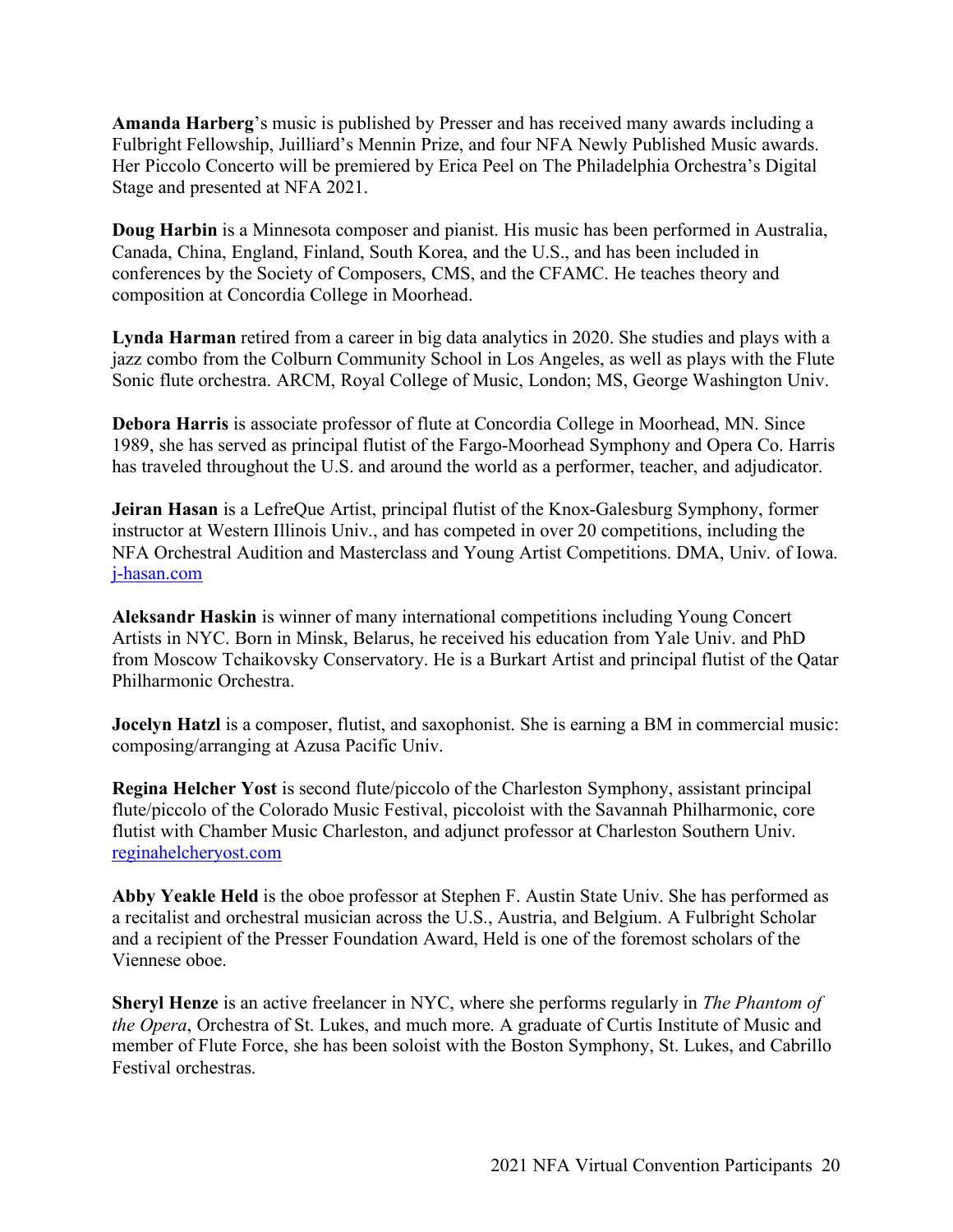**Amanda Harberg**'s music is published by Presser and has received many awards including a Fulbright Fellowship, Juilliard's Mennin Prize, and four NFA Newly Published Music awards. Her Piccolo Concerto will be premiered by Erica Peel on The Philadelphia Orchestra's Digital Stage and presented at NFA 2021.

**Doug Harbin** is a Minnesota composer and pianist. His music has been performed in Australia, Canada, China, England, Finland, South Korea, and the U.S., and has been included in conferences by the Society of Composers, CMS, and the CFAMC. He teaches theory and composition at Concordia College in Moorhead.

**Lynda Harman** retired from a career in big data analytics in 2020. She studies and plays with a jazz combo from the Colburn Community School in Los Angeles, as well as plays with the Flute Sonic flute orchestra. ARCM, Royal College of Music, London; MS, George Washington Univ.

**Debora Harris** is associate professor of flute at Concordia College in Moorhead, MN. Since 1989, she has served as principal flutist of the Fargo-Moorhead Symphony and Opera Co. Harris has traveled throughout the U.S. and around the world as a performer, teacher, and adjudicator.

**Jeiran Hasan** is a LefreQue Artist, principal flutist of the Knox-Galesburg Symphony, former instructor at Western Illinois Univ., and has competed in over 20 competitions, including the NFA Orchestral Audition and Masterclass and Young Artist Competitions. DMA, Univ. of Iowa. [j-hasan.com](j-hasan.com)

**Aleksandr Haskin** is winner of many international competitions including Young Concert Artists in NYC. Born in Minsk, Belarus, he received his education from Yale Univ. and PhD from Moscow Tchaikovsky Conservatory. He is a Burkart Artist and principal flutist of the Qatar Philharmonic Orchestra.

**Jocelyn Hatzl** is a composer, flutist, and saxophonist. She is earning a BM in commercial music: composing/arranging at Azusa Pacific Univ.

**Regina Helcher Yost** is second flute/piccolo of the Charleston Symphony, assistant principal flute/piccolo of the Colorado Music Festival, piccoloist with the Savannah Philharmonic, core flutist with Chamber Music Charleston, and adjunct professor at Charleston Southern Univ. [reginahelcheryost.com](reginahelcheryost.com)

**Abby Yeakle Held** is the oboe professor at Stephen F. Austin State Univ. She has performed as a recitalist and orchestral musician across the U.S., Austria, and Belgium. A Fulbright Scholar and a recipient of the Presser Foundation Award, Held is one of the foremost scholars of the Viennese oboe.

**Sheryl Henze** is an active freelancer in NYC, where she performs regularly in *The Phantom of the Opera*, Orchestra of St. Lukes, and much more. A graduate of Curtis Institute of Music and member of Flute Force, she has been soloist with the Boston Symphony, St. Lukes, and Cabrillo Festival orchestras.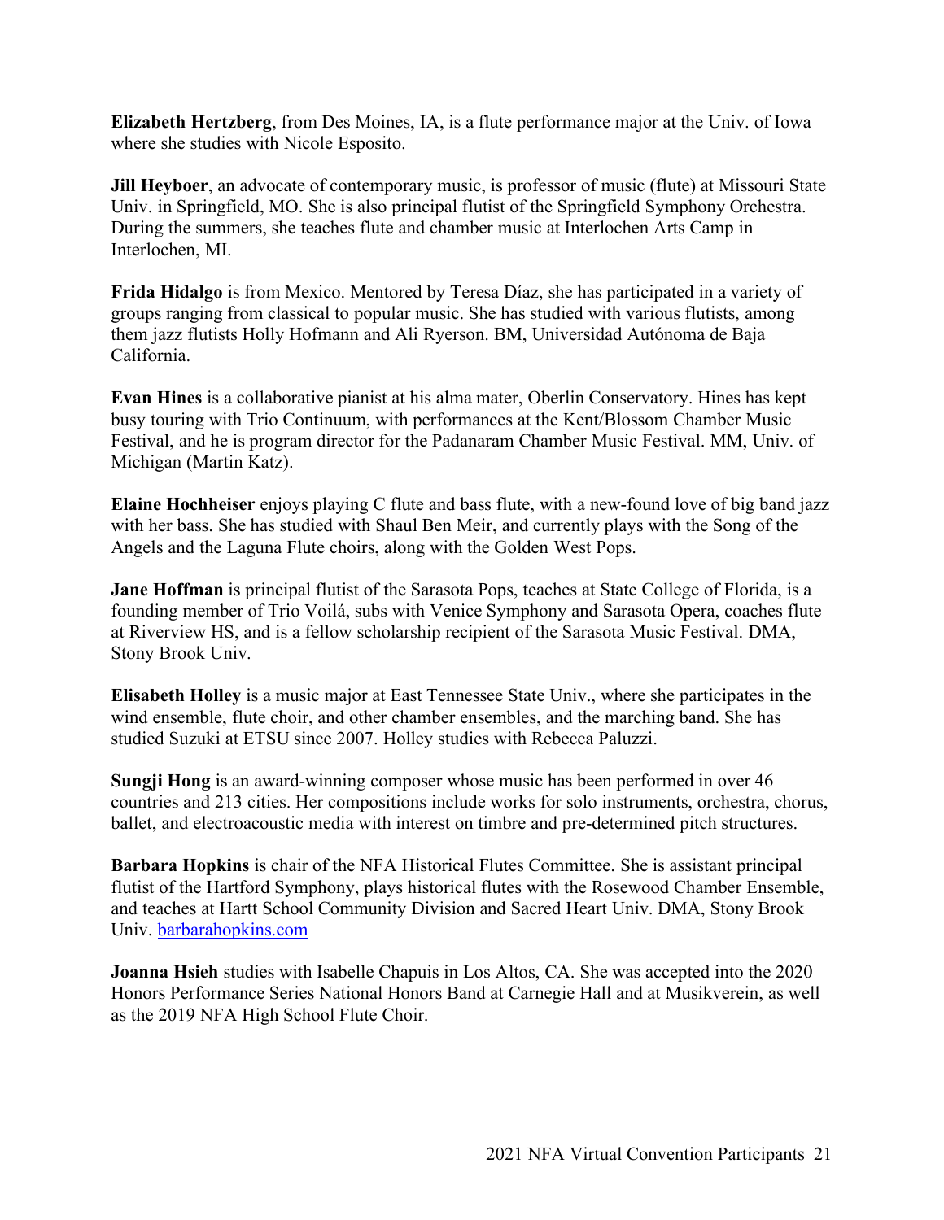**Elizabeth Hertzberg**, from Des Moines, IA, is a flute performance major at the Univ. of Iowa where she studies with Nicole Esposito.

**Jill Heyboer**, an advocate of contemporary music, is professor of music (flute) at Missouri State Univ. in Springfield, MO. She is also principal flutist of the Springfield Symphony Orchestra. During the summers, she teaches flute and chamber music at Interlochen Arts Camp in Interlochen, MI.

**Frida Hidalgo** is from Mexico. Mentored by Teresa Díaz, she has participated in a variety of groups ranging from classical to popular music. She has studied with various flutists, among them jazz flutists Holly Hofmann and Ali Ryerson. BM, Universidad Autónoma de Baja California.

**Evan Hines** is a collaborative pianist at his alma mater, Oberlin Conservatory. Hines has kept busy touring with Trio Continuum, with performances at the Kent/Blossom Chamber Music Festival, and he is program director for the Padanaram Chamber Music Festival. MM, Univ. of Michigan (Martin Katz).

**Elaine Hochheiser** enjoys playing C flute and bass flute, with a new-found love of big band jazz with her bass. She has studied with Shaul Ben Meir, and currently plays with the Song of the Angels and the Laguna Flute choirs, along with the Golden West Pops.

**Jane Hoffman** is principal flutist of the Sarasota Pops, teaches at State College of Florida, is a founding member of Trio Voilá, subs with Venice Symphony and Sarasota Opera, coaches flute at Riverview HS, and is a fellow scholarship recipient of the Sarasota Music Festival. DMA, Stony Brook Univ.

**Elisabeth Holley** is a music major at East Tennessee State Univ., where she participates in the wind ensemble, flute choir, and other chamber ensembles, and the marching band. She has studied Suzuki at ETSU since 2007. Holley studies with Rebecca Paluzzi.

**Sungji Hong** is an award-winning composer whose music has been performed in over 46 countries and 213 cities. Her compositions include works for solo instruments, orchestra, chorus, ballet, and electroacoustic media with interest on timbre and pre-determined pitch structures.

**Barbara Hopkins** is chair of the NFA Historical Flutes Committee. She is assistant principal flutist of the Hartford Symphony, plays historical flutes with the Rosewood Chamber Ensemble, and teaches at Hartt School Community Division and Sacred Heart Univ. DMA, Stony Brook Univ. barbarahopkins.com

**Joanna Hsieh** studies with Isabelle Chapuis in Los Altos, CA. She was accepted into the 2020 Honors Performance Series National Honors Band at Carnegie Hall and at Musikverein, as well as the 2019 NFA High School Flute Choir.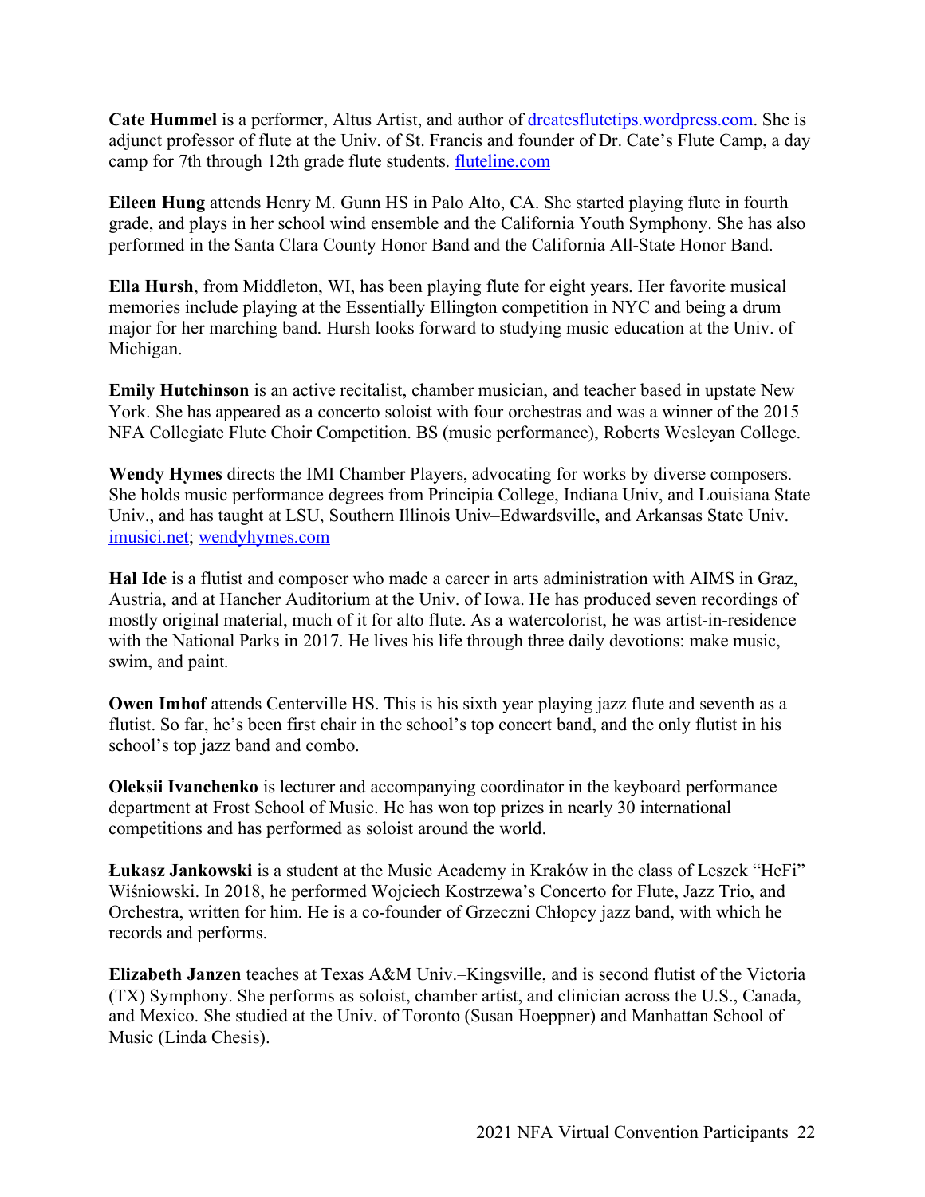**Cate Hummel** is a performer, Altus Artist, and author of drcatesflutetips.wordpress.com. She is adjunct professor of flute at the Univ. of St. Francis and founder of Dr. Cate's Flute Camp, a day camp for 7th through 12th grade flute students. fluteline.com

**Eileen Hung** attends Henry M. Gunn HS in Palo Alto, CA. She started playing flute in fourth grade, and plays in her school wind ensemble and the California Youth Symphony. She has also performed in the Santa Clara County Honor Band and the California All-State Honor Band.

**Ella Hursh**, from Middleton, WI, has been playing flute for eight years. Her favorite musical memories include playing at the Essentially Ellington competition in NYC and being a drum major for her marching band. Hursh looks forward to studying music education at the Univ. of Michigan.

**Emily Hutchinson** is an active recitalist, chamber musician, and teacher based in upstate New York. She has appeared as a concerto soloist with four orchestras and was a winner of the 2015 NFA Collegiate Flute Choir Competition. BS (music performance), Roberts Wesleyan College.

**Wendy Hymes** directs the IMI Chamber Players, advocating for works by diverse composers. She holds music performance degrees from Principia College, Indiana Univ, and Louisiana State Univ., and has taught at LSU, Southern Illinois Univ–Edwardsville, and Arkansas State Univ. imusici.net; wendyhymes.com

**Hal Ide** is a flutist and composer who made a career in arts administration with AIMS in Graz, Austria, and at Hancher Auditorium at the Univ. of Iowa. He has produced seven recordings of mostly original material, much of it for alto flute. As a watercolorist, he was artist-in-residence with the National Parks in 2017. He lives his life through three daily devotions: make music, swim, and paint.

**Owen Imhof** attends Centerville HS. This is his sixth year playing jazz flute and seventh as a flutist. So far, he's been first chair in the school's top concert band, and the only flutist in his school's top jazz band and combo.

**Oleksii Ivanchenko** is lecturer and accompanying coordinator in the keyboard performance department at Frost School of Music. He has won top prizes in nearly 30 international competitions and has performed as soloist around the world.

**Łukasz Jankowski** is a student at the Music Academy in Kraków in the class of Leszek "HeFi" Wiśniowski. In 2018, he performed Wojciech Kostrzewa's Concerto for Flute, Jazz Trio, and Orchestra, written for him. He is a co-founder of Grzeczni Chłopcy jazz band, with which he records and performs.

**Elizabeth Janzen** teaches at Texas A&M Univ.–Kingsville, and is second flutist of the Victoria (TX) Symphony. She performs as soloist, chamber artist, and clinician across the U.S., Canada, and Mexico. She studied at the Univ. of Toronto (Susan Hoeppner) and Manhattan School of Music (Linda Chesis).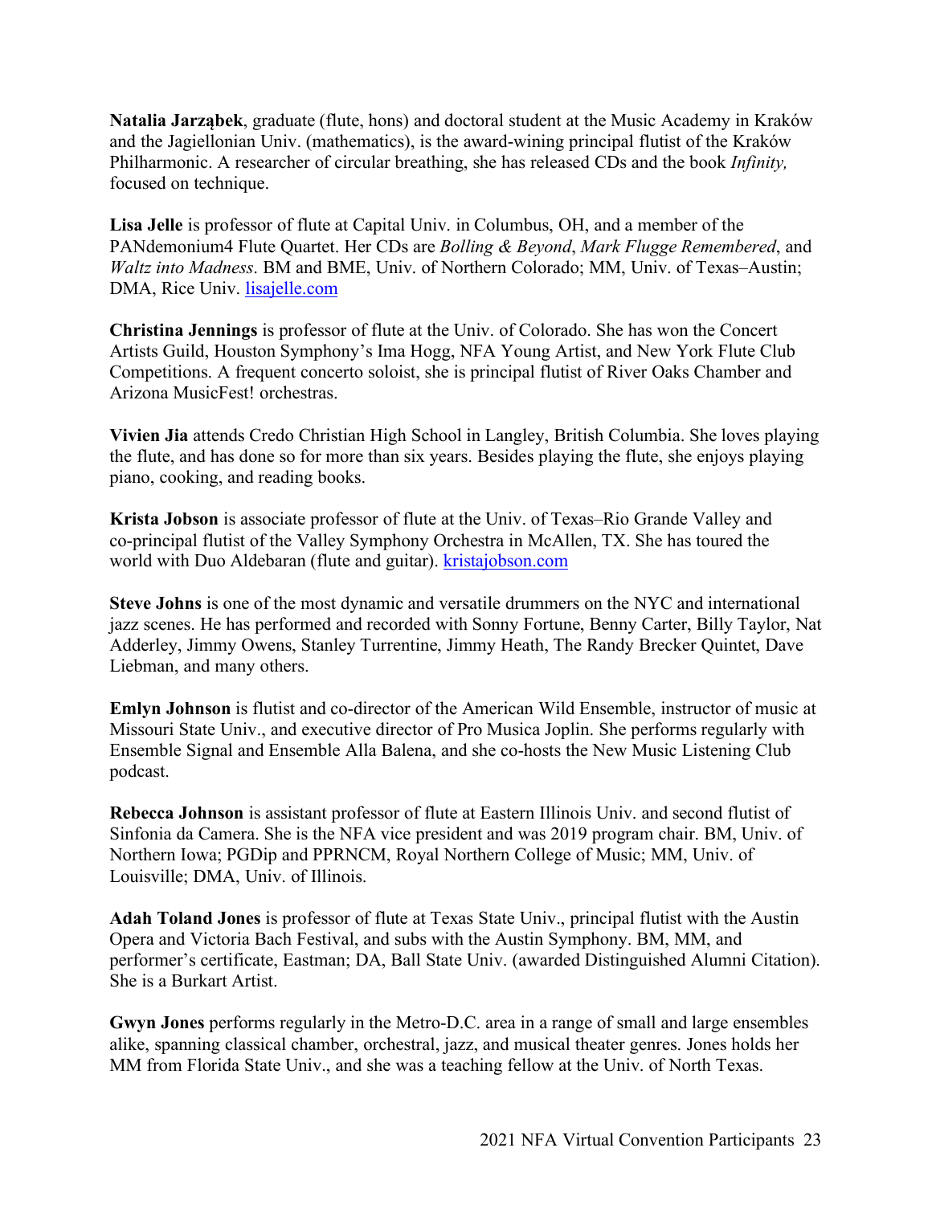**Natalia Jarząbek**, graduate (flute, hons) and doctoral student at the Music Academy in Kraków and the Jagiellonian Univ. (mathematics), is the award-wining principal flutist of the Kraków Philharmonic. A researcher of circular breathing, she has released CDs and the book *Infinity,* focused on technique.

**Lisa Jelle** is professor of flute at Capital Univ. in Columbus, OH, and a member of the PANdemonium4 Flute Quartet. Her CDs are *Bolling & Beyond*, *Mark Flugge Remembered*, and *Waltz into Madness*. BM and BME, Univ. of Northern Colorado; MM, Univ. of Texas–Austin; DMA, Rice Univ. lisajelle.com

**Christina Jennings** is professor of flute at the Univ. of Colorado. She has won the Concert Artists Guild, Houston Symphony's Ima Hogg, NFA Young Artist, and New York Flute Club Competitions. A frequent concerto soloist, she is principal flutist of River Oaks Chamber and Arizona MusicFest! orchestras.

**Vivien Jia** attends Credo Christian High School in Langley, British Columbia. She loves playing the flute, and has done so for more than six years. Besides playing the flute, she enjoys playing piano, cooking, and reading books.

**Krista Jobson** is associate professor of flute at the Univ. of Texas–Rio Grande Valley and co-principal flutist of the Valley Symphony Orchestra in McAllen, TX. She has toured the world with Duo Aldebaran (flute and guitar). kristajobson.com

**Steve Johns** is one of the most dynamic and versatile drummers on the NYC and international jazz scenes. He has performed and recorded with Sonny Fortune, Benny Carter, Billy Taylor, Nat Adderley, Jimmy Owens, Stanley Turrentine, Jimmy Heath, The Randy Brecker Quintet, Dave Liebman, and many others.

**Emlyn Johnson** is flutist and co-director of the American Wild Ensemble, instructor of music at Missouri State Univ., and executive director of Pro Musica Joplin. She performs regularly with Ensemble Signal and Ensemble Alla Balena, and she co-hosts the New Music Listening Club podcast.

**Rebecca Johnson** is assistant professor of flute at Eastern Illinois Univ. and second flutist of Sinfonia da Camera. She is the NFA vice president and was 2019 program chair. BM, Univ. of Northern Iowa; PGDip and PPRNCM, Royal Northern College of Music; MM, Univ. of Louisville; DMA, Univ. of Illinois.

**Adah Toland Jones** is professor of flute at Texas State Univ., principal flutist with the Austin Opera and Victoria Bach Festival, and subs with the Austin Symphony. BM, MM, and performer's certificate, Eastman; DA, Ball State Univ. (awarded Distinguished Alumni Citation). She is a Burkart Artist.

**Gwyn Jones** performs regularly in the Metro-D.C. area in a range of small and large ensembles alike, spanning classical chamber, orchestral, jazz, and musical theater genres. Jones holds her MM from Florida State Univ., and she was a teaching fellow at the Univ. of North Texas.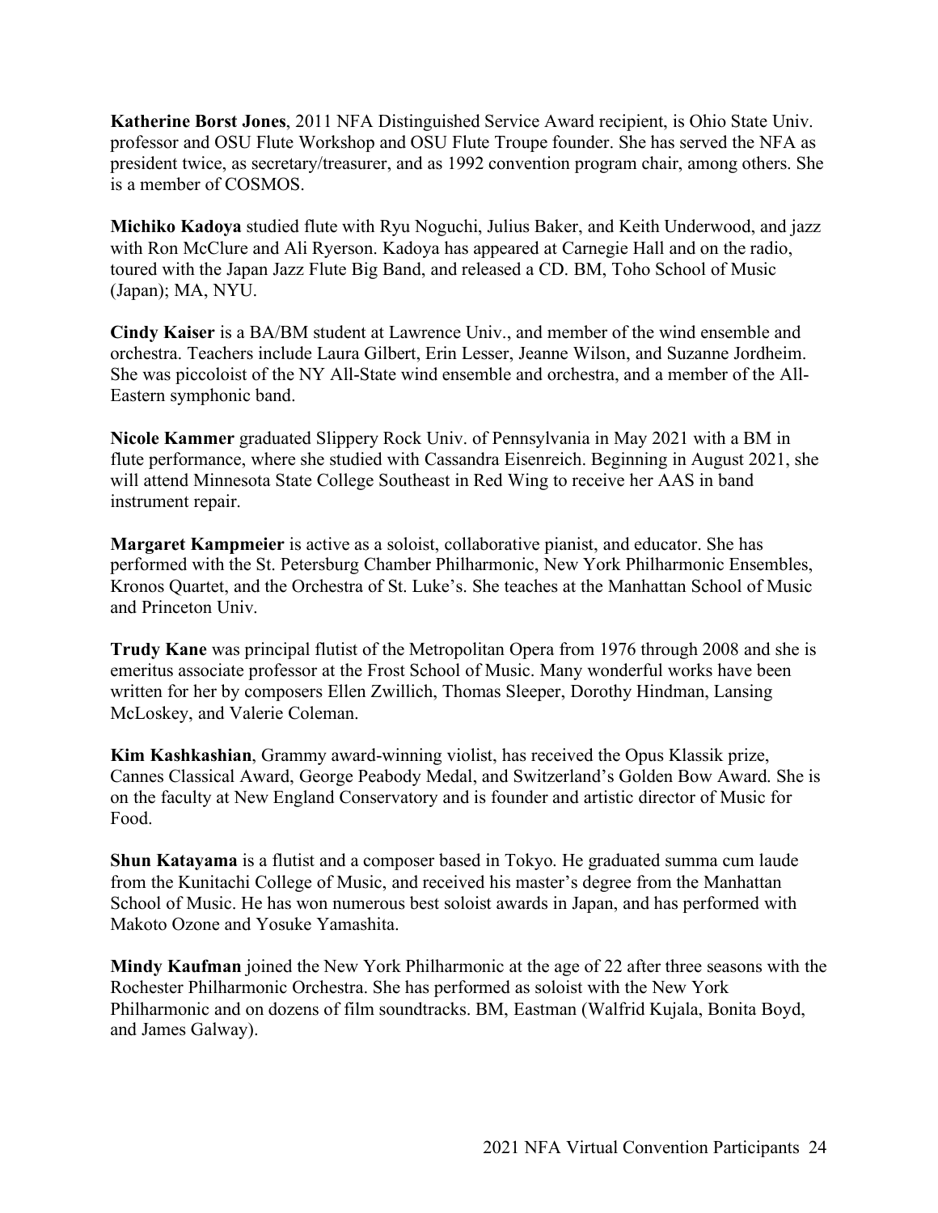**Katherine Borst Jones**, 2011 NFA Distinguished Service Award recipient, is Ohio State Univ. professor and OSU Flute Workshop and OSU Flute Troupe founder. She has served the NFA as president twice, as secretary/treasurer, and as 1992 convention program chair, among others. She is a member of COSMOS.

**Michiko Kadoya** studied flute with Ryu Noguchi, Julius Baker, and Keith Underwood, and jazz with Ron McClure and Ali Ryerson. Kadoya has appeared at Carnegie Hall and on the radio, toured with the Japan Jazz Flute Big Band, and released a CD. BM, Toho School of Music (Japan); MA, NYU.

**Cindy Kaiser** is a BA/BM student at Lawrence Univ., and member of the wind ensemble and orchestra. Teachers include Laura Gilbert, Erin Lesser, Jeanne Wilson, and Suzanne Jordheim. She was piccoloist of the NY All-State wind ensemble and orchestra, and a member of the All-Eastern symphonic band.

**Nicole Kammer** graduated Slippery Rock Univ. of Pennsylvania in May 2021 with a BM in flute performance, where she studied with Cassandra Eisenreich. Beginning in August 2021, she will attend Minnesota State College Southeast in Red Wing to receive her AAS in band instrument repair.

**Margaret Kampmeier** is active as a soloist, collaborative pianist, and educator. She has performed with the St. Petersburg Chamber Philharmonic, New York Philharmonic Ensembles, Kronos Quartet, and the Orchestra of St. Luke's. She teaches at the Manhattan School of Music and Princeton Univ.

**Trudy Kane** was principal flutist of the Metropolitan Opera from 1976 through 2008 and she is emeritus associate professor at the Frost School of Music. Many wonderful works have been written for her by composers Ellen Zwillich, Thomas Sleeper, Dorothy Hindman, Lansing McLoskey, and Valerie Coleman.

**Kim Kashkashian**, Grammy award-winning violist, has received the Opus Klassik prize, Cannes Classical Award, George Peabody Medal, and Switzerland's Golden Bow Award. She is on the faculty at New England Conservatory and is founder and artistic director of Music for Food.

**Shun Katayama** is a flutist and a composer based in Tokyo. He graduated summa cum laude from the Kunitachi College of Music, and received his master's degree from the Manhattan School of Music. He has won numerous best soloist awards in Japan, and has performed with Makoto Ozone and Yosuke Yamashita.

**Mindy Kaufman** joined the New York Philharmonic at the age of 22 after three seasons with the Rochester Philharmonic Orchestra. She has performed as soloist with the New York Philharmonic and on dozens of film soundtracks. BM, Eastman (Walfrid Kujala, Bonita Boyd, and James Galway).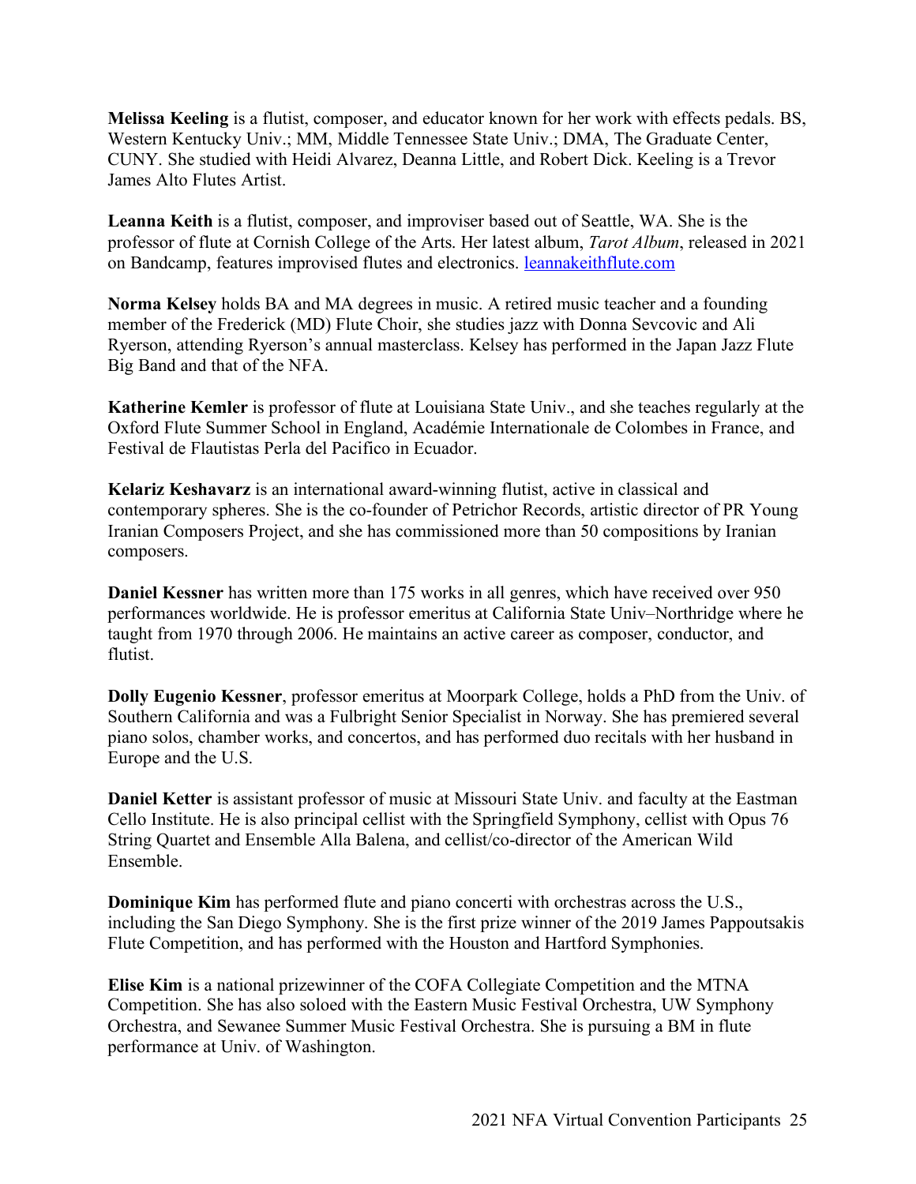**Melissa Keeling** is a flutist, composer, and educator known for her work with effects pedals. BS, Western Kentucky Univ.; MM, Middle Tennessee State Univ.; DMA, The Graduate Center, CUNY. She studied with Heidi Alvarez, Deanna Little, and Robert Dick. Keeling is a Trevor James Alto Flutes Artist.

**Leanna Keith** is a flutist, composer, and improviser based out of Seattle, WA. She is the professor of flute at Cornish College of the Arts. Her latest album, *Tarot Album*, released in 2021 on Bandcamp, features improvised flutes and electronics. [leannakeithflute.com](leannakeithflute.com)

**Norma Kelsey** holds BA and MA degrees in music. A retired music teacher and a founding member of the Frederick (MD) Flute Choir, she studies jazz with Donna Sevcovic and Ali Ryerson, attending Ryerson's annual masterclass. Kelsey has performed in the Japan Jazz Flute Big Band and that of the NFA.

**Katherine Kemler** is professor of flute at Louisiana State Univ., and she teaches regularly at the Oxford Flute Summer School in England, Académie Internationale de Colombes in France, and Festival de Flautistas Perla del Pacifico in Ecuador.

**Kelariz Keshavarz** is an international award-winning flutist, active in classical and contemporary spheres. She is the co-founder of Petrichor Records, artistic director of PR Young Iranian Composers Project, and she has commissioned more than 50 compositions by Iranian composers.

**Daniel Kessner** has written more than 175 works in all genres, which have received over 950 performances worldwide. He is professor emeritus at California State Univ–Northridge where he taught from 1970 through 2006. He maintains an active career as composer, conductor, and flutist.

**Dolly Eugenio Kessner**, professor emeritus at Moorpark College, holds a PhD from the Univ. of Southern California and was a Fulbright Senior Specialist in Norway. She has premiered several piano solos, chamber works, and concertos, and has performed duo recitals with her husband in Europe and the U.S.

**Daniel Ketter** is assistant professor of music at Missouri State Univ. and faculty at the Eastman Cello Institute. He is also principal cellist with the Springfield Symphony, cellist with Opus 76 String Quartet and Ensemble Alla Balena, and cellist/co-director of the American Wild Ensemble.

**Dominique Kim** has performed flute and piano concerti with orchestras across the U.S., including the San Diego Symphony. She is the first prize winner of the 2019 James Pappoutsakis Flute Competition, and has performed with the Houston and Hartford Symphonies.

**Elise Kim** is a national prizewinner of the COFA Collegiate Competition and the MTNA Competition. She has also soloed with the Eastern Music Festival Orchestra, UW Symphony Orchestra, and Sewanee Summer Music Festival Orchestra. She is pursuing a BM in flute performance at Univ. of Washington.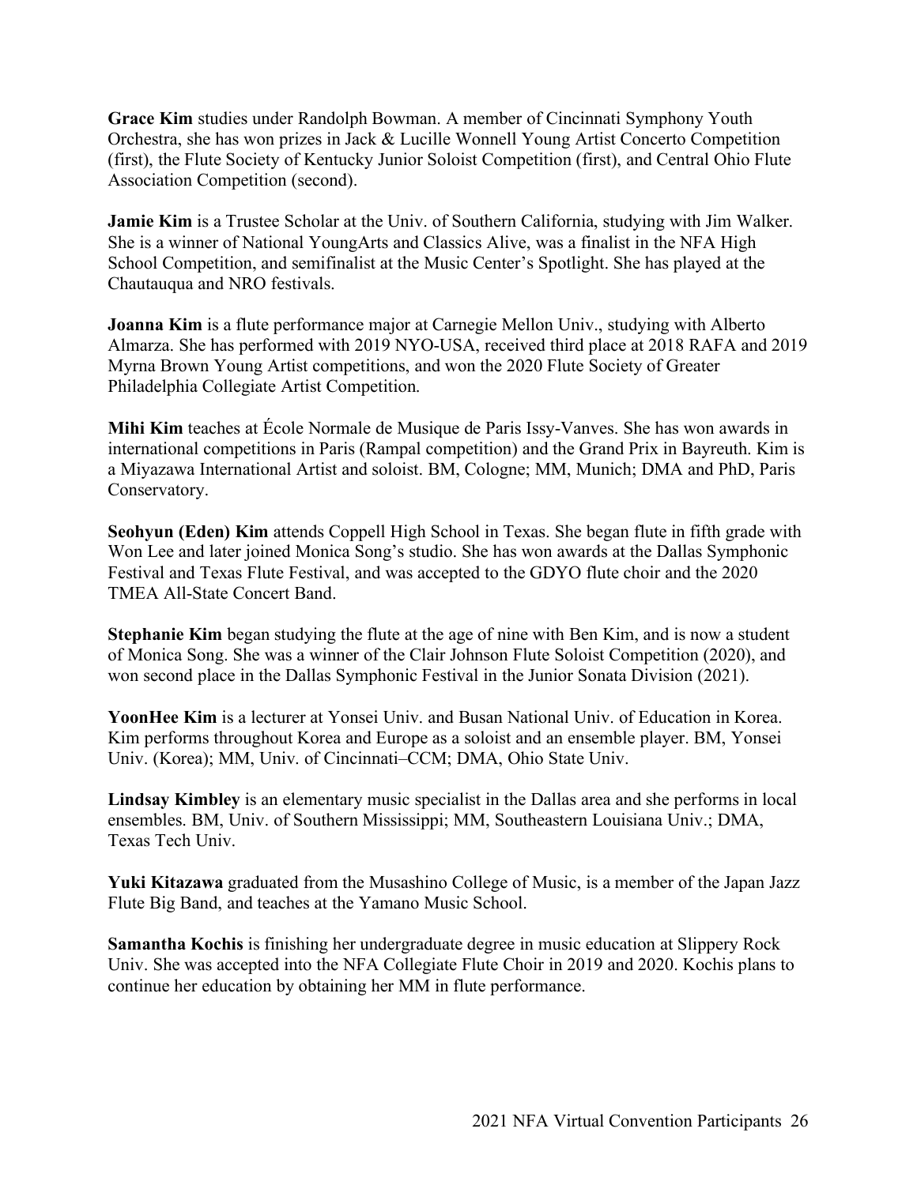**Grace Kim** studies under Randolph Bowman. A member of Cincinnati Symphony Youth Orchestra, she has won prizes in Jack & Lucille Wonnell Young Artist Concerto Competition (first), the Flute Society of Kentucky Junior Soloist Competition (first), and Central Ohio Flute Association Competition (second).

**Jamie Kim** is a Trustee Scholar at the Univ. of Southern California, studying with Jim Walker. She is a winner of National YoungArts and Classics Alive, was a finalist in the NFA High School Competition, and semifinalist at the Music Center's Spotlight. She has played at the Chautauqua and NRO festivals.

**Joanna Kim** is a flute performance major at Carnegie Mellon Univ., studying with Alberto Almarza. She has performed with 2019 NYO-USA, received third place at 2018 RAFA and 2019 Myrna Brown Young Artist competitions, and won the 2020 Flute Society of Greater Philadelphia Collegiate Artist Competition.

**Mihi Kim** teaches at École Normale de Musique de Paris Issy-Vanves. She has won awards in international competitions in Paris (Rampal competition) and the Grand Prix in Bayreuth. Kim is a Miyazawa International Artist and soloist. BM, Cologne; MM, Munich; DMA and PhD, Paris Conservatory.

**Seohyun (Eden) Kim** attends Coppell High School in Texas. She began flute in fifth grade with Won Lee and later joined Monica Song's studio. She has won awards at the Dallas Symphonic Festival and Texas Flute Festival, and was accepted to the GDYO flute choir and the 2020 TMEA All-State Concert Band.

**Stephanie Kim** began studying the flute at the age of nine with Ben Kim, and is now a student of Monica Song. She was a winner of the Clair Johnson Flute Soloist Competition (2020), and won second place in the Dallas Symphonic Festival in the Junior Sonata Division (2021).

**YoonHee Kim** is a lecturer at Yonsei Univ. and Busan National Univ. of Education in Korea. Kim performs throughout Korea and Europe as a soloist and an ensemble player. BM, Yonsei Univ. (Korea); MM, Univ. of Cincinnati–CCM; DMA, Ohio State Univ.

**Lindsay Kimbley** is an elementary music specialist in the Dallas area and she performs in local ensembles. BM, Univ. of Southern Mississippi; MM, Southeastern Louisiana Univ.; DMA, Texas Tech Univ.

**Yuki Kitazawa** graduated from the Musashino College of Music, is a member of the Japan Jazz Flute Big Band, and teaches at the Yamano Music School.

**Samantha Kochis** is finishing her undergraduate degree in music education at Slippery Rock Univ. She was accepted into the NFA Collegiate Flute Choir in 2019 and 2020. Kochis plans to continue her education by obtaining her MM in flute performance.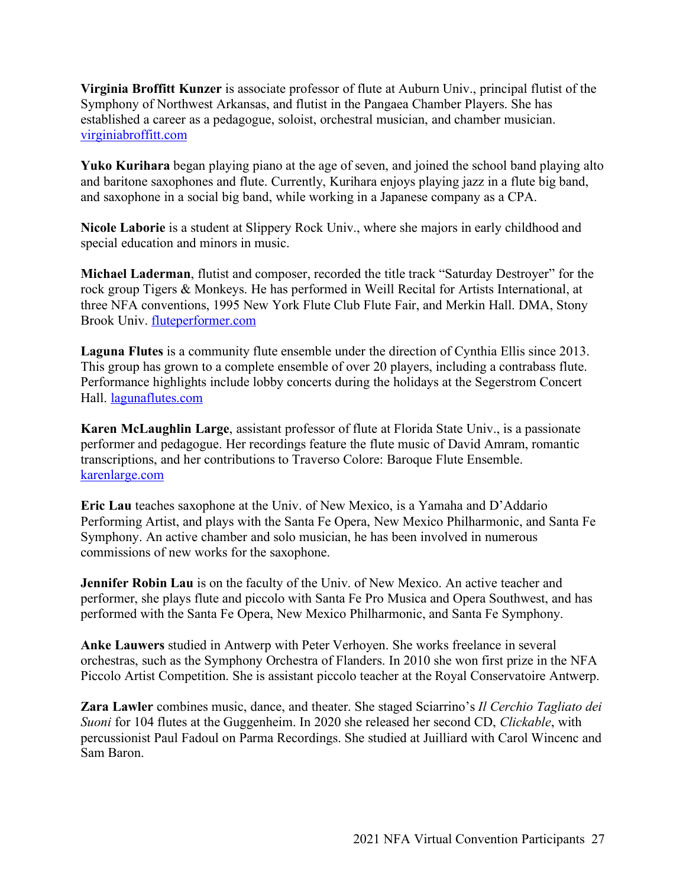**Virginia Broffitt Kunzer** is associate professor of flute at Auburn Univ., principal flutist of the Symphony of Northwest Arkansas, and flutist in the Pangaea Chamber Players. She has established a career as a pedagogue, soloist, orchestral musician, and chamber musician. virginiabroffitt.com

**Yuko Kurihara** began playing piano at the age of seven, and joined the school band playing alto and baritone saxophones and flute. Currently, Kurihara enjoys playing jazz in a flute big band, and saxophone in a social big band, while working in a Japanese company as a CPA.

**Nicole Laborie** is a student at Slippery Rock Univ., where she majors in early childhood and special education and minors in music.

**Michael Laderman**, flutist and composer, recorded the title track "Saturday Destroyer" for the rock group Tigers & Monkeys. He has performed in Weill Recital for Artists International, at three NFA conventions, 1995 New York Flute Club Flute Fair, and Merkin Hall. DMA, Stony Brook Univ. fluteperformer.com

**Laguna Flutes** is a community flute ensemble under the direction of Cynthia Ellis since 2013. This group has grown to a complete ensemble of over 20 players, including a contrabass flute. Performance highlights include lobby concerts during the holidays at the Segerstrom Concert Hall. lagunaflutes.com

**Karen McLaughlin Large**, assistant professor of flute at Florida State Univ., is a passionate performer and pedagogue. Her recordings feature the flute music of David Amram, romantic transcriptions, and her contributions to Traverso Colore: Baroque Flute Ensemble. karenlarge.com

**Eric Lau** teaches saxophone at the Univ. of New Mexico, is a Yamaha and D'Addario Performing Artist, and plays with the Santa Fe Opera, New Mexico Philharmonic, and Santa Fe Symphony. An active chamber and solo musician, he has been involved in numerous commissions of new works for the saxophone.

**Jennifer Robin Lau** is on the faculty of the Univ. of New Mexico. An active teacher and performer, she plays flute and piccolo with Santa Fe Pro Musica and Opera Southwest, and has performed with the Santa Fe Opera, New Mexico Philharmonic, and Santa Fe Symphony.

**Anke Lauwers** studied in Antwerp with Peter Verhoyen. She works freelance in several orchestras, such as the Symphony Orchestra of Flanders. In 2010 she won first prize in the NFA Piccolo Artist Competition. She is assistant piccolo teacher at the Royal Conservatoire Antwerp.

**Zara Lawler** combines music, dance, and theater. She staged Sciarrino's *Il Cerchio Tagliato dei Suoni* for 104 flutes at the Guggenheim. In 2020 she released her second CD, *Clickable*, with percussionist Paul Fadoul on Parma Recordings. She studied at Juilliard with Carol Wincenc and Sam Baron.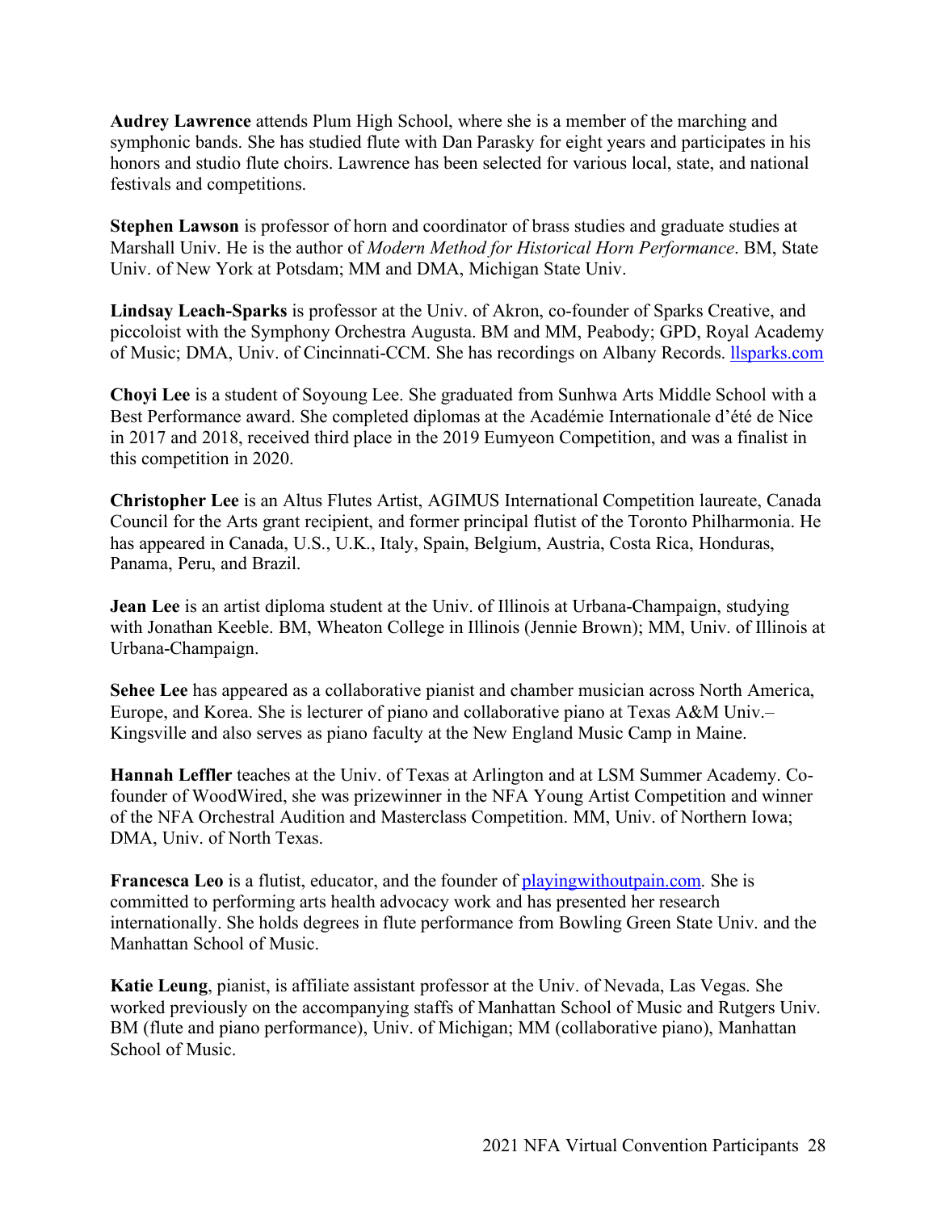**Audrey Lawrence** attends Plum High School, where she is a member of the marching and symphonic bands. She has studied flute with Dan Parasky for eight years and participates in his honors and studio flute choirs. Lawrence has been selected for various local, state, and national festivals and competitions.

**Stephen Lawson** is professor of horn and coordinator of brass studies and graduate studies at Marshall Univ. He is the author of *Modern Method for Historical Horn Performance*. BM, State Univ. of New York at Potsdam; MM and DMA, Michigan State Univ.

**Lindsay Leach-Sparks** is professor at the Univ. of Akron, co-founder of Sparks Creative, and piccoloist with the Symphony Orchestra Augusta. BM and MM, Peabody; GPD, Royal Academy of Music; DMA, Univ. of Cincinnati-CCM. She has recordings on Albany Records. llsparks.com

**Choyi Lee** is a student of Soyoung Lee. She graduated from Sunhwa Arts Middle School with a Best Performance award. She completed diplomas at the Académie Internationale d'été de Nice in 2017 and 2018, received third place in the 2019 Eumyeon Competition, and was a finalist in this competition in 2020.

**Christopher Lee** is an Altus Flutes Artist, AGIMUS International Competition laureate, Canada Council for the Arts grant recipient, and former principal flutist of the Toronto Philharmonia. He has appeared in Canada, U.S., U.K., Italy, Spain, Belgium, Austria, Costa Rica, Honduras, Panama, Peru, and Brazil.

**Jean Lee** is an artist diploma student at the Univ. of Illinois at Urbana-Champaign, studying with Jonathan Keeble. BM, Wheaton College in Illinois (Jennie Brown); MM, Univ. of Illinois at Urbana-Champaign.

**Sehee Lee** has appeared as a collaborative pianist and chamber musician across North America, Europe, and Korea. She is lecturer of piano and collaborative piano at Texas A&M Univ.–Kingsville and also serves as piano faculty at the New England Music Camp in Maine.

**Hannah Leffler** teaches at the Univ. of Texas at Arlington and at LSM Summer Academy. Co-founder of WoodWired, she was prizewinner in the NFA Young Artist Competition and winner of the NFA Orchestral Audition and Masterclass Competition. MM, Univ. of Northern Iowa; DMA, Univ. of North Texas.

**Francesca Leo** is a flutist, educator, and the founder of playingwithoutpain.com. She is committed to performing arts health advocacy work and has presented her research internationally. She holds degrees in flute performance from Bowling Green State Univ. and the Manhattan School of Music.

**Katie Leung**, pianist, is affiliate assistant professor at the Univ. of Nevada, Las Vegas. She worked previously on the accompanying staffs of Manhattan School of Music and Rutgers Univ. BM (flute and piano performance), Univ. of Michigan; MM (collaborative piano), Manhattan School of Music.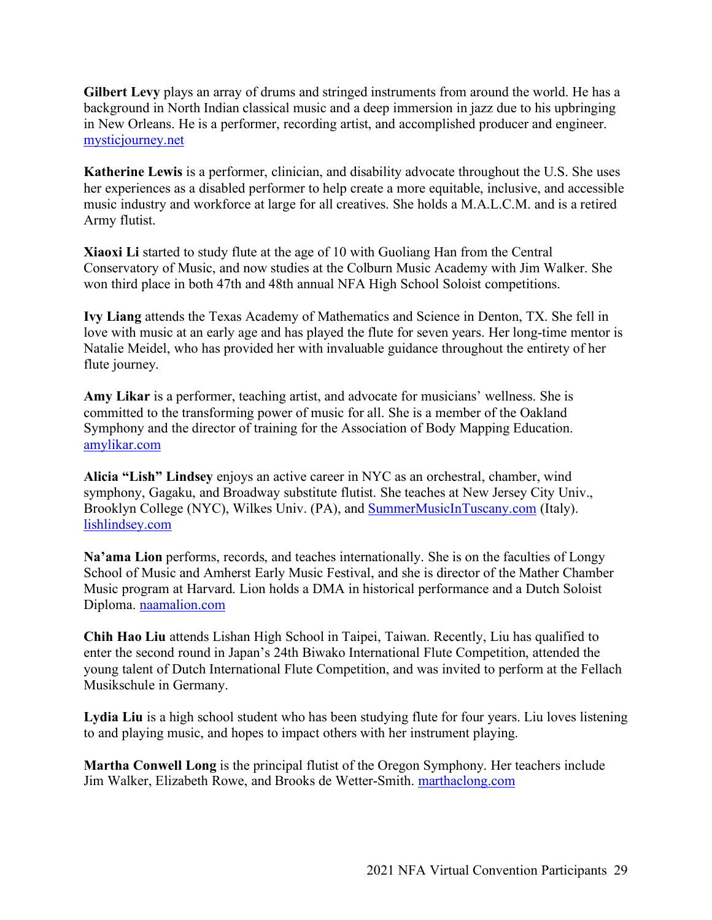**Gilbert Levy** plays an array of drums and stringed instruments from around the world. He has a background in North Indian classical music and a deep immersion in jazz due to his upbringing in New Orleans. He is a performer, recording artist, and accomplished producer and engineer. mysticjourney.net

**Katherine Lewis** is a performer, clinician, and disability advocate throughout the U.S. She uses her experiences as a disabled performer to help create a more equitable, inclusive, and accessible music industry and workforce at large for all creatives. She holds a M.A.L.C.M. and is a retired Army flutist.

**Xiaoxi Li** started to study flute at the age of 10 with Guoliang Han from the Central Conservatory of Music, and now studies at the Colburn Music Academy with Jim Walker. She won third place in both 47th and 48th annual NFA High School Soloist competitions.

**Ivy Liang** attends the Texas Academy of Mathematics and Science in Denton, TX. She fell in love with music at an early age and has played the flute for seven years. Her long-time mentor is Natalie Meidel, who has provided her with invaluable guidance throughout the entirety of her flute journey.

**Amy Likar** is a performer, teaching artist, and advocate for musicians' wellness. She is committed to the transforming power of music for all. She is a member of the Oakland Symphony and the director of training for the Association of Body Mapping Education. amylikar.com

**Alicia "Lish" Lindsey** enjoys an active career in NYC as an orchestral, chamber, wind symphony, Gagaku, and Broadway substitute flutist. She teaches at New Jersey City Univ., Brooklyn College (NYC), Wilkes Univ. (PA), and SummerMusicInTuscany.com (Italy). lishlindsey.com

**Na'ama Lion** performs, records, and teaches internationally. She is on the faculties of Longy School of Music and Amherst Early Music Festival, and she is director of the Mather Chamber Music program at Harvard. Lion holds a DMA in historical performance and a Dutch Soloist Diploma. naamalion.com

**Chih Hao Liu** attends Lishan High School in Taipei, Taiwan. Recently, Liu has qualified to enter the second round in Japan's 24th Biwako International Flute Competition, attended the young talent of Dutch International Flute Competition, and was invited to perform at the Fellach Musikschule in Germany.

**Lydia Liu** is a high school student who has been studying flute for four years. Liu loves listening to and playing music, and hopes to impact others with her instrument playing.

**Martha Conwell Long** is the principal flutist of the Oregon Symphony. Her teachers include Jim Walker, Elizabeth Rowe, and Brooks de Wetter-Smith. marthaclong.com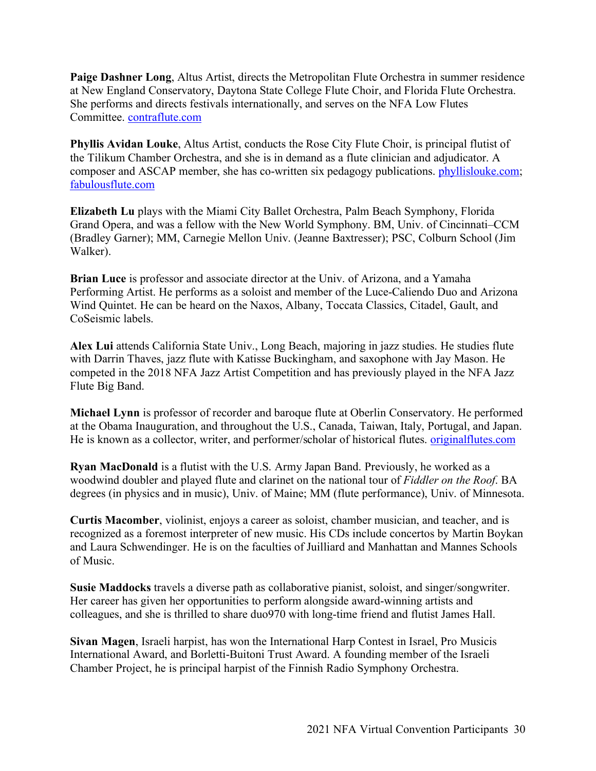**Paige Dashner Long**, Altus Artist, directs the Metropolitan Flute Orchestra in summer residence at New England Conservatory, Daytona State College Flute Choir, and Florida Flute Orchestra. She performs and directs festivals internationally, and serves on the NFA Low Flutes Committee. contraflute.com

**Phyllis Avidan Louke**, Altus Artist, conducts the Rose City Flute Choir, is principal flutist of the Tilikum Chamber Orchestra, and she is in demand as a flute clinician and adjudicator. A composer and ASCAP member, she has co-written six pedagogy publications. phyllislouke.com; fabulousflute.com

**Elizabeth Lu** plays with the Miami City Ballet Orchestra, Palm Beach Symphony, Florida Grand Opera, and was a fellow with the New World Symphony. BM, Univ. of Cincinnati–CCM (Bradley Garner); MM, Carnegie Mellon Univ. (Jeanne Baxtresser); PSC, Colburn School (Jim Walker).

**Brian Luce** is professor and associate director at the Univ. of Arizona, and a Yamaha Performing Artist. He performs as a soloist and member of the Luce-Caliendo Duo and Arizona Wind Quintet. He can be heard on the Naxos, Albany, Toccata Classics, Citadel, Gault, and CoSeismic labels.

**Alex Lui** attends California State Univ., Long Beach, majoring in jazz studies. He studies flute with Darrin Thaves, jazz flute with Katisse Buckingham, and saxophone with Jay Mason. He competed in the 2018 NFA Jazz Artist Competition and has previously played in the NFA Jazz Flute Big Band.

**Michael Lynn** is professor of recorder and baroque flute at Oberlin Conservatory. He performed at the Obama Inauguration, and throughout the U.S., Canada, Taiwan, Italy, Portugal, and Japan. He is known as a collector, writer, and performer/scholar of historical flutes. originalflutes.com

**Ryan MacDonald** is a flutist with the U.S. Army Japan Band. Previously, he worked as a woodwind doubler and played flute and clarinet on the national tour of *Fiddler on the Roof*. BA degrees (in physics and in music), Univ. of Maine; MM (flute performance), Univ. of Minnesota.

**Curtis Macomber**, violinist, enjoys a career as soloist, chamber musician, and teacher, and is recognized as a foremost interpreter of new music. His CDs include concertos by Martin Boykan and Laura Schwendinger. He is on the faculties of Juilliard and Manhattan and Mannes Schools of Music.

**Susie Maddocks** travels a diverse path as collaborative pianist, soloist, and singer/songwriter. Her career has given her opportunities to perform alongside award-winning artists and colleagues, and she is thrilled to share duo970 with long-time friend and flutist James Hall.

**Sivan Magen**, Israeli harpist, has won the International Harp Contest in Israel, Pro Musicis International Award, and Borletti-Buitoni Trust Award. A founding member of the Israeli Chamber Project, he is principal harpist of the Finnish Radio Symphony Orchestra.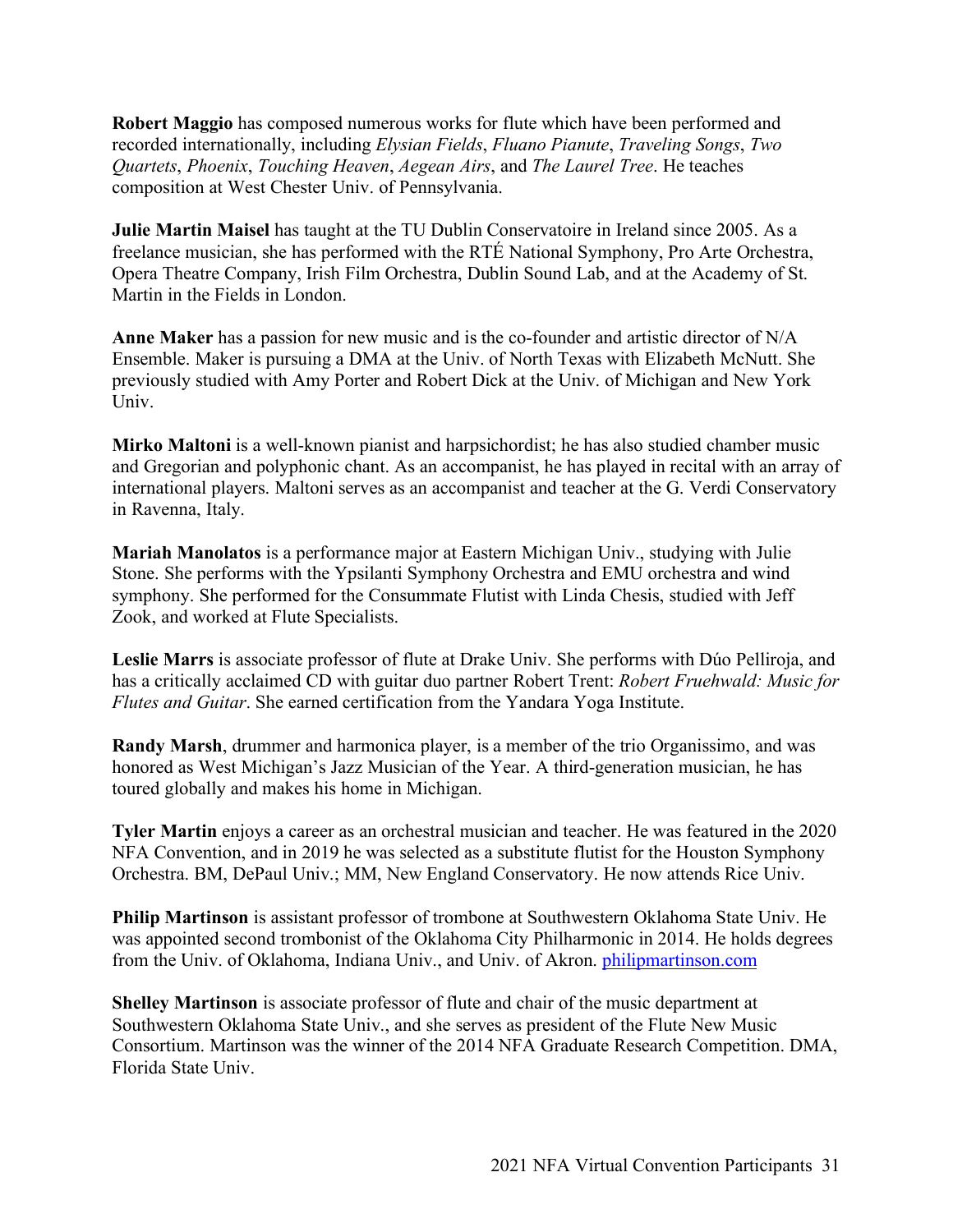**Robert Maggio** has composed numerous works for flute which have been performed and recorded internationally, including *Elysian Fields*, *Fluano Pianute*, *Traveling Songs*, *Two Quartets*, *Phoenix*, *Touching Heaven*, *Aegean Airs*, and *The Laurel Tree*. He teaches composition at West Chester Univ. of Pennsylvania.

**Julie Martin Maisel** has taught at the TU Dublin Conservatoire in Ireland since 2005. As a freelance musician, she has performed with the RTÉ National Symphony, Pro Arte Orchestra, Opera Theatre Company, Irish Film Orchestra, Dublin Sound Lab, and at the Academy of St. Martin in the Fields in London.

**Anne Maker** has a passion for new music and is the co-founder and artistic director of N/A Ensemble. Maker is pursuing a DMA at the Univ. of North Texas with Elizabeth McNutt. She previously studied with Amy Porter and Robert Dick at the Univ. of Michigan and New York Univ.

**Mirko Maltoni** is a well-known pianist and harpsichordist; he has also studied chamber music and Gregorian and polyphonic chant. As an accompanist, he has played in recital with an array of international players. Maltoni serves as an accompanist and teacher at the G. Verdi Conservatory in Ravenna, Italy.

**Mariah Manolatos** is a performance major at Eastern Michigan Univ., studying with Julie Stone. She performs with the Ypsilanti Symphony Orchestra and EMU orchestra and wind symphony. She performed for the Consummate Flutist with Linda Chesis, studied with Jeff Zook, and worked at Flute Specialists.

**Leslie Marrs** is associate professor of flute at Drake Univ. She performs with Dúo Pelliroja, and has a critically acclaimed CD with guitar duo partner Robert Trent: *Robert Fruehwald: Music for Flutes and Guitar*. She earned certification from the Yandara Yoga Institute.

**Randy Marsh**, drummer and harmonica player, is a member of the trio Organissimo, and was honored as West Michigan's Jazz Musician of the Year. A third-generation musician, he has toured globally and makes his home in Michigan.

**Tyler Martin** enjoys a career as an orchestral musician and teacher. He was featured in the 2020 NFA Convention, and in 2019 he was selected as a substitute flutist for the Houston Symphony Orchestra. BM, DePaul Univ.; MM, New England Conservatory. He now attends Rice Univ.

**Philip Martinson** is assistant professor of trombone at Southwestern Oklahoma State Univ. He was appointed second trombonist of the Oklahoma City Philharmonic in 2014. He holds degrees from the Univ. of Oklahoma, Indiana Univ., and Univ. of Akron. philipmartinson.com

**Shelley Martinson** is associate professor of flute and chair of the music department at Southwestern Oklahoma State Univ., and she serves as president of the Flute New Music Consortium. Martinson was the winner of the 2014 NFA Graduate Research Competition. DMA, Florida State Univ.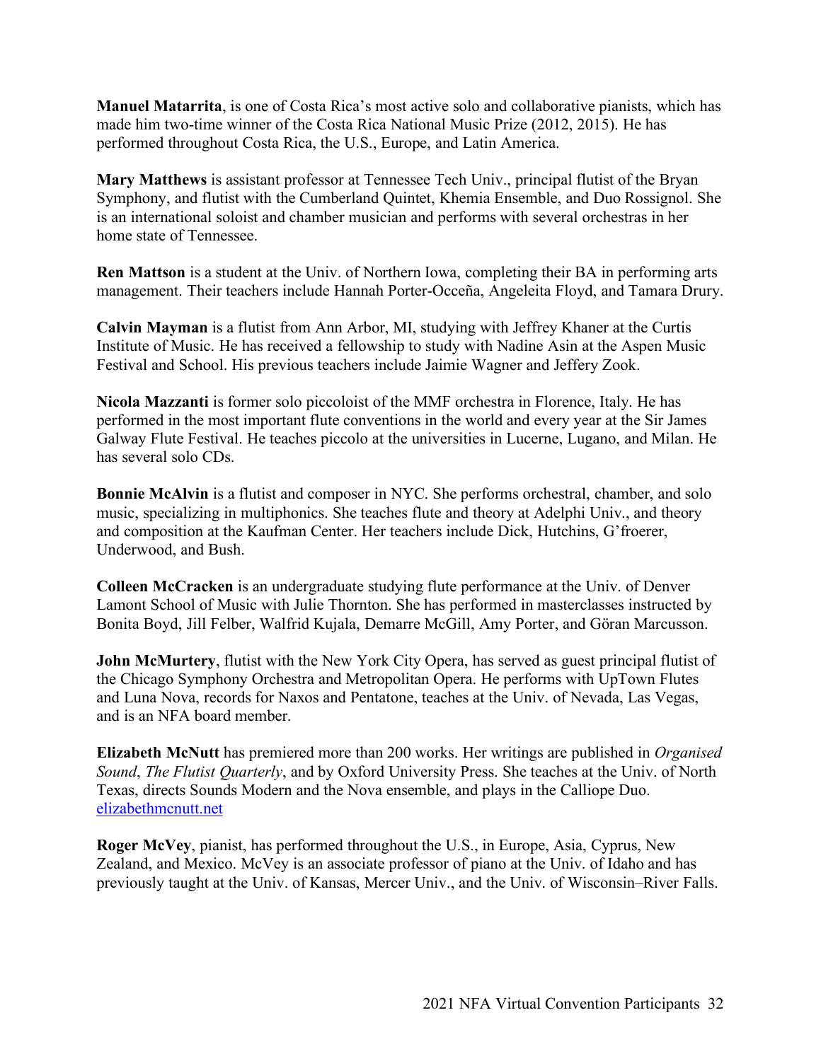**Manuel Matarrita**, is one of Costa Rica's most active solo and collaborative pianists, which has made him two-time winner of the Costa Rica National Music Prize (2012, 2015). He has performed throughout Costa Rica, the U.S., Europe, and Latin America.

**Mary Matthews** is assistant professor at Tennessee Tech Univ., principal flutist of the Bryan Symphony, and flutist with the Cumberland Quintet, Khemia Ensemble, and Duo Rossignol. She is an international soloist and chamber musician and performs with several orchestras in her home state of Tennessee.

**Ren Mattson** is a student at the Univ. of Northern Iowa, completing their BA in performing arts management. Their teachers include Hannah Porter-Occeña, Angeleita Floyd, and Tamara Drury.

**Calvin Mayman** is a flutist from Ann Arbor, MI, studying with Jeffrey Khaner at the Curtis Institute of Music. He has received a fellowship to study with Nadine Asin at the Aspen Music Festival and School. His previous teachers include Jaimie Wagner and Jeffery Zook.

**Nicola Mazzanti** is former solo piccoloist of the MMF orchestra in Florence, Italy. He has performed in the most important flute conventions in the world and every year at the Sir James Galway Flute Festival. He teaches piccolo at the universities in Lucerne, Lugano, and Milan. He has several solo CDs.

**Bonnie McAlvin** is a flutist and composer in NYC. She performs orchestral, chamber, and solo music, specializing in multiphonics. She teaches flute and theory at Adelphi Univ., and theory and composition at the Kaufman Center. Her teachers include Dick, Hutchins, G'froerer, Underwood, and Bush.

**Colleen McCracken** is an undergraduate studying flute performance at the Univ. of Denver Lamont School of Music with Julie Thornton. She has performed in masterclasses instructed by Bonita Boyd, Jill Felber, Walfrid Kujala, Demarre McGill, Amy Porter, and Göran Marcusson.

**John McMurtery**, flutist with the New York City Opera, has served as guest principal flutist of the Chicago Symphony Orchestra and Metropolitan Opera. He performs with UpTown Flutes and Luna Nova, records for Naxos and Pentatone, teaches at the Univ. of Nevada, Las Vegas, and is an NFA board member.

**Elizabeth McNutt** has premiered more than 200 works. Her writings are published in *Organised Sound*, *The Flutist Quarterly*, and by Oxford University Press. She teaches at the Univ. of North Texas, directs Sounds Modern and the Nova ensemble, and plays in the Calliope Duo. [elizabethmcnutt.net](elizabethmcnutt.net)

**Roger McVey**, pianist, has performed throughout the U.S., in Europe, Asia, Cyprus, New Zealand, and Mexico. McVey is an associate professor of piano at the Univ. of Idaho and has previously taught at the Univ. of Kansas, Mercer Univ., and the Univ. of Wisconsin–River Falls.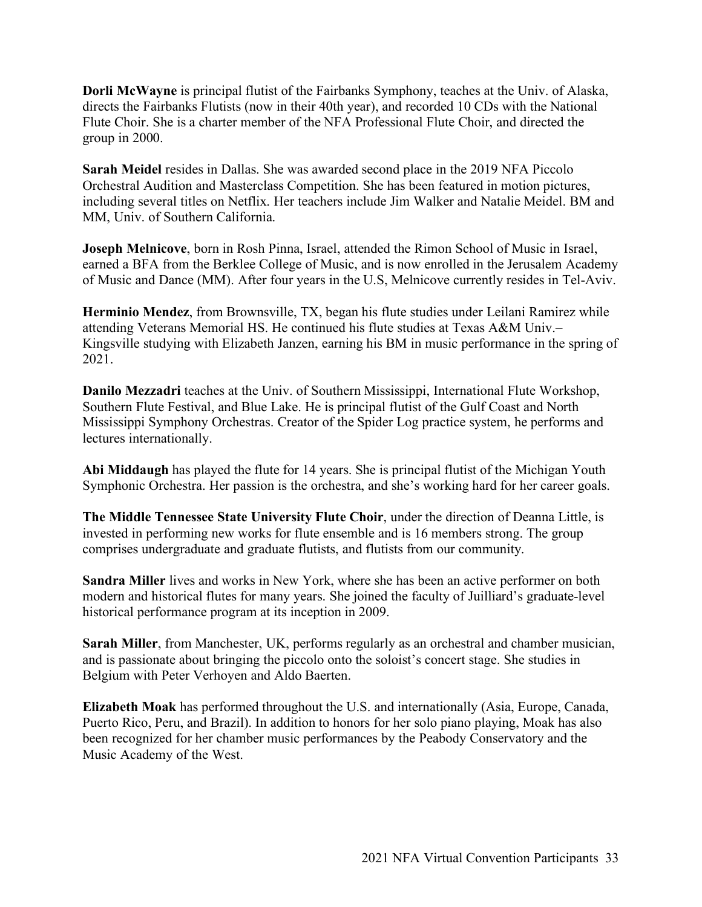**Dorli McWayne** is principal flutist of the Fairbanks Symphony, teaches at the Univ. of Alaska, directs the Fairbanks Flutists (now in their 40th year), and recorded 10 CDs with the National Flute Choir. She is a charter member of the NFA Professional Flute Choir, and directed the group in 2000.

**Sarah Meidel** resides in Dallas. She was awarded second place in the 2019 NFA Piccolo Orchestral Audition and Masterclass Competition. She has been featured in motion pictures, including several titles on Netflix. Her teachers include Jim Walker and Natalie Meidel. BM and MM, Univ. of Southern California.

**Joseph Melnicove**, born in Rosh Pinna, Israel, attended the Rimon School of Music in Israel, earned a BFA from the Berklee College of Music, and is now enrolled in the Jerusalem Academy of Music and Dance (MM). After four years in the U.S, Melnicove currently resides in Tel-Aviv.

**Herminio Mendez**, from Brownsville, TX, began his flute studies under Leilani Ramirez while attending Veterans Memorial HS. He continued his flute studies at Texas A&M Univ.–Kingsville studying with Elizabeth Janzen, earning his BM in music performance in the spring of 2021.

**Danilo Mezzadri** teaches at the Univ. of Southern Mississippi, International Flute Workshop, Southern Flute Festival, and Blue Lake. He is principal flutist of the Gulf Coast and North Mississippi Symphony Orchestras. Creator of the Spider Log practice system, he performs and lectures internationally.

**Abi Middaugh** has played the flute for 14 years. She is principal flutist of the Michigan Youth Symphonic Orchestra. Her passion is the orchestra, and she's working hard for her career goals.

**The Middle Tennessee State University Flute Choir**, under the direction of Deanna Little, is invested in performing new works for flute ensemble and is 16 members strong. The group comprises undergraduate and graduate flutists, and flutists from our community.

**Sandra Miller** lives and works in New York, where she has been an active performer on both modern and historical flutes for many years. She joined the faculty of Juilliard's graduate-level historical performance program at its inception in 2009.

**Sarah Miller**, from Manchester, UK, performs regularly as an orchestral and chamber musician, and is passionate about bringing the piccolo onto the soloist's concert stage. She studies in Belgium with Peter Verhoyen and Aldo Baerten.

**Elizabeth Moak** has performed throughout the U.S. and internationally (Asia, Europe, Canada, Puerto Rico, Peru, and Brazil). In addition to honors for her solo piano playing, Moak has also been recognized for her chamber music performances by the Peabody Conservatory and the Music Academy of the West.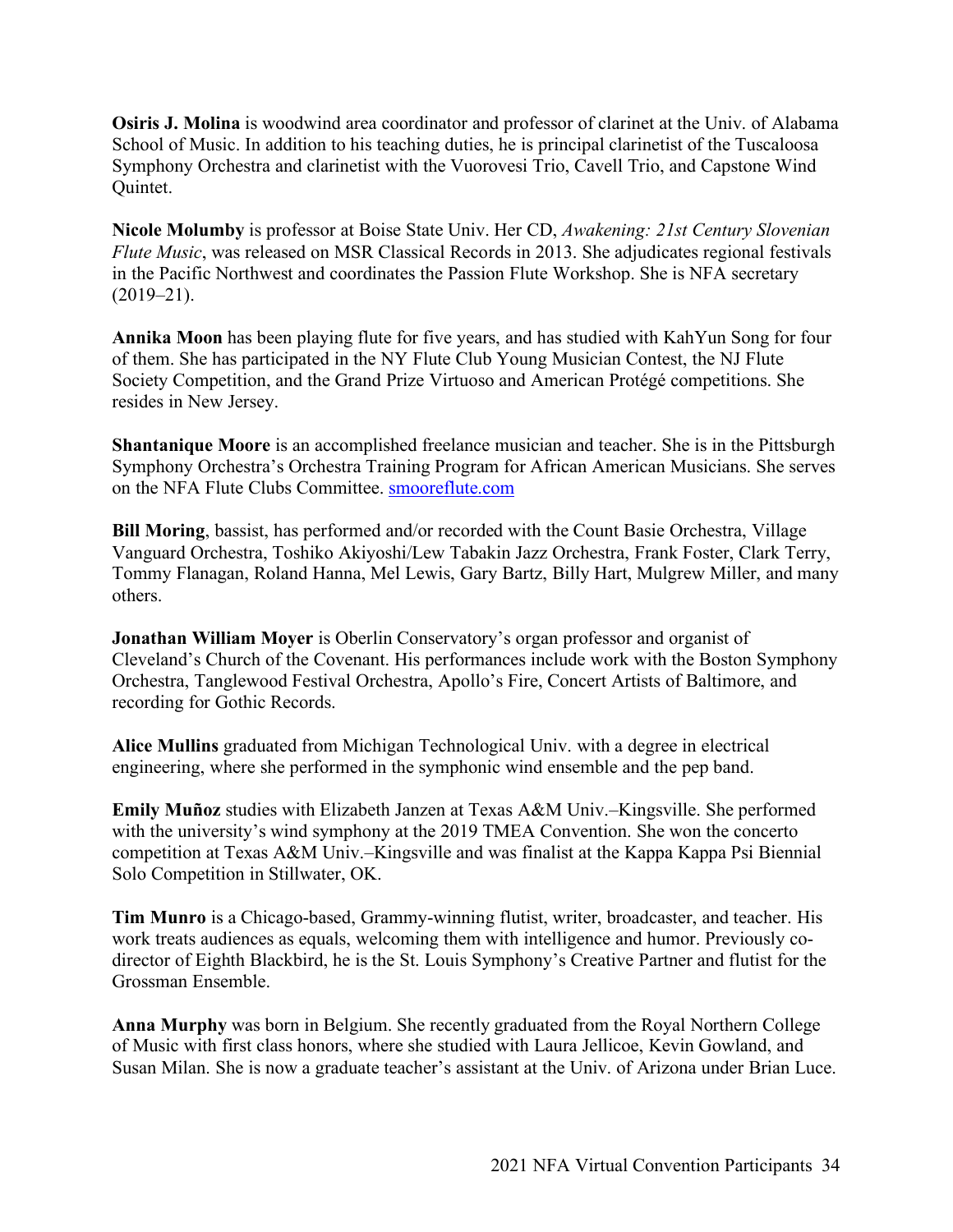**Osiris J. Molina** is woodwind area coordinator and professor of clarinet at the Univ. of Alabama School of Music. In addition to his teaching duties, he is principal clarinetist of the Tuscaloosa Symphony Orchestra and clarinetist with the Vuorovesi Trio, Cavell Trio, and Capstone Wind Quintet.

**Nicole Molumby** is professor at Boise State Univ. Her CD, *Awakening: 21st Century Slovenian Flute Music*, was released on MSR Classical Records in 2013. She adjudicates regional festivals in the Pacific Northwest and coordinates the Passion Flute Workshop. She is NFA secretary (2019–21).

**Annika Moon** has been playing flute for five years, and has studied with KahYun Song for four of them. She has participated in the NY Flute Club Young Musician Contest, the NJ Flute Society Competition, and the Grand Prize Virtuoso and American Protégé competitions. She resides in New Jersey.

**Shantanique Moore** is an accomplished freelance musician and teacher. She is in the Pittsburgh Symphony Orchestra's Orchestra Training Program for African American Musicians. She serves on the NFA Flute Clubs Committee. smooreflute.com

**Bill Moring**, bassist, has performed and/or recorded with the Count Basie Orchestra, Village Vanguard Orchestra, Toshiko Akiyoshi/Lew Tabakin Jazz Orchestra, Frank Foster, Clark Terry, Tommy Flanagan, Roland Hanna, Mel Lewis, Gary Bartz, Billy Hart, Mulgrew Miller, and many others.

**Jonathan William Moyer** is Oberlin Conservatory's organ professor and organist of Cleveland's Church of the Covenant. His performances include work with the Boston Symphony Orchestra, Tanglewood Festival Orchestra, Apollo's Fire, Concert Artists of Baltimore, and recording for Gothic Records.

**Alice Mullins** graduated from Michigan Technological Univ. with a degree in electrical engineering, where she performed in the symphonic wind ensemble and the pep band.

**Emily Muñoz** studies with Elizabeth Janzen at Texas A&M Univ.–Kingsville. She performed with the university's wind symphony at the 2019 TMEA Convention. She won the concerto competition at Texas A&M Univ.–Kingsville and was finalist at the Kappa Kappa Psi Biennial Solo Competition in Stillwater, OK.

**Tim Munro** is a Chicago-based, Grammy-winning flutist, writer, broadcaster, and teacher. His work treats audiences as equals, welcoming them with intelligence and humor. Previously co-director of Eighth Blackbird, he is the St. Louis Symphony's Creative Partner and flutist for the Grossman Ensemble.

**Anna Murphy** was born in Belgium. She recently graduated from the Royal Northern College of Music with first class honors, where she studied with Laura Jellicoe, Kevin Gowland, and Susan Milan. She is now a graduate teacher's assistant at the Univ. of Arizona under Brian Luce.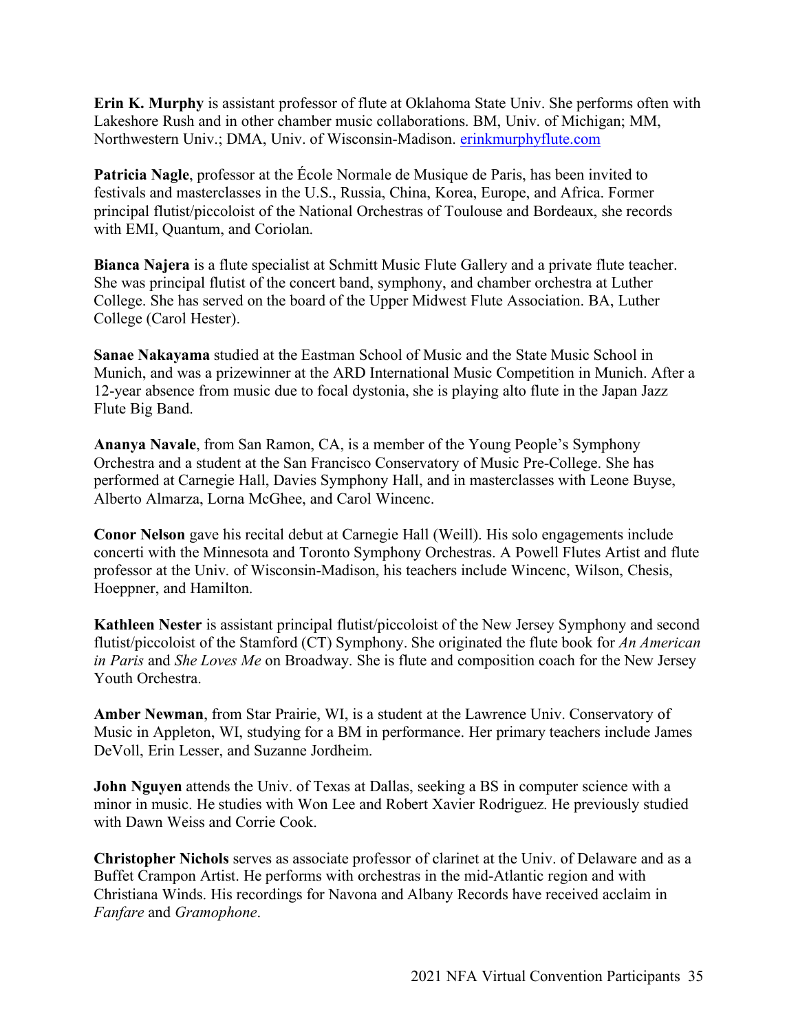**Erin K. Murphy** is assistant professor of flute at Oklahoma State Univ. She performs often with Lakeshore Rush and in other chamber music collaborations. BM, Univ. of Michigan; MM, Northwestern Univ.; DMA, Univ. of Wisconsin-Madison. erinkmurphyflute.com

**Patricia Nagle**, professor at the École Normale de Musique de Paris, has been invited to festivals and masterclasses in the U.S., Russia, China, Korea, Europe, and Africa. Former principal flutist/piccoloist of the National Orchestras of Toulouse and Bordeaux, she records with EMI, Quantum, and Coriolan.

**Bianca Najera** is a flute specialist at Schmitt Music Flute Gallery and a private flute teacher. She was principal flutist of the concert band, symphony, and chamber orchestra at Luther College. She has served on the board of the Upper Midwest Flute Association. BA, Luther College (Carol Hester).

**Sanae Nakayama** studied at the Eastman School of Music and the State Music School in Munich, and was a prizewinner at the ARD International Music Competition in Munich. After a 12-year absence from music due to focal dystonia, she is playing alto flute in the Japan Jazz Flute Big Band.

**Ananya Navale**, from San Ramon, CA, is a member of the Young People's Symphony Orchestra and a student at the San Francisco Conservatory of Music Pre-College. She has performed at Carnegie Hall, Davies Symphony Hall, and in masterclasses with Leone Buyse, Alberto Almarza, Lorna McGhee, and Carol Wincenc.

**Conor Nelson** gave his recital debut at Carnegie Hall (Weill). His solo engagements include concerti with the Minnesota and Toronto Symphony Orchestras. A Powell Flutes Artist and flute professor at the Univ. of Wisconsin-Madison, his teachers include Wincenc, Wilson, Chesis, Hoeppner, and Hamilton.

**Kathleen Nester** is assistant principal flutist/piccoloist of the New Jersey Symphony and second flutist/piccoloist of the Stamford (CT) Symphony. She originated the flute book for *An American in Paris* and *She Loves Me* on Broadway. She is flute and composition coach for the New Jersey Youth Orchestra.

**Amber Newman**, from Star Prairie, WI, is a student at the Lawrence Univ. Conservatory of Music in Appleton, WI, studying for a BM in performance. Her primary teachers include James DeVoll, Erin Lesser, and Suzanne Jordheim.

**John Nguyen** attends the Univ. of Texas at Dallas, seeking a BS in computer science with a minor in music. He studies with Won Lee and Robert Xavier Rodriguez. He previously studied with Dawn Weiss and Corrie Cook.

**Christopher Nichols** serves as associate professor of clarinet at the Univ. of Delaware and as a Buffet Crampon Artist. He performs with orchestras in the mid-Atlantic region and with Christiana Winds. His recordings for Navona and Albany Records have received acclaim in *Fanfare* and *Gramophone*.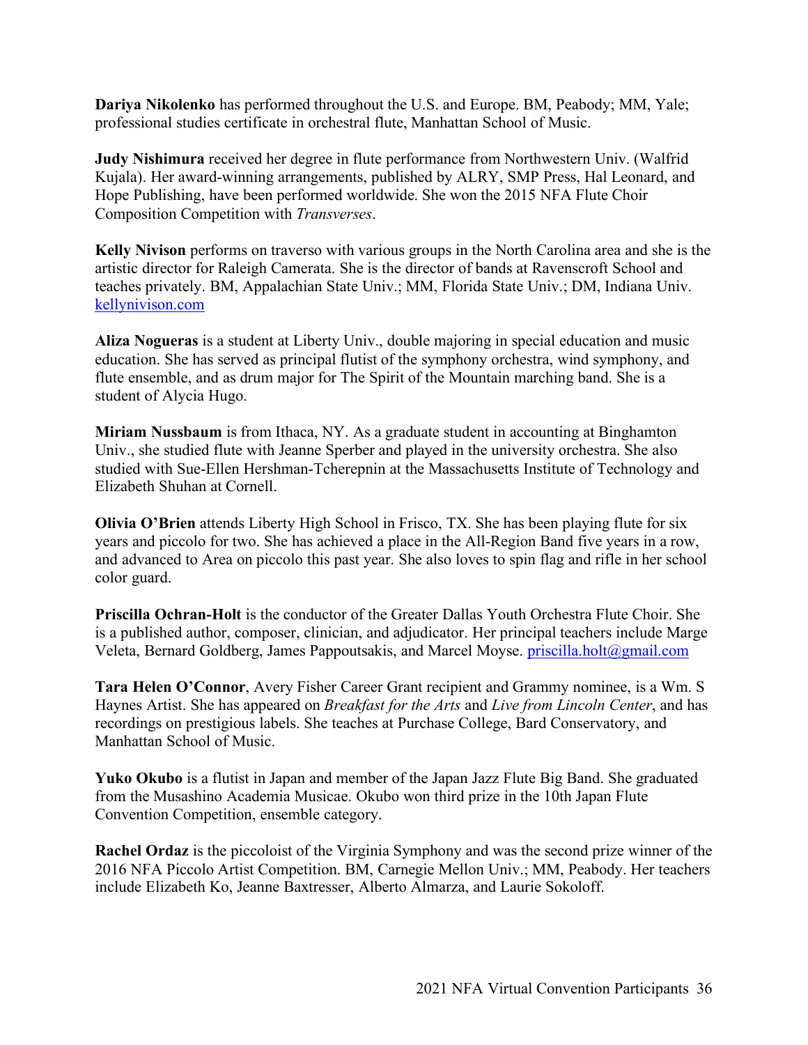**Dariya Nikolenko** has performed throughout the U.S. and Europe. BM, Peabody; MM, Yale; professional studies certificate in orchestral flute, Manhattan School of Music.

**Judy Nishimura** received her degree in flute performance from Northwestern Univ. (Walfrid Kujala). Her award-winning arrangements, published by ALRY, SMP Press, Hal Leonard, and Hope Publishing, have been performed worldwide. She won the 2015 NFA Flute Choir Composition Competition with *Transverses*.

**Kelly Nivison** performs on traverso with various groups in the North Carolina area and she is the artistic director for Raleigh Camerata. She is the director of bands at Ravenscroft School and teaches privately. BM, Appalachian State Univ.; MM, Florida State Univ.; DM, Indiana Univ. [kellynivison.com](kellynivison.com)

**Aliza Nogueras** is a student at Liberty Univ., double majoring in special education and music education. She has served as principal flutist of the symphony orchestra, wind symphony, and flute ensemble, and as drum major for The Spirit of the Mountain marching band. She is a student of Alycia Hugo.

**Miriam Nussbaum** is from Ithaca, NY. As a graduate student in accounting at Binghamton Univ., she studied flute with Jeanne Sperber and played in the university orchestra. She also studied with Sue-Ellen Hershman-Tcherepnin at the Massachusetts Institute of Technology and Elizabeth Shuhan at Cornell.

**Olivia O'Brien** attends Liberty High School in Frisco, TX. She has been playing flute for six years and piccolo for two. She has achieved a place in the All-Region Band five years in a row, and advanced to Area on piccolo this past year. She also loves to spin flag and rifle in her school color guard.

**Priscilla Ochran-Holt** is the conductor of the Greater Dallas Youth Orchestra Flute Choir. She is a published author, composer, clinician, and adjudicator. Her principal teachers include Marge Veleta, Bernard Goldberg, James Pappoutsakis, and Marcel Moyse. [priscilla.holt@gmail.com](mailto:priscilla.holt@gmail.com)

**Tara Helen O'Connor**, Avery Fisher Career Grant recipient and Grammy nominee, is a Wm. S Haynes Artist. She has appeared on *Breakfast for the Arts* and *Live from Lincoln Center*, and has recordings on prestigious labels. She teaches at Purchase College, Bard Conservatory, and Manhattan School of Music.

**Yuko Okubo** is a flutist in Japan and member of the Japan Jazz Flute Big Band. She graduated from the Musashino Academia Musicae. Okubo won third prize in the 10th Japan Flute Convention Competition, ensemble category.

**Rachel Ordaz** is the piccoloist of the Virginia Symphony and was the second prize winner of the 2016 NFA Piccolo Artist Competition. BM, Carnegie Mellon Univ.; MM, Peabody. Her teachers include Elizabeth Ko, Jeanne Baxtresser, Alberto Almarza, and Laurie Sokoloff.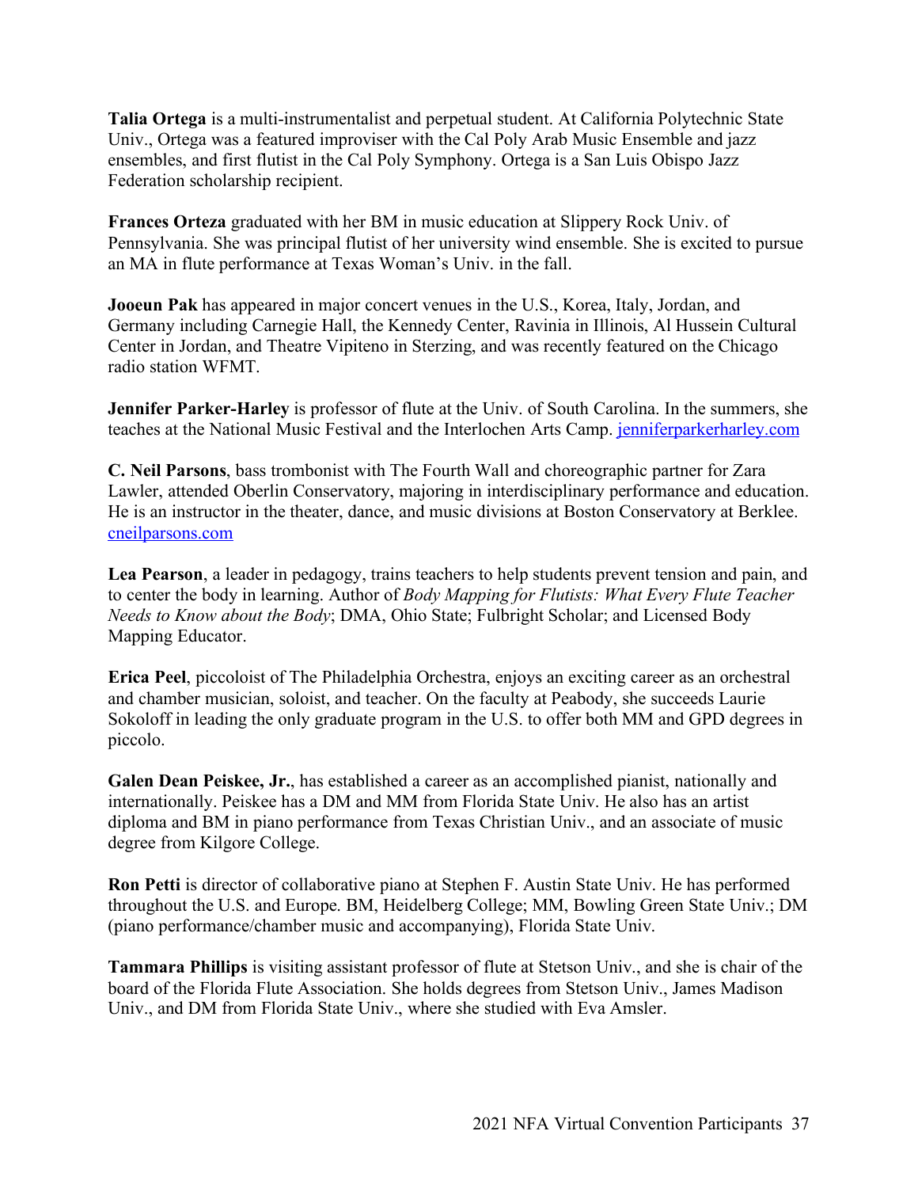**Talia Ortega** is a multi-instrumentalist and perpetual student. At California Polytechnic State Univ., Ortega was a featured improviser with the Cal Poly Arab Music Ensemble and jazz ensembles, and first flutist in the Cal Poly Symphony. Ortega is a San Luis Obispo Jazz Federation scholarship recipient.

**Frances Orteza** graduated with her BM in music education at Slippery Rock Univ. of Pennsylvania. She was principal flutist of her university wind ensemble. She is excited to pursue an MA in flute performance at Texas Woman's Univ. in the fall.

**Jooeun Pak** has appeared in major concert venues in the U.S., Korea, Italy, Jordan, and Germany including Carnegie Hall, the Kennedy Center, Ravinia in Illinois, Al Hussein Cultural Center in Jordan, and Theatre Vipiteno in Sterzing, and was recently featured on the Chicago radio station WFMT.

**Jennifer Parker-Harley** is professor of flute at the Univ. of South Carolina. In the summers, she teaches at the National Music Festival and the Interlochen Arts Camp. [jenniferparkerharley.com](http://jenniferparkerharley.com)

**C. Neil Parsons**, bass trombonist with The Fourth Wall and choreographic partner for Zara Lawler, attended Oberlin Conservatory, majoring in interdisciplinary performance and education. He is an instructor in the theater, dance, and music divisions at Boston Conservatory at Berklee. [cneilparsons.com](http://cneilparsons.com)

**Lea Pearson**, a leader in pedagogy, trains teachers to help students prevent tension and pain, and to center the body in learning. Author of *Body Mapping for Flutists: What Every Flute Teacher Needs to Know about the Body*; DMA, Ohio State; Fulbright Scholar; and Licensed Body Mapping Educator.

**Erica Peel**, piccoloist of The Philadelphia Orchestra, enjoys an exciting career as an orchestral and chamber musician, soloist, and teacher. On the faculty at Peabody, she succeeds Laurie Sokoloff in leading the only graduate program in the U.S. to offer both MM and GPD degrees in piccolo.

**Galen Dean Peiskee, Jr.**, has established a career as an accomplished pianist, nationally and internationally. Peiskee has a DM and MM from Florida State Univ. He also has an artist diploma and BM in piano performance from Texas Christian Univ., and an associate of music degree from Kilgore College.

**Ron Petti** is director of collaborative piano at Stephen F. Austin State Univ. He has performed throughout the U.S. and Europe. BM, Heidelberg College; MM, Bowling Green State Univ.; DM (piano performance/chamber music and accompanying), Florida State Univ.

**Tammara Phillips** is visiting assistant professor of flute at Stetson Univ., and she is chair of the board of the Florida Flute Association. She holds degrees from Stetson Univ., James Madison Univ., and DM from Florida State Univ., where she studied with Eva Amsler.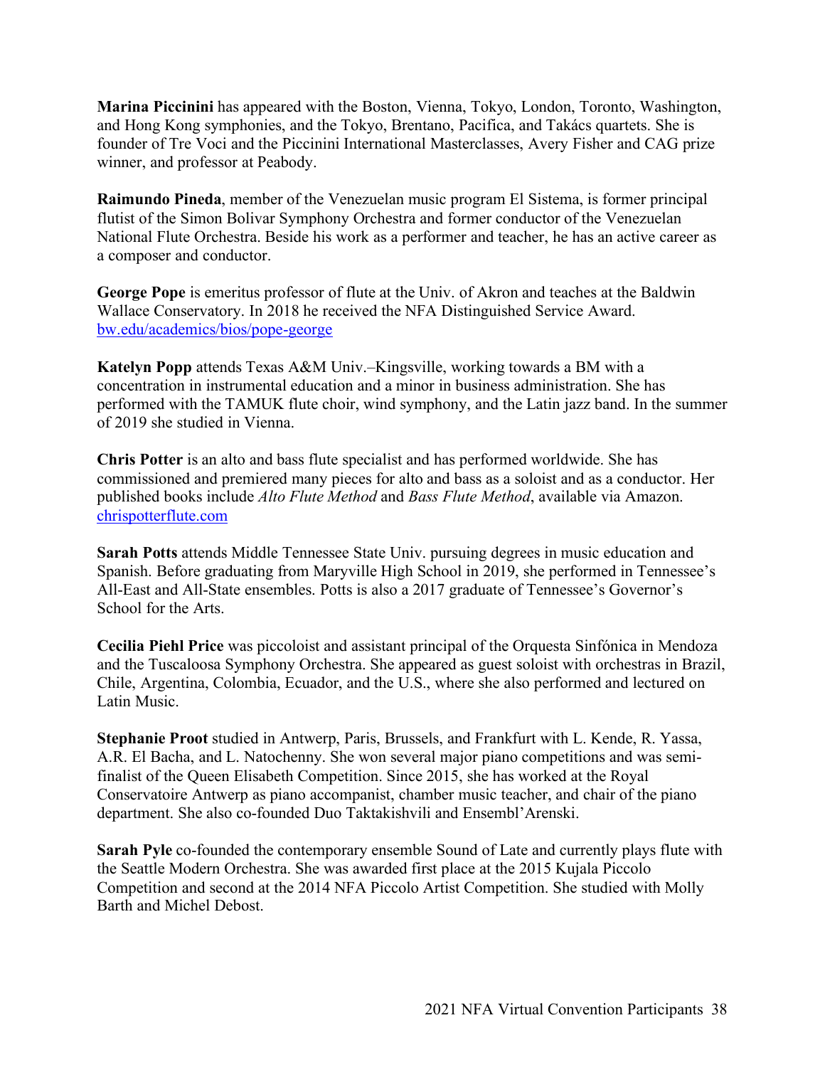**Marina Piccinini** has appeared with the Boston, Vienna, Tokyo, London, Toronto, Washington, and Hong Kong symphonies, and the Tokyo, Brentano, Pacifica, and Takács quartets. She is founder of Tre Voci and the Piccinini International Masterclasses, Avery Fisher and CAG prize winner, and professor at Peabody.

**Raimundo Pineda**, member of the Venezuelan music program El Sistema, is former principal flutist of the Simon Bolivar Symphony Orchestra and former conductor of the Venezuelan National Flute Orchestra. Beside his work as a performer and teacher, he has an active career as a composer and conductor.

**George Pope** is emeritus professor of flute at the Univ. of Akron and teaches at the Baldwin Wallace Conservatory. In 2018 he received the NFA Distinguished Service Award. bw.edu/academics/bios/pope-george

**Katelyn Popp** attends Texas A&M Univ.–Kingsville, working towards a BM with a concentration in instrumental education and a minor in business administration. She has performed with the TAMUK flute choir, wind symphony, and the Latin jazz band. In the summer of 2019 she studied in Vienna.

**Chris Potter** is an alto and bass flute specialist and has performed worldwide. She has commissioned and premiered many pieces for alto and bass as a soloist and as a conductor. Her published books include *Alto Flute Method* and *Bass Flute Method*, available via Amazon. chrispotterflute.com

**Sarah Potts** attends Middle Tennessee State Univ. pursuing degrees in music education and Spanish. Before graduating from Maryville High School in 2019, she performed in Tennessee's All-East and All-State ensembles. Potts is also a 2017 graduate of Tennessee's Governor's School for the Arts.

**Cecilia Piehl Price** was piccoloist and assistant principal of the Orquesta Sinfónica in Mendoza and the Tuscaloosa Symphony Orchestra. She appeared as guest soloist with orchestras in Brazil, Chile, Argentina, Colombia, Ecuador, and the U.S., where she also performed and lectured on Latin Music.

**Stephanie Proot** studied in Antwerp, Paris, Brussels, and Frankfurt with L. Kende, R. Yassa, A.R. El Bacha, and L. Natochenny. She won several major piano competitions and was semi-finalist of the Queen Elisabeth Competition. Since 2015, she has worked at the Royal Conservatoire Antwerp as piano accompanist, chamber music teacher, and chair of the piano department. She also co-founded Duo Taktakishvili and Ensembl'Arenski.

**Sarah Pyle** co-founded the contemporary ensemble Sound of Late and currently plays flute with the Seattle Modern Orchestra. She was awarded first place at the 2015 Kujala Piccolo Competition and second at the 2014 NFA Piccolo Artist Competition. She studied with Molly Barth and Michel Debost.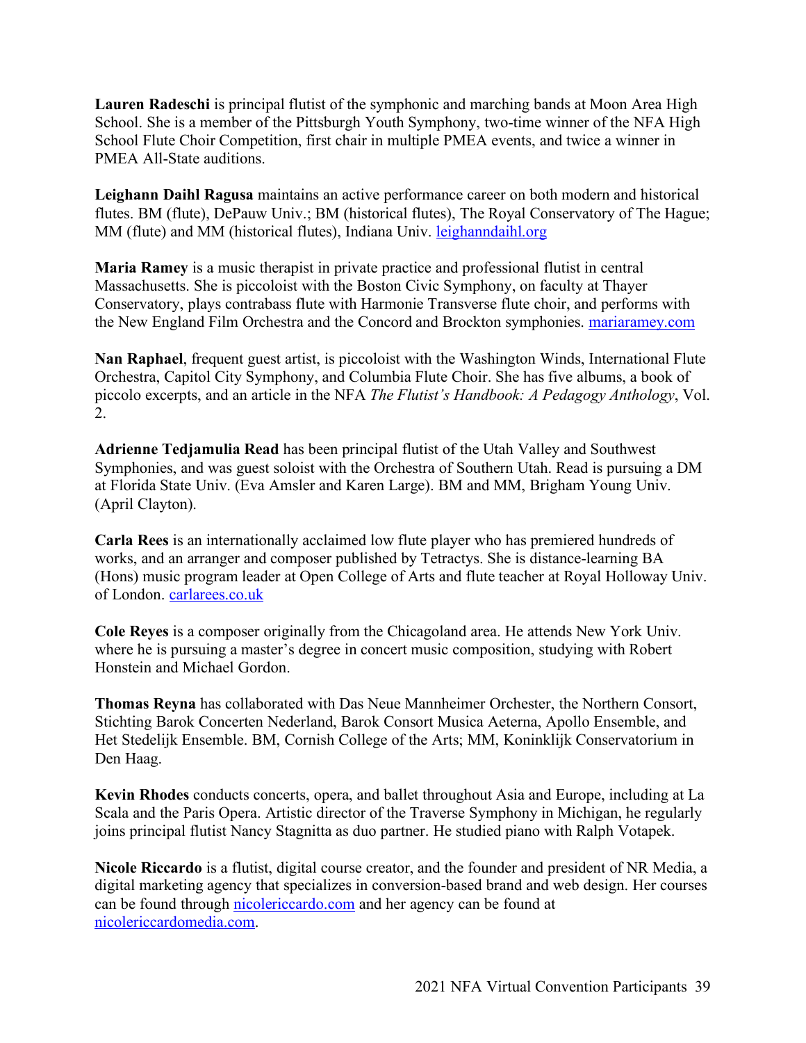**Lauren Radeschi** is principal flutist of the symphonic and marching bands at Moon Area High School. She is a member of the Pittsburgh Youth Symphony, two-time winner of the NFA High School Flute Choir Competition, first chair in multiple PMEA events, and twice a winner in PMEA All-State auditions.

**Leighann Daihl Ragusa** maintains an active performance career on both modern and historical flutes. BM (flute), DePauw Univ.; BM (historical flutes), The Royal Conservatory of The Hague; MM (flute) and MM (historical flutes), Indiana Univ. leighanndaihl.org

**Maria Ramey** is a music therapist in private practice and professional flutist in central Massachusetts. She is piccoloist with the Boston Civic Symphony, on faculty at Thayer Conservatory, plays contrabass flute with Harmonie Transverse flute choir, and performs with the New England Film Orchestra and the Concord and Brockton symphonies. mariaramey.com

**Nan Raphael**, frequent guest artist, is piccoloist with the Washington Winds, International Flute Orchestra, Capitol City Symphony, and Columbia Flute Choir. She has five albums, a book of piccolo excerpts, and an article in the NFA *The Flutist's Handbook: A Pedagogy Anthology*, Vol. 2.

**Adrienne Tedjamulia Read** has been principal flutist of the Utah Valley and Southwest Symphonies, and was guest soloist with the Orchestra of Southern Utah. Read is pursuing a DM at Florida State Univ. (Eva Amsler and Karen Large). BM and MM, Brigham Young Univ. (April Clayton).

**Carla Rees** is an internationally acclaimed low flute player who has premiered hundreds of works, and an arranger and composer published by Tetractys. She is distance-learning BA (Hons) music program leader at Open College of Arts and flute teacher at Royal Holloway Univ. of London. carlarees.co.uk

**Cole Reyes** is a composer originally from the Chicagoland area. He attends New York Univ. where he is pursuing a master's degree in concert music composition, studying with Robert Honstein and Michael Gordon.

**Thomas Reyna** has collaborated with Das Neue Mannheimer Orchester, the Northern Consort, Stichting Barok Concerten Nederland, Barok Consort Musica Aeterna, Apollo Ensemble, and Het Stedelijk Ensemble. BM, Cornish College of the Arts; MM, Koninklijk Conservatorium in Den Haag.

**Kevin Rhodes** conducts concerts, opera, and ballet throughout Asia and Europe, including at La Scala and the Paris Opera. Artistic director of the Traverse Symphony in Michigan, he regularly joins principal flutist Nancy Stagnitta as duo partner. He studied piano with Ralph Votapek.

**Nicole Riccardo** is a flutist, digital course creator, and the founder and president of NR Media, a digital marketing agency that specializes in conversion-based brand and web design. Her courses can be found through nicolericcardo.com and her agency can be found at nicolericcardomedia.com.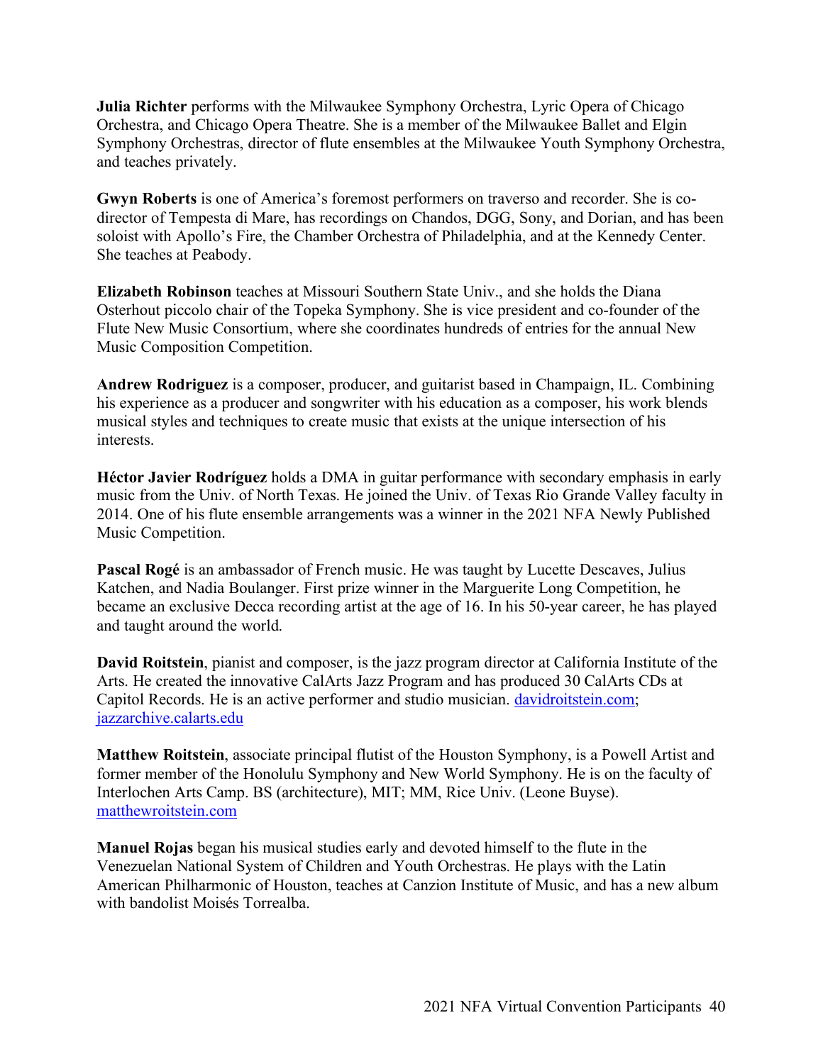**Julia Richter** performs with the Milwaukee Symphony Orchestra, Lyric Opera of Chicago Orchestra, and Chicago Opera Theatre. She is a member of the Milwaukee Ballet and Elgin Symphony Orchestras, director of flute ensembles at the Milwaukee Youth Symphony Orchestra, and teaches privately.

**Gwyn Roberts** is one of America's foremost performers on traverso and recorder. She is co-director of Tempesta di Mare, has recordings on Chandos, DGG, Sony, and Dorian, and has been soloist with Apollo's Fire, the Chamber Orchestra of Philadelphia, and at the Kennedy Center. She teaches at Peabody.

**Elizabeth Robinson** teaches at Missouri Southern State Univ., and she holds the Diana Osterhout piccolo chair of the Topeka Symphony. She is vice president and co-founder of the Flute New Music Consortium, where she coordinates hundreds of entries for the annual New Music Composition Competition.

**Andrew Rodriguez** is a composer, producer, and guitarist based in Champaign, IL. Combining his experience as a producer and songwriter with his education as a composer, his work blends musical styles and techniques to create music that exists at the unique intersection of his interests.

**Héctor Javier Rodríguez** holds a DMA in guitar performance with secondary emphasis in early music from the Univ. of North Texas. He joined the Univ. of Texas Rio Grande Valley faculty in 2014. One of his flute ensemble arrangements was a winner in the 2021 NFA Newly Published Music Competition.

**Pascal Rogé** is an ambassador of French music. He was taught by Lucette Descaves, Julius Katchen, and Nadia Boulanger. First prize winner in the Marguerite Long Competition, he became an exclusive Decca recording artist at the age of 16. In his 50-year career, he has played and taught around the world.

**David Roitstein**, pianist and composer, is the jazz program director at California Institute of the Arts. He created the innovative CalArts Jazz Program and has produced 30 CalArts CDs at Capitol Records. He is an active performer and studio musician. davidroitstein.com; jazzarchive.calarts.edu

**Matthew Roitstein**, associate principal flutist of the Houston Symphony, is a Powell Artist and former member of the Honolulu Symphony and New World Symphony. He is on the faculty of Interlochen Arts Camp. BS (architecture), MIT; MM, Rice Univ. (Leone Buyse). matthewroitstein.com

**Manuel Rojas** began his musical studies early and devoted himself to the flute in the Venezuelan National System of Children and Youth Orchestras. He plays with the Latin American Philharmonic of Houston, teaches at Canzion Institute of Music, and has a new album with bandolist Moisés Torrealba.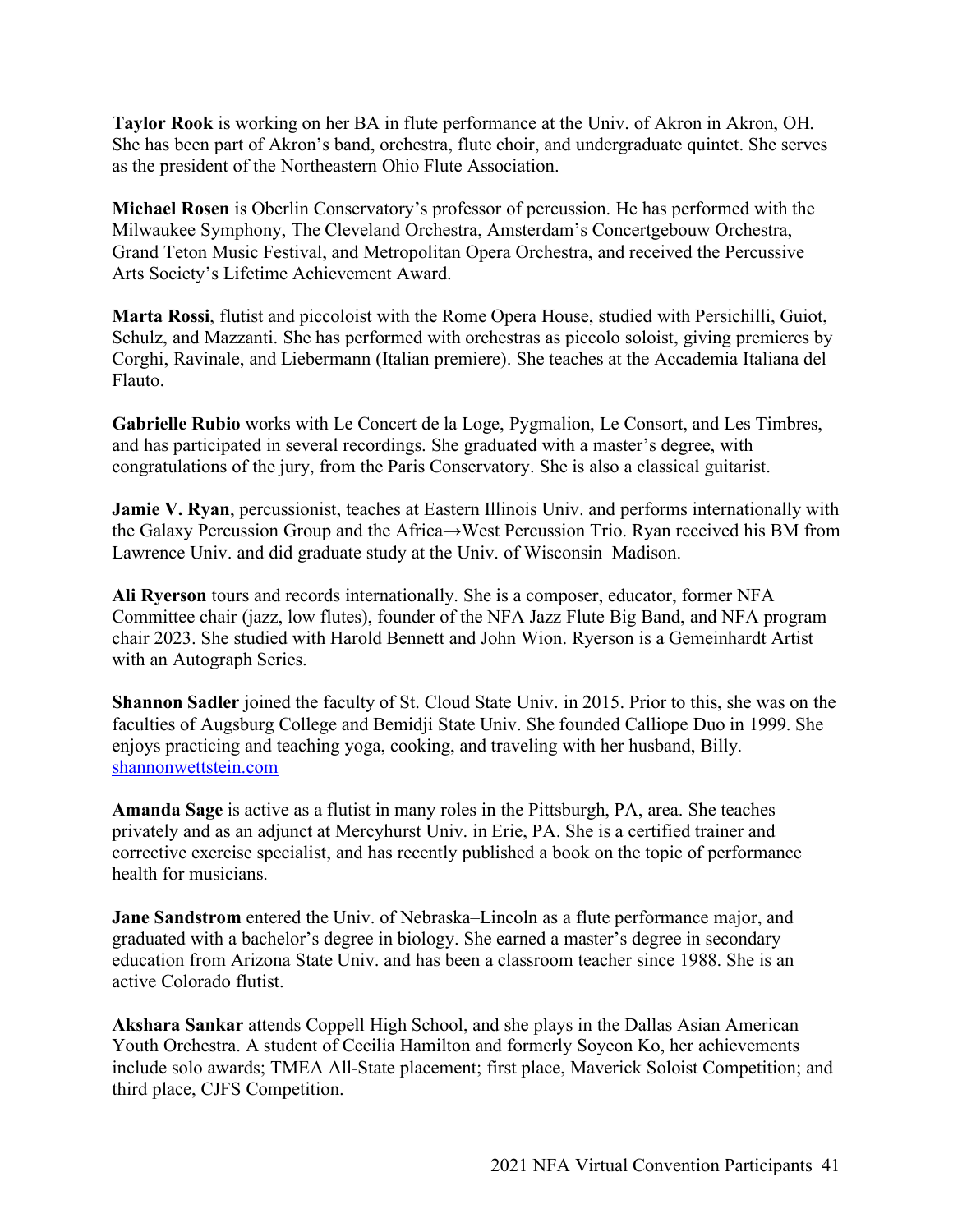**Taylor Rook** is working on her BA in flute performance at the Univ. of Akron in Akron, OH. She has been part of Akron's band, orchestra, flute choir, and undergraduate quintet. She serves as the president of the Northeastern Ohio Flute Association.

**Michael Rosen** is Oberlin Conservatory's professor of percussion. He has performed with the Milwaukee Symphony, The Cleveland Orchestra, Amsterdam's Concertgebouw Orchestra, Grand Teton Music Festival, and Metropolitan Opera Orchestra, and received the Percussive Arts Society's Lifetime Achievement Award.

**Marta Rossi**, flutist and piccoloist with the Rome Opera House, studied with Persichilli, Guiot, Schulz, and Mazzanti. She has performed with orchestras as piccolo soloist, giving premieres by Corghi, Ravinale, and Liebermann (Italian premiere). She teaches at the Accademia Italiana del Flauto.

**Gabrielle Rubio** works with Le Concert de la Loge, Pygmalion, Le Consort, and Les Timbres, and has participated in several recordings. She graduated with a master's degree, with congratulations of the jury, from the Paris Conservatory. She is also a classical guitarist.

**Jamie V. Ryan**, percussionist, teaches at Eastern Illinois Univ. and performs internationally with the Galaxy Percussion Group and the Africa→West Percussion Trio. Ryan received his BM from Lawrence Univ. and did graduate study at the Univ. of Wisconsin–Madison.

**Ali Ryerson** tours and records internationally. She is a composer, educator, former NFA Committee chair (jazz, low flutes), founder of the NFA Jazz Flute Big Band, and NFA program chair 2023. She studied with Harold Bennett and John Wion. Ryerson is a Gemeinhardt Artist with an Autograph Series.

**Shannon Sadler** joined the faculty of St. Cloud State Univ. in 2015. Prior to this, she was on the faculties of Augsburg College and Bemidji State Univ. She founded Calliope Duo in 1999. She enjoys practicing and teaching yoga, cooking, and traveling with her husband, Billy. [shannonwettstein.com](shannonwettstein.com)

**Amanda Sage** is active as a flutist in many roles in the Pittsburgh, PA, area. She teaches privately and as an adjunct at Mercyhurst Univ. in Erie, PA. She is a certified trainer and corrective exercise specialist, and has recently published a book on the topic of performance health for musicians.

**Jane Sandstrom** entered the Univ. of Nebraska–Lincoln as a flute performance major, and graduated with a bachelor's degree in biology. She earned a master's degree in secondary education from Arizona State Univ. and has been a classroom teacher since 1988. She is an active Colorado flutist.

**Akshara Sankar** attends Coppell High School, and she plays in the Dallas Asian American Youth Orchestra. A student of Cecilia Hamilton and formerly Soyeon Ko, her achievements include solo awards; TMEA All-State placement; first place, Maverick Soloist Competition; and third place, CJFS Competition.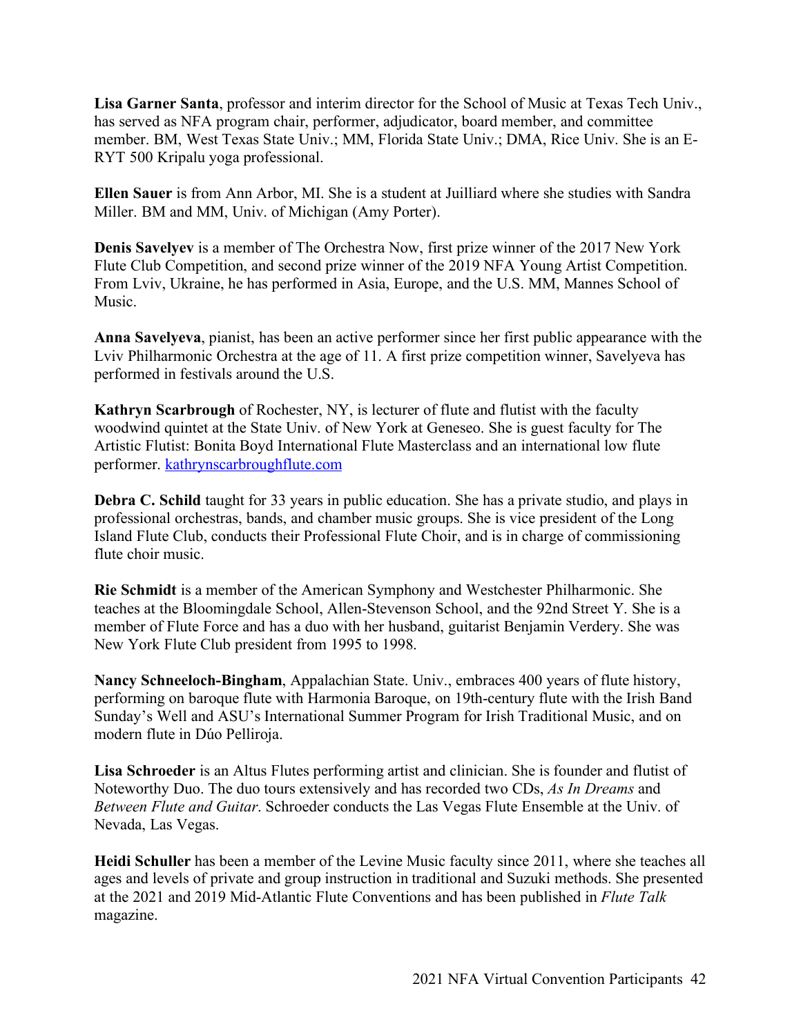**Lisa Garner Santa**, professor and interim director for the School of Music at Texas Tech Univ., has served as NFA program chair, performer, adjudicator, board member, and committee member. BM, West Texas State Univ.; MM, Florida State Univ.; DMA, Rice Univ. She is an E-RYT 500 Kripalu yoga professional.

**Ellen Sauer** is from Ann Arbor, MI. She is a student at Juilliard where she studies with Sandra Miller. BM and MM, Univ. of Michigan (Amy Porter).

**Denis Savelyev** is a member of The Orchestra Now, first prize winner of the 2017 New York Flute Club Competition, and second prize winner of the 2019 NFA Young Artist Competition. From Lviv, Ukraine, he has performed in Asia, Europe, and the U.S. MM, Mannes School of Music.

**Anna Savelyeva**, pianist, has been an active performer since her first public appearance with the Lviv Philharmonic Orchestra at the age of 11. A first prize competition winner, Savelyeva has performed in festivals around the U.S.

**Kathryn Scarbrough** of Rochester, NY, is lecturer of flute and flutist with the faculty woodwind quintet at the State Univ. of New York at Geneseo. She is guest faculty for The Artistic Flutist: Bonita Boyd International Flute Masterclass and an international low flute performer. [kathrynscarbroughflute.com](kathrynscarbroughflute.com)

**Debra C. Schild** taught for 33 years in public education. She has a private studio, and plays in professional orchestras, bands, and chamber music groups. She is vice president of the Long Island Flute Club, conducts their Professional Flute Choir, and is in charge of commissioning flute choir music.

**Rie Schmidt** is a member of the American Symphony and Westchester Philharmonic. She teaches at the Bloomingdale School, Allen-Stevenson School, and the 92nd Street Y. She is a member of Flute Force and has a duo with her husband, guitarist Benjamin Verdery. She was New York Flute Club president from 1995 to 1998.

**Nancy Schneeloch-Bingham**, Appalachian State. Univ., embraces 400 years of flute history, performing on baroque flute with Harmonia Baroque, on 19th-century flute with the Irish Band Sunday's Well and ASU's International Summer Program for Irish Traditional Music, and on modern flute in Dúo Pelliroja.

**Lisa Schroeder** is an Altus Flutes performing artist and clinician. She is founder and flutist of Noteworthy Duo. The duo tours extensively and has recorded two CDs, *As In Dreams* and *Between Flute and Guitar*. Schroeder conducts the Las Vegas Flute Ensemble at the Univ. of Nevada, Las Vegas.

**Heidi Schuller** has been a member of the Levine Music faculty since 2011, where she teaches all ages and levels of private and group instruction in traditional and Suzuki methods. She presented at the 2021 and 2019 Mid-Atlantic Flute Conventions and has been published in *Flute Talk* magazine.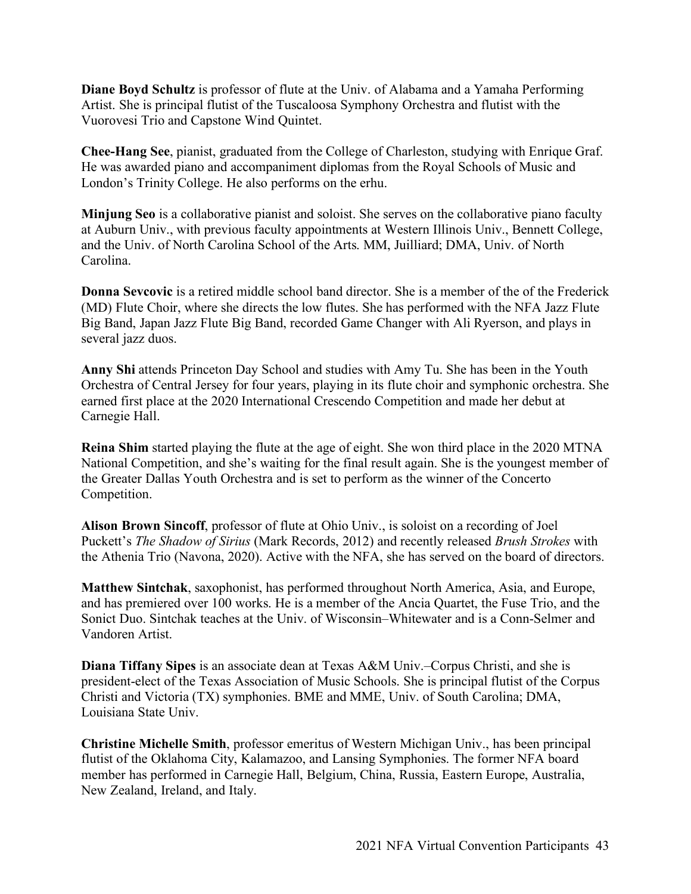**Diane Boyd Schultz** is professor of flute at the Univ. of Alabama and a Yamaha Performing Artist. She is principal flutist of the Tuscaloosa Symphony Orchestra and flutist with the Vuorovesi Trio and Capstone Wind Quintet.

**Chee-Hang See**, pianist, graduated from the College of Charleston, studying with Enrique Graf. He was awarded piano and accompaniment diplomas from the Royal Schools of Music and London's Trinity College. He also performs on the erhu.

**Minjung Seo** is a collaborative pianist and soloist. She serves on the collaborative piano faculty at Auburn Univ., with previous faculty appointments at Western Illinois Univ., Bennett College, and the Univ. of North Carolina School of the Arts. MM, Juilliard; DMA, Univ. of North Carolina.

**Donna Sevcovic** is a retired middle school band director. She is a member of the of the Frederick (MD) Flute Choir, where she directs the low flutes. She has performed with the NFA Jazz Flute Big Band, Japan Jazz Flute Big Band, recorded Game Changer with Ali Ryerson, and plays in several jazz duos.

**Anny Shi** attends Princeton Day School and studies with Amy Tu. She has been in the Youth Orchestra of Central Jersey for four years, playing in its flute choir and symphonic orchestra. She earned first place at the 2020 International Crescendo Competition and made her debut at Carnegie Hall.

**Reina Shim** started playing the flute at the age of eight. She won third place in the 2020 MTNA National Competition, and she's waiting for the final result again. She is the youngest member of the Greater Dallas Youth Orchestra and is set to perform as the winner of the Concerto Competition.

**Alison Brown Sincoff**, professor of flute at Ohio Univ., is soloist on a recording of Joel Puckett's *The Shadow of Sirius* (Mark Records, 2012) and recently released *Brush Strokes* with the Athenia Trio (Navona, 2020). Active with the NFA, she has served on the board of directors.

**Matthew Sintchak**, saxophonist, has performed throughout North America, Asia, and Europe, and has premiered over 100 works. He is a member of the Ancia Quartet, the Fuse Trio, and the Sonict Duo. Sintchak teaches at the Univ. of Wisconsin–Whitewater and is a Conn-Selmer and Vandoren Artist.

**Diana Tiffany Sipes** is an associate dean at Texas A&M Univ.–Corpus Christi, and she is president-elect of the Texas Association of Music Schools. She is principal flutist of the Corpus Christi and Victoria (TX) symphonies. BME and MME, Univ. of South Carolina; DMA, Louisiana State Univ.

**Christine Michelle Smith**, professor emeritus of Western Michigan Univ., has been principal flutist of the Oklahoma City, Kalamazoo, and Lansing Symphonies. The former NFA board member has performed in Carnegie Hall, Belgium, China, Russia, Eastern Europe, Australia, New Zealand, Ireland, and Italy.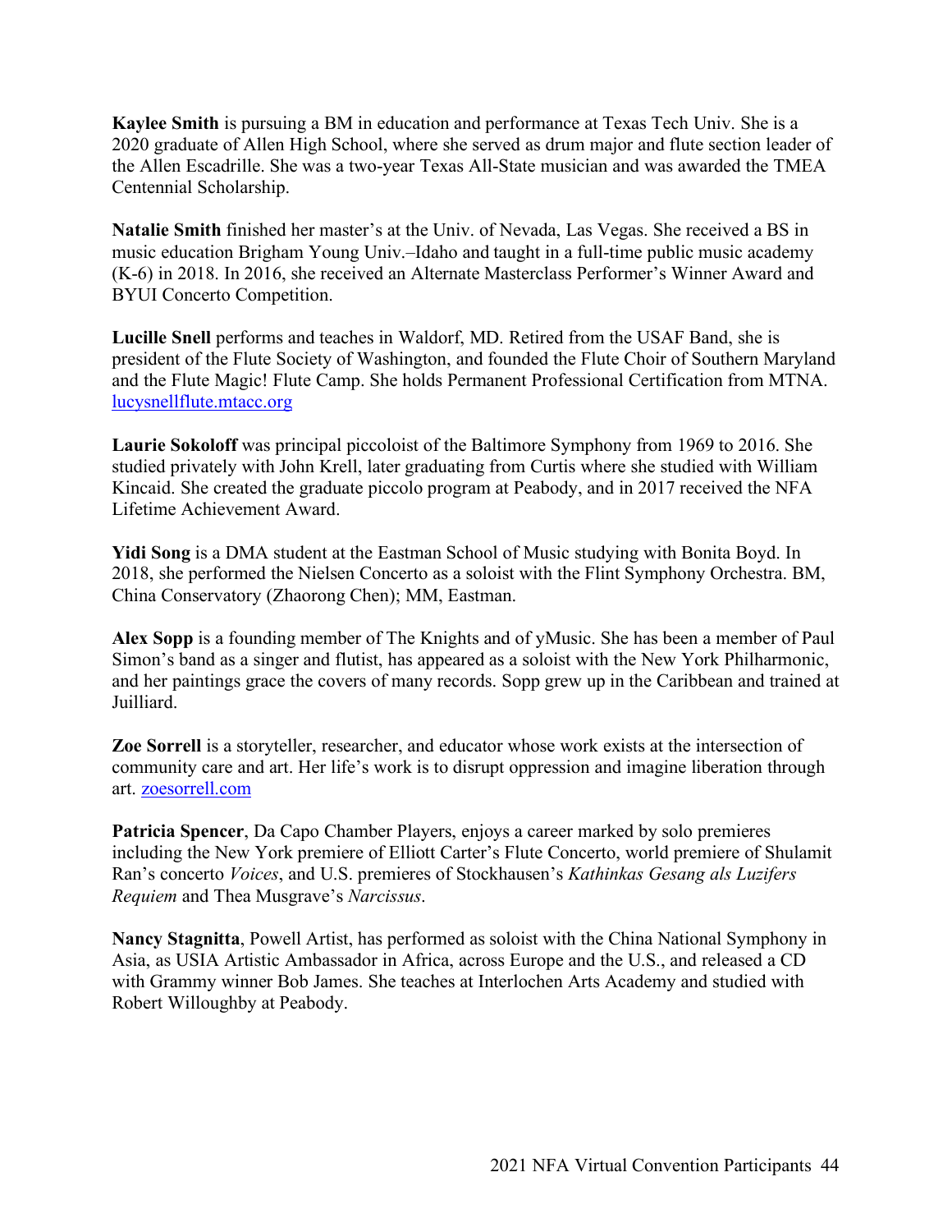**Kaylee Smith** is pursuing a BM in education and performance at Texas Tech Univ. She is a 2020 graduate of Allen High School, where she served as drum major and flute section leader of the Allen Escadrille. She was a two-year Texas All-State musician and was awarded the TMEA Centennial Scholarship.

**Natalie Smith** finished her master's at the Univ. of Nevada, Las Vegas. She received a BS in music education Brigham Young Univ.–Idaho and taught in a full-time public music academy (K-6) in 2018. In 2016, she received an Alternate Masterclass Performer's Winner Award and BYUI Concerto Competition.

**Lucille Snell** performs and teaches in Waldorf, MD. Retired from the USAF Band, she is president of the Flute Society of Washington, and founded the Flute Choir of Southern Maryland and the Flute Magic! Flute Camp. She holds Permanent Professional Certification from MTNA. [lucysnellflute.mtacc.org](http://lucysnellflute.mtacc.org)

**Laurie Sokoloff** was principal piccoloist of the Baltimore Symphony from 1969 to 2016. She studied privately with John Krell, later graduating from Curtis where she studied with William Kincaid. She created the graduate piccolo program at Peabody, and in 2017 received the NFA Lifetime Achievement Award.

**Yidi Song** is a DMA student at the Eastman School of Music studying with Bonita Boyd. In 2018, she performed the Nielsen Concerto as a soloist with the Flint Symphony Orchestra. BM, China Conservatory (Zhaorong Chen); MM, Eastman.

**Alex Sopp** is a founding member of The Knights and of yMusic. She has been a member of Paul Simon's band as a singer and flutist, has appeared as a soloist with the New York Philharmonic, and her paintings grace the covers of many records. Sopp grew up in the Caribbean and trained at Juilliard.

**Zoe Sorrell** is a storyteller, researcher, and educator whose work exists at the intersection of community care and art. Her life's work is to disrupt oppression and imagine liberation through art. [zoesorrell.com](http://zoesorrell.com)

**Patricia Spencer**, Da Capo Chamber Players, enjoys a career marked by solo premieres including the New York premiere of Elliott Carter's Flute Concerto, world premiere of Shulamit Ran's concerto *Voices*, and U.S. premieres of Stockhausen's *Kathinkas Gesang als Luzifers Requiem* and Thea Musgrave's *Narcissus*.

**Nancy Stagnitta**, Powell Artist, has performed as soloist with the China National Symphony in Asia, as USIA Artistic Ambassador in Africa, across Europe and the U.S., and released a CD with Grammy winner Bob James. She teaches at Interlochen Arts Academy and studied with Robert Willoughby at Peabody.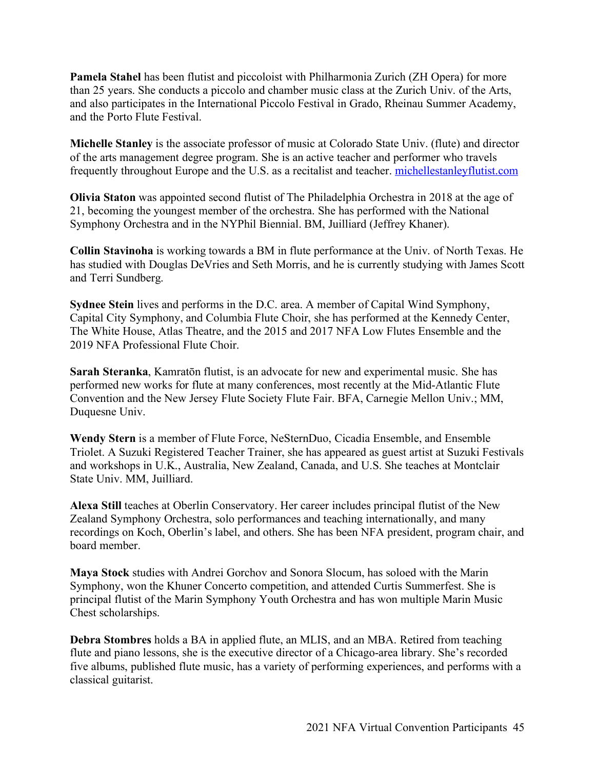**Pamela Stahel** has been flutist and piccoloist with Philharmonia Zurich (ZH Opera) for more than 25 years. She conducts a piccolo and chamber music class at the Zurich Univ. of the Arts, and also participates in the International Piccolo Festival in Grado, Rheinau Summer Academy, and the Porto Flute Festival.

**Michelle Stanley** is the associate professor of music at Colorado State Univ. (flute) and director of the arts management degree program. She is an active teacher and performer who travels frequently throughout Europe and the U.S. as a recitalist and teacher. [michellestanleyflutist.com](michellestanleyflutist.com)

**Olivia Staton** was appointed second flutist of The Philadelphia Orchestra in 2018 at the age of 21, becoming the youngest member of the orchestra. She has performed with the National Symphony Orchestra and in the NYPhil Biennial. BM, Juilliard (Jeffrey Khaner).

**Collin Stavinoha** is working towards a BM in flute performance at the Univ. of North Texas. He has studied with Douglas DeVries and Seth Morris, and he is currently studying with James Scott and Terri Sundberg.

**Sydnee Stein** lives and performs in the D.C. area. A member of Capital Wind Symphony, Capital City Symphony, and Columbia Flute Choir, she has performed at the Kennedy Center, The White House, Atlas Theatre, and the 2015 and 2017 NFA Low Flutes Ensemble and the 2019 NFA Professional Flute Choir.

**Sarah Steranka**, Kamratōn flutist, is an advocate for new and experimental music. She has performed new works for flute at many conferences, most recently at the Mid-Atlantic Flute Convention and the New Jersey Flute Society Flute Fair. BFA, Carnegie Mellon Univ.; MM, Duquesne Univ.

**Wendy Stern** is a member of Flute Force, NeSternDuo, Cicadia Ensemble, and Ensemble Triolet. A Suzuki Registered Teacher Trainer, she has appeared as guest artist at Suzuki Festivals and workshops in U.K., Australia, New Zealand, Canada, and U.S. She teaches at Montclair State Univ. MM, Juilliard.

**Alexa Still** teaches at Oberlin Conservatory. Her career includes principal flutist of the New Zealand Symphony Orchestra, solo performances and teaching internationally, and many recordings on Koch, Oberlin's label, and others. She has been NFA president, program chair, and board member.

**Maya Stock** studies with Andrei Gorchov and Sonora Slocum, has soloed with the Marin Symphony, won the Khuner Concerto competition, and attended Curtis Summerfest. She is principal flutist of the Marin Symphony Youth Orchestra and has won multiple Marin Music Chest scholarships.

**Debra Stombres** holds a BA in applied flute, an MLIS, and an MBA. Retired from teaching flute and piano lessons, she is the executive director of a Chicago-area library. She's recorded five albums, published flute music, has a variety of performing experiences, and performs with a classical guitarist.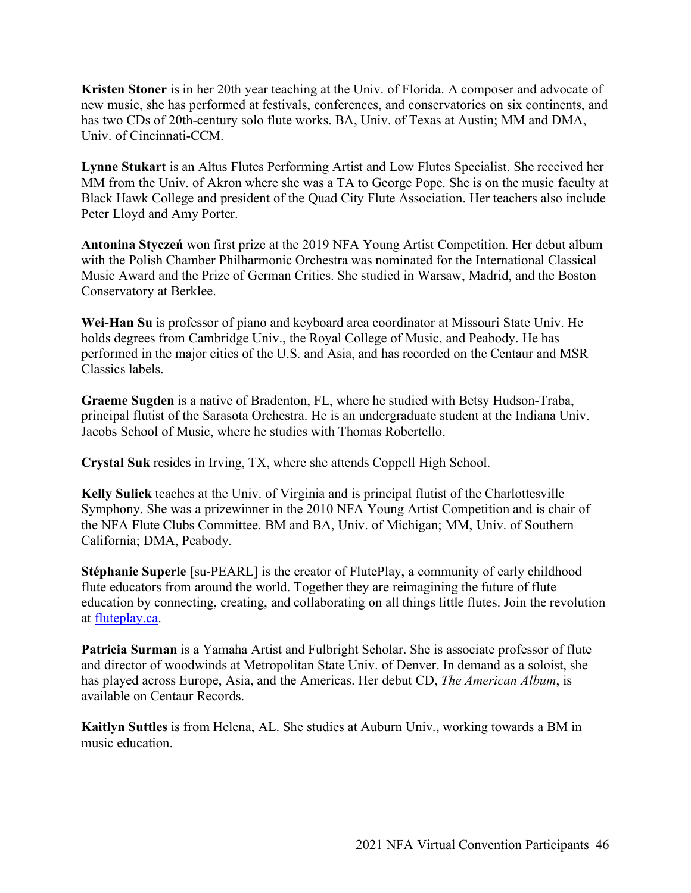**Kristen Stoner** is in her 20th year teaching at the Univ. of Florida. A composer and advocate of new music, she has performed at festivals, conferences, and conservatories on six continents, and has two CDs of 20th-century solo flute works. BA, Univ. of Texas at Austin; MM and DMA, Univ. of Cincinnati-CCM.

**Lynne Stukart** is an Altus Flutes Performing Artist and Low Flutes Specialist. She received her MM from the Univ. of Akron where she was a TA to George Pope. She is on the music faculty at Black Hawk College and president of the Quad City Flute Association. Her teachers also include Peter Lloyd and Amy Porter.

**Antonina Styczeń** won first prize at the 2019 NFA Young Artist Competition. Her debut album with the Polish Chamber Philharmonic Orchestra was nominated for the International Classical Music Award and the Prize of German Critics. She studied in Warsaw, Madrid, and the Boston Conservatory at Berklee.

**Wei-Han Su** is professor of piano and keyboard area coordinator at Missouri State Univ. He holds degrees from Cambridge Univ., the Royal College of Music, and Peabody. He has performed in the major cities of the U.S. and Asia, and has recorded on the Centaur and MSR Classics labels.

**Graeme Sugden** is a native of Bradenton, FL, where he studied with Betsy Hudson-Traba, principal flutist of the Sarasota Orchestra. He is an undergraduate student at the Indiana Univ. Jacobs School of Music, where he studies with Thomas Robertello.

**Crystal Suk** resides in Irving, TX, where she attends Coppell High School.

**Kelly Sulick** teaches at the Univ. of Virginia and is principal flutist of the Charlottesville Symphony. She was a prizewinner in the 2010 NFA Young Artist Competition and is chair of the NFA Flute Clubs Committee. BM and BA, Univ. of Michigan; MM, Univ. of Southern California; DMA, Peabody.

**Stéphanie Superle** [su-PEARL] is the creator of FlutePlay, a community of early childhood flute educators from around the world. Together they are reimagining the future of flute education by connecting, creating, and collaborating on all things little flutes. Join the revolution at [fluteplay.ca](fluteplay.ca).

**Patricia Surman** is a Yamaha Artist and Fulbright Scholar. She is associate professor of flute and director of woodwinds at Metropolitan State Univ. of Denver. In demand as a soloist, she has played across Europe, Asia, and the Americas. Her debut CD, *The American Album*, is available on Centaur Records.

**Kaitlyn Suttles** is from Helena, AL. She studies at Auburn Univ., working towards a BM in music education.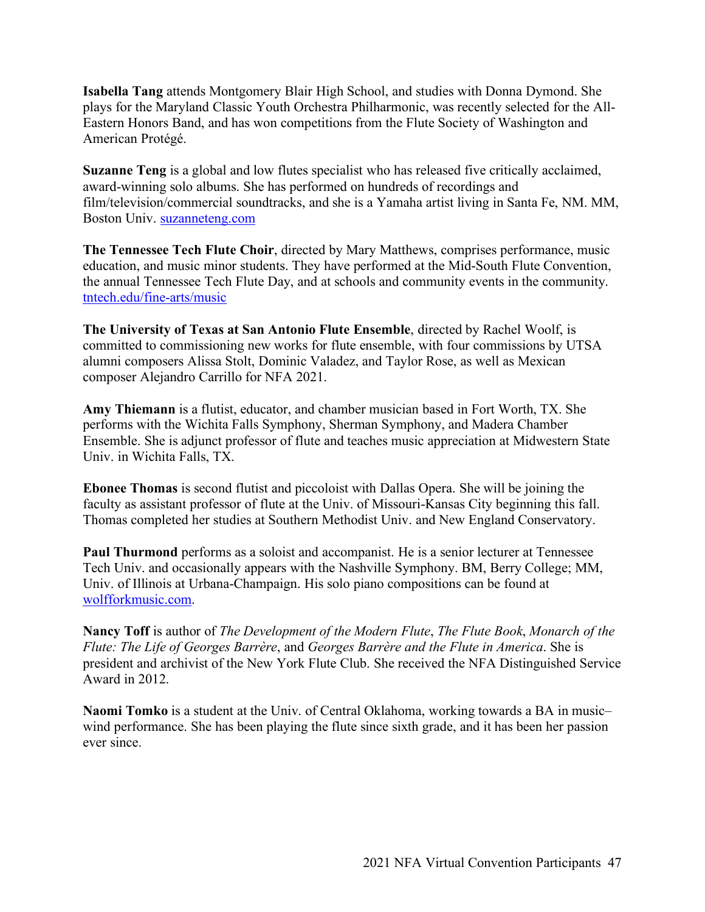**Isabella Tang** attends Montgomery Blair High School, and studies with Donna Dymond. She plays for the Maryland Classic Youth Orchestra Philharmonic, was recently selected for the All-Eastern Honors Band, and has won competitions from the Flute Society of Washington and American Protégé.

**Suzanne Teng** is a global and low flutes specialist who has released five critically acclaimed, award-winning solo albums. She has performed on hundreds of recordings and film/television/commercial soundtracks, and she is a Yamaha artist living in Santa Fe, NM. MM, Boston Univ. suzanneteng.com

**The Tennessee Tech Flute Choir**, directed by Mary Matthews, comprises performance, music education, and music minor students. They have performed at the Mid-South Flute Convention, the annual Tennessee Tech Flute Day, and at schools and community events in the community. tntech.edu/fine-arts/music

**The University of Texas at San Antonio Flute Ensemble**, directed by Rachel Woolf, is committed to commissioning new works for flute ensemble, with four commissions by UTSA alumni composers Alissa Stolt, Dominic Valadez, and Taylor Rose, as well as Mexican composer Alejandro Carrillo for NFA 2021.

**Amy Thiemann** is a flutist, educator, and chamber musician based in Fort Worth, TX. She performs with the Wichita Falls Symphony, Sherman Symphony, and Madera Chamber Ensemble. She is adjunct professor of flute and teaches music appreciation at Midwestern State Univ. in Wichita Falls, TX.

**Ebonee Thomas** is second flutist and piccoloist with Dallas Opera. She will be joining the faculty as assistant professor of flute at the Univ. of Missouri-Kansas City beginning this fall. Thomas completed her studies at Southern Methodist Univ. and New England Conservatory.

**Paul Thurmond** performs as a soloist and accompanist. He is a senior lecturer at Tennessee Tech Univ. and occasionally appears with the Nashville Symphony. BM, Berry College; MM, Univ. of Illinois at Urbana-Champaign. His solo piano compositions can be found at wolfforkmusic.com.

**Nancy Toff** is author of *The Development of the Modern Flute*, *The Flute Book*, *Monarch of the Flute: The Life of Georges Barrère*, and *Georges Barrère and the Flute in America*. She is president and archivist of the New York Flute Club. She received the NFA Distinguished Service Award in 2012.

**Naomi Tomko** is a student at the Univ. of Central Oklahoma, working towards a BA in music–wind performance. She has been playing the flute since sixth grade, and it has been her passion ever since.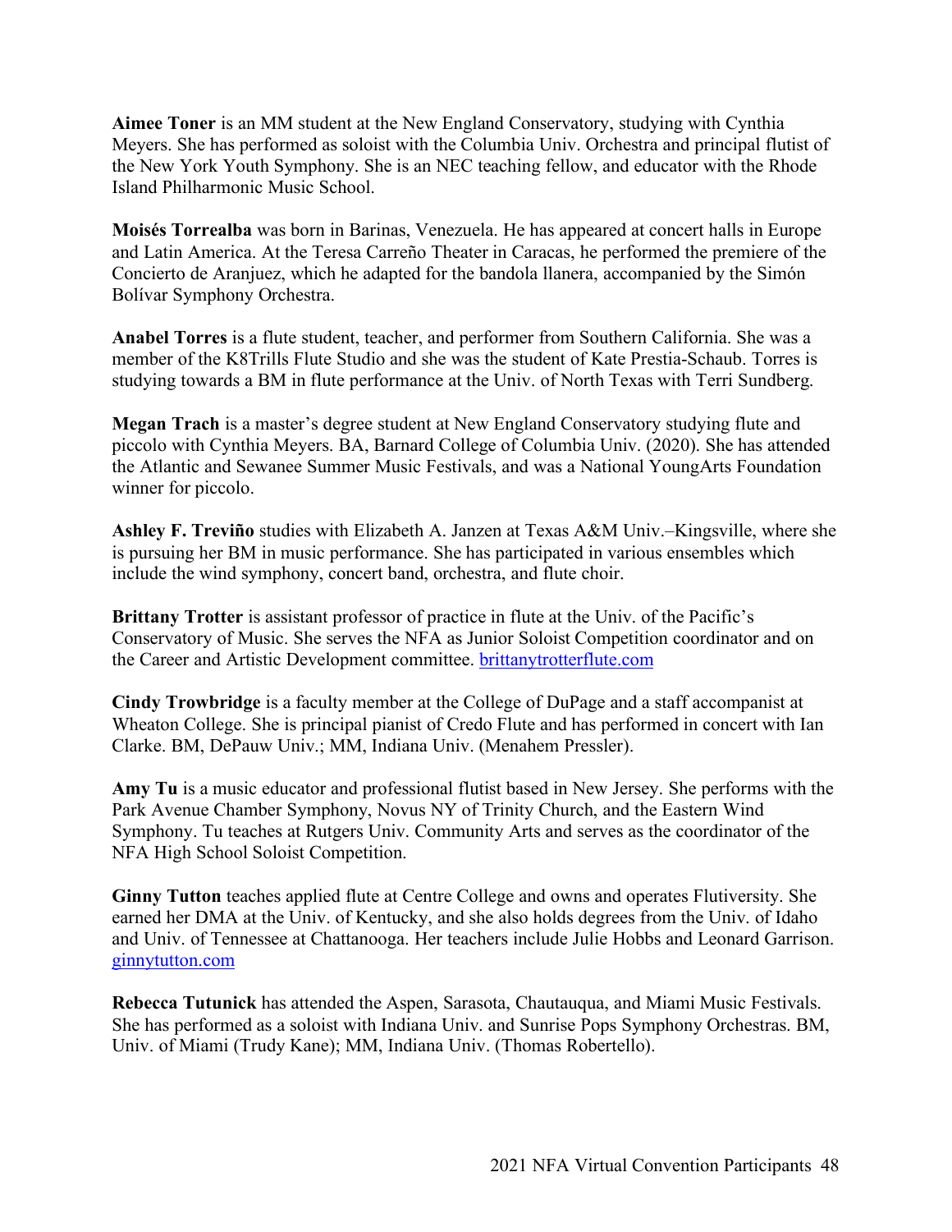**Aimee Toner** is an MM student at the New England Conservatory, studying with Cynthia Meyers. She has performed as soloist with the Columbia Univ. Orchestra and principal flutist of the New York Youth Symphony. She is an NEC teaching fellow, and educator with the Rhode Island Philharmonic Music School.

**Moisés Torrealba** was born in Barinas, Venezuela. He has appeared at concert halls in Europe and Latin America. At the Teresa Carreño Theater in Caracas, he performed the premiere of the Concierto de Aranjuez, which he adapted for the bandola llanera, accompanied by the Simón Bolívar Symphony Orchestra.

**Anabel Torres** is a flute student, teacher, and performer from Southern California. She was a member of the K8Trills Flute Studio and she was the student of Kate Prestia-Schaub. Torres is studying towards a BM in flute performance at the Univ. of North Texas with Terri Sundberg.

**Megan Trach** is a master's degree student at New England Conservatory studying flute and piccolo with Cynthia Meyers. BA, Barnard College of Columbia Univ. (2020). She has attended the Atlantic and Sewanee Summer Music Festivals, and was a National YoungArts Foundation winner for piccolo.

**Ashley F. Treviño** studies with Elizabeth A. Janzen at Texas A&M Univ.–Kingsville, where she is pursuing her BM in music performance. She has participated in various ensembles which include the wind symphony, concert band, orchestra, and flute choir.

**Brittany Trotter** is assistant professor of practice in flute at the Univ. of the Pacific's Conservatory of Music. She serves the NFA as Junior Soloist Competition coordinator and on the Career and Artistic Development committee. brittanytrotterflute.com

**Cindy Trowbridge** is a faculty member at the College of DuPage and a staff accompanist at Wheaton College. She is principal pianist of Credo Flute and has performed in concert with Ian Clarke. BM, DePauw Univ.; MM, Indiana Univ. (Menahem Pressler).

**Amy Tu** is a music educator and professional flutist based in New Jersey. She performs with the Park Avenue Chamber Symphony, Novus NY of Trinity Church, and the Eastern Wind Symphony. Tu teaches at Rutgers Univ. Community Arts and serves as the coordinator of the NFA High School Soloist Competition.

**Ginny Tutton** teaches applied flute at Centre College and owns and operates Flutiversity. She earned her DMA at the Univ. of Kentucky, and she also holds degrees from the Univ. of Idaho and Univ. of Tennessee at Chattanooga. Her teachers include Julie Hobbs and Leonard Garrison. ginnytutton.com

**Rebecca Tutunick** has attended the Aspen, Sarasota, Chautauqua, and Miami Music Festivals. She has performed as a soloist with Indiana Univ. and Sunrise Pops Symphony Orchestras. BM, Univ. of Miami (Trudy Kane); MM, Indiana Univ. (Thomas Robertello).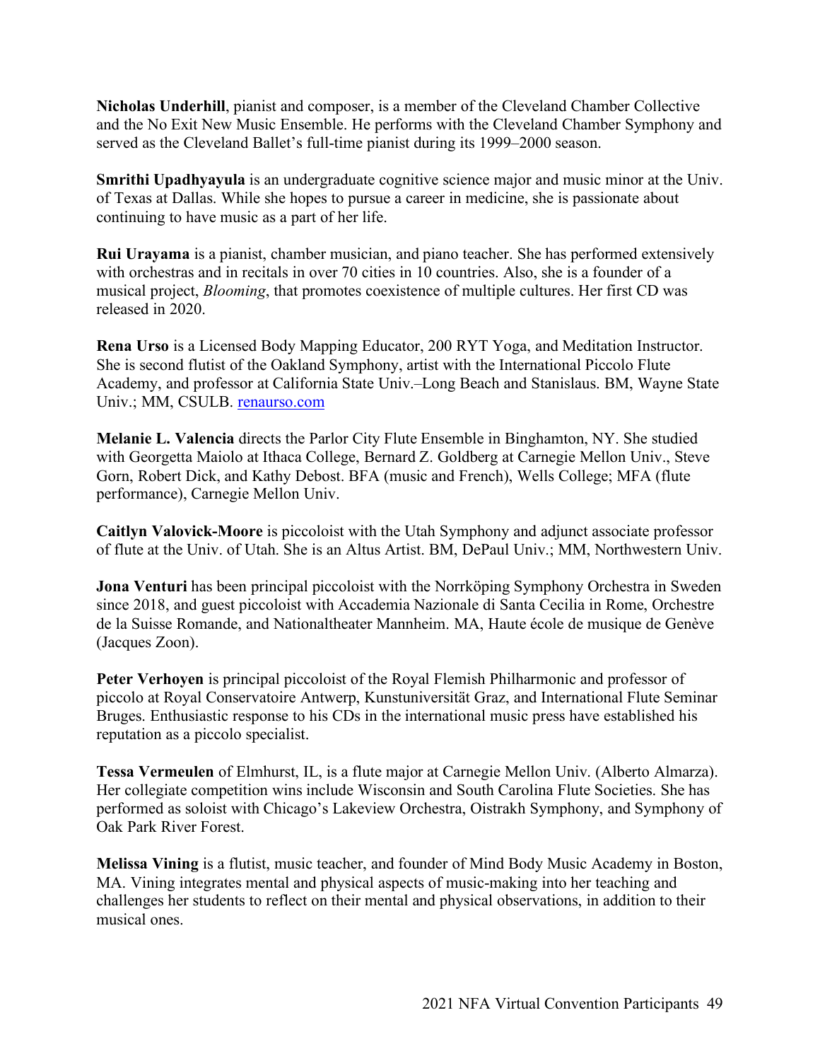**Nicholas Underhill**, pianist and composer, is a member of the Cleveland Chamber Collective and the No Exit New Music Ensemble. He performs with the Cleveland Chamber Symphony and served as the Cleveland Ballet's full-time pianist during its 1999–2000 season.

**Smrithi Upadhyayula** is an undergraduate cognitive science major and music minor at the Univ. of Texas at Dallas. While she hopes to pursue a career in medicine, she is passionate about continuing to have music as a part of her life.

**Rui Urayama** is a pianist, chamber musician, and piano teacher. She has performed extensively with orchestras and in recitals in over 70 cities in 10 countries. Also, she is a founder of a musical project, *Blooming*, that promotes coexistence of multiple cultures. Her first CD was released in 2020.

**Rena Urso** is a Licensed Body Mapping Educator, 200 RYT Yoga, and Meditation Instructor. She is second flutist of the Oakland Symphony, artist with the International Piccolo Flute Academy, and professor at California State Univ.–Long Beach and Stanislaus. BM, Wayne State Univ.; MM, CSULB. [renaurso.com](renaurso.com)

**Melanie L. Valencia** directs the Parlor City Flute Ensemble in Binghamton, NY. She studied with Georgetta Maiolo at Ithaca College, Bernard Z. Goldberg at Carnegie Mellon Univ., Steve Gorn, Robert Dick, and Kathy Debost. BFA (music and French), Wells College; MFA (flute performance), Carnegie Mellon Univ.

**Caitlyn Valovick-Moore** is piccoloist with the Utah Symphony and adjunct associate professor of flute at the Univ. of Utah. She is an Altus Artist. BM, DePaul Univ.; MM, Northwestern Univ.

**Jona Venturi** has been principal piccoloist with the Norrköping Symphony Orchestra in Sweden since 2018, and guest piccoloist with Accademia Nazionale di Santa Cecilia in Rome, Orchestre de la Suisse Romande, and Nationaltheater Mannheim. MA, Haute école de musique de Genève (Jacques Zoon).

**Peter Verhoyen** is principal piccoloist of the Royal Flemish Philharmonic and professor of piccolo at Royal Conservatoire Antwerp, Kunstuniversität Graz, and International Flute Seminar Bruges. Enthusiastic response to his CDs in the international music press have established his reputation as a piccolo specialist.

**Tessa Vermeulen** of Elmhurst, IL, is a flute major at Carnegie Mellon Univ. (Alberto Almarza). Her collegiate competition wins include Wisconsin and South Carolina Flute Societies. She has performed as soloist with Chicago's Lakeview Orchestra, Oistrakh Symphony, and Symphony of Oak Park River Forest.

**Melissa Vining** is a flutist, music teacher, and founder of Mind Body Music Academy in Boston, MA. Vining integrates mental and physical aspects of music-making into her teaching and challenges her students to reflect on their mental and physical observations, in addition to their musical ones.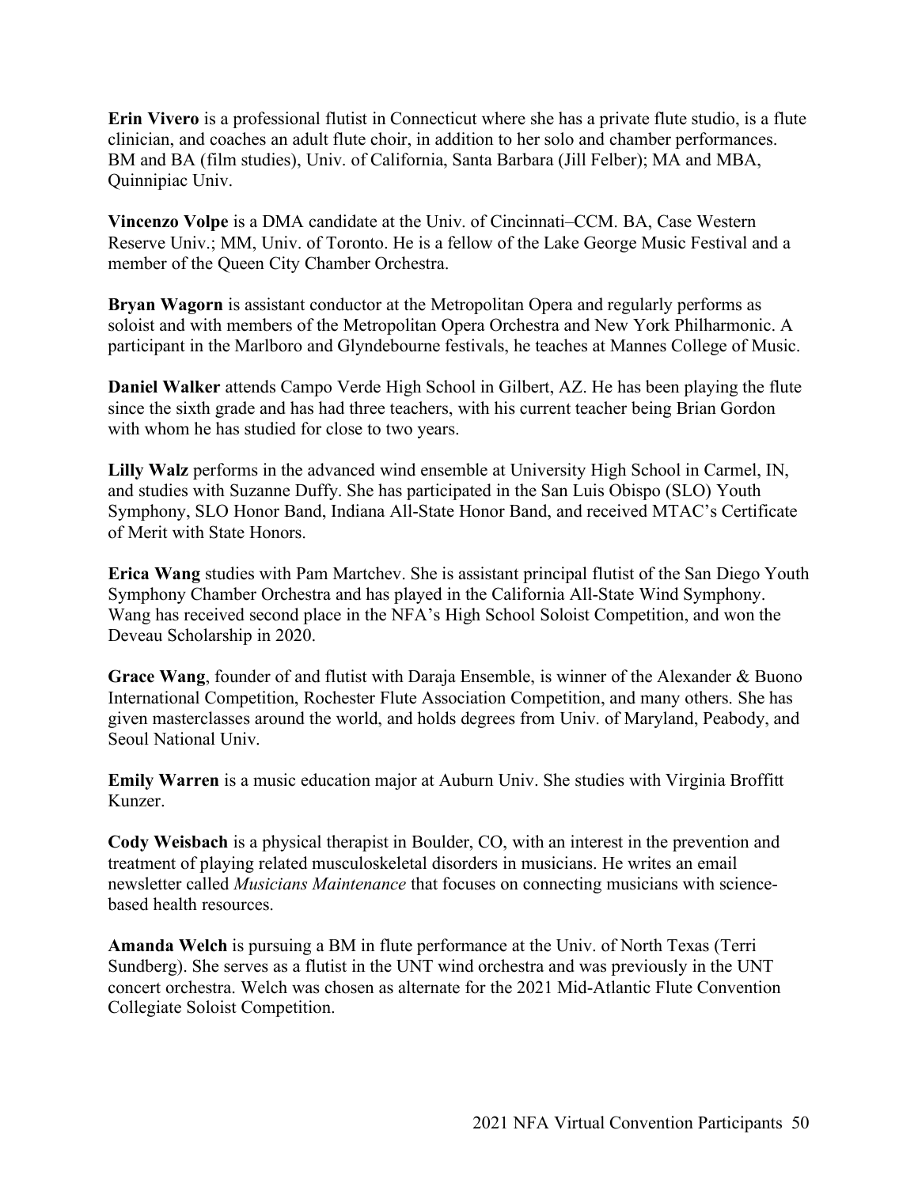**Erin Vivero** is a professional flutist in Connecticut where she has a private flute studio, is a flute clinician, and coaches an adult flute choir, in addition to her solo and chamber performances. BM and BA (film studies), Univ. of California, Santa Barbara (Jill Felber); MA and MBA, Quinnipiac Univ.

**Vincenzo Volpe** is a DMA candidate at the Univ. of Cincinnati–CCM. BA, Case Western Reserve Univ.; MM, Univ. of Toronto. He is a fellow of the Lake George Music Festival and a member of the Queen City Chamber Orchestra.

**Bryan Wagorn** is assistant conductor at the Metropolitan Opera and regularly performs as soloist and with members of the Metropolitan Opera Orchestra and New York Philharmonic. A participant in the Marlboro and Glyndebourne festivals, he teaches at Mannes College of Music.

**Daniel Walker** attends Campo Verde High School in Gilbert, AZ. He has been playing the flute since the sixth grade and has had three teachers, with his current teacher being Brian Gordon with whom he has studied for close to two years.

**Lilly Walz** performs in the advanced wind ensemble at University High School in Carmel, IN, and studies with Suzanne Duffy. She has participated in the San Luis Obispo (SLO) Youth Symphony, SLO Honor Band, Indiana All-State Honor Band, and received MTAC's Certificate of Merit with State Honors.

**Erica Wang** studies with Pam Martchev. She is assistant principal flutist of the San Diego Youth Symphony Chamber Orchestra and has played in the California All-State Wind Symphony. Wang has received second place in the NFA's High School Soloist Competition, and won the Deveau Scholarship in 2020.

**Grace Wang**, founder of and flutist with Daraja Ensemble, is winner of the Alexander & Buono International Competition, Rochester Flute Association Competition, and many others. She has given masterclasses around the world, and holds degrees from Univ. of Maryland, Peabody, and Seoul National Univ.

**Emily Warren** is a music education major at Auburn Univ. She studies with Virginia Broffitt Kunzer.

**Cody Weisbach** is a physical therapist in Boulder, CO, with an interest in the prevention and treatment of playing related musculoskeletal disorders in musicians. He writes an email newsletter called *Musicians Maintenance* that focuses on connecting musicians with science-based health resources.

**Amanda Welch** is pursuing a BM in flute performance at the Univ. of North Texas (Terri Sundberg). She serves as a flutist in the UNT wind orchestra and was previously in the UNT concert orchestra. Welch was chosen as alternate for the 2021 Mid-Atlantic Flute Convention Collegiate Soloist Competition.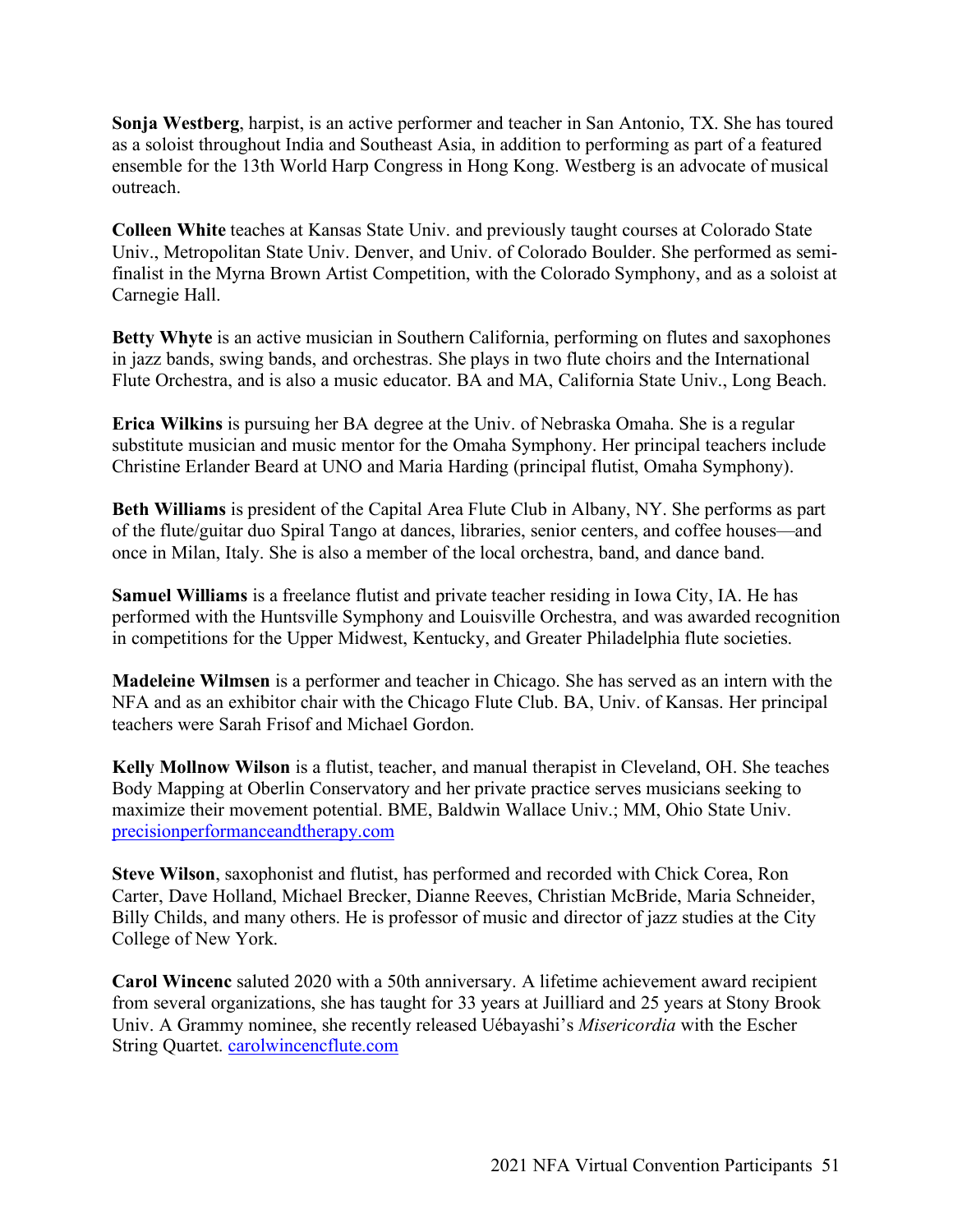**Sonja Westberg**, harpist, is an active performer and teacher in San Antonio, TX. She has toured as a soloist throughout India and Southeast Asia, in addition to performing as part of a featured ensemble for the 13th World Harp Congress in Hong Kong. Westberg is an advocate of musical outreach.

**Colleen White** teaches at Kansas State Univ. and previously taught courses at Colorado State Univ., Metropolitan State Univ. Denver, and Univ. of Colorado Boulder. She performed as semi-finalist in the Myrna Brown Artist Competition, with the Colorado Symphony, and as a soloist at Carnegie Hall.

**Betty Whyte** is an active musician in Southern California, performing on flutes and saxophones in jazz bands, swing bands, and orchestras. She plays in two flute choirs and the International Flute Orchestra, and is also a music educator. BA and MA, California State Univ., Long Beach.

**Erica Wilkins** is pursuing her BA degree at the Univ. of Nebraska Omaha. She is a regular substitute musician and music mentor for the Omaha Symphony. Her principal teachers include Christine Erlander Beard at UNO and Maria Harding (principal flutist, Omaha Symphony).

**Beth Williams** is president of the Capital Area Flute Club in Albany, NY. She performs as part of the flute/guitar duo Spiral Tango at dances, libraries, senior centers, and coffee houses—and once in Milan, Italy. She is also a member of the local orchestra, band, and dance band.

**Samuel Williams** is a freelance flutist and private teacher residing in Iowa City, IA. He has performed with the Huntsville Symphony and Louisville Orchestra, and was awarded recognition in competitions for the Upper Midwest, Kentucky, and Greater Philadelphia flute societies.

**Madeleine Wilmsen** is a performer and teacher in Chicago. She has served as an intern with the NFA and as an exhibitor chair with the Chicago Flute Club. BA, Univ. of Kansas. Her principal teachers were Sarah Frisof and Michael Gordon.

**Kelly Mollnow Wilson** is a flutist, teacher, and manual therapist in Cleveland, OH. She teaches Body Mapping at Oberlin Conservatory and her private practice serves musicians seeking to maximize their movement potential. BME, Baldwin Wallace Univ.; MM, Ohio State Univ. precisionperformanceandtherapy.com

**Steve Wilson**, saxophonist and flutist, has performed and recorded with Chick Corea, Ron Carter, Dave Holland, Michael Brecker, Dianne Reeves, Christian McBride, Maria Schneider, Billy Childs, and many others. He is professor of music and director of jazz studies at the City College of New York.

**Carol Wincenc** saluted 2020 with a 50th anniversary. A lifetime achievement award recipient from several organizations, she has taught for 33 years at Juilliard and 25 years at Stony Brook Univ. A Grammy nominee, she recently released Uébayashi's *Misericordia* with the Escher String Quartet. carolwincencflute.com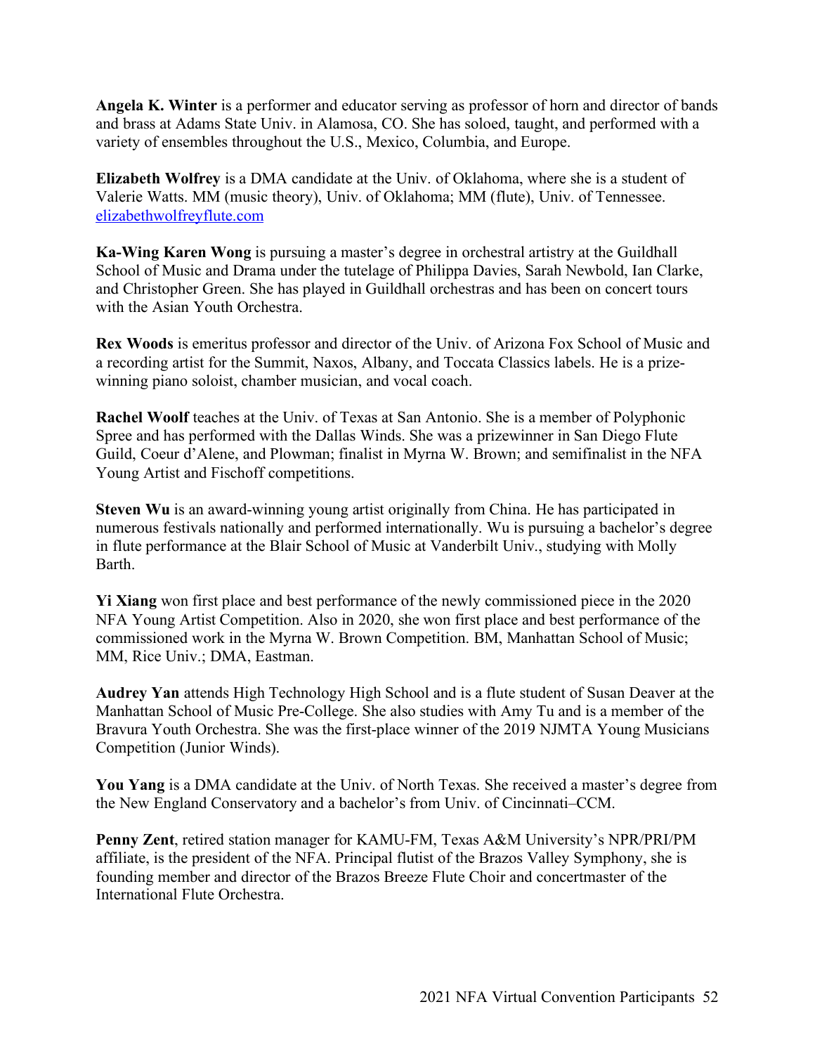**Angela K. Winter** is a performer and educator serving as professor of horn and director of bands and brass at Adams State Univ. in Alamosa, CO. She has soloed, taught, and performed with a variety of ensembles throughout the U.S., Mexico, Columbia, and Europe.

**Elizabeth Wolfrey** is a DMA candidate at the Univ. of Oklahoma, where she is a student of Valerie Watts. MM (music theory), Univ. of Oklahoma; MM (flute), Univ. of Tennessee. elizabethwolfreyflute.com

**Ka-Wing Karen Wong** is pursuing a master's degree in orchestral artistry at the Guildhall School of Music and Drama under the tutelage of Philippa Davies, Sarah Newbold, Ian Clarke, and Christopher Green. She has played in Guildhall orchestras and has been on concert tours with the Asian Youth Orchestra.

**Rex Woods** is emeritus professor and director of the Univ. of Arizona Fox School of Music and a recording artist for the Summit, Naxos, Albany, and Toccata Classics labels. He is a prize-winning piano soloist, chamber musician, and vocal coach.

**Rachel Woolf** teaches at the Univ. of Texas at San Antonio. She is a member of Polyphonic Spree and has performed with the Dallas Winds. She was a prizewinner in San Diego Flute Guild, Coeur d'Alene, and Plowman; finalist in Myrna W. Brown; and semifinalist in the NFA Young Artist and Fischoff competitions.

**Steven Wu** is an award-winning young artist originally from China. He has participated in numerous festivals nationally and performed internationally. Wu is pursuing a bachelor's degree in flute performance at the Blair School of Music at Vanderbilt Univ., studying with Molly Barth.

**Yi Xiang** won first place and best performance of the newly commissioned piece in the 2020 NFA Young Artist Competition. Also in 2020, she won first place and best performance of the commissioned work in the Myrna W. Brown Competition. BM, Manhattan School of Music; MM, Rice Univ.; DMA, Eastman.

**Audrey Yan** attends High Technology High School and is a flute student of Susan Deaver at the Manhattan School of Music Pre-College. She also studies with Amy Tu and is a member of the Bravura Youth Orchestra. She was the first-place winner of the 2019 NJMTA Young Musicians Competition (Junior Winds).

**You Yang** is a DMA candidate at the Univ. of North Texas. She received a master's degree from the New England Conservatory and a bachelor's from Univ. of Cincinnati–CCM.

**Penny Zent**, retired station manager for KAMU-FM, Texas A&M University's NPR/PRI/PM affiliate, is the president of the NFA. Principal flutist of the Brazos Valley Symphony, she is founding member and director of the Brazos Breeze Flute Choir and concertmaster of the International Flute Orchestra.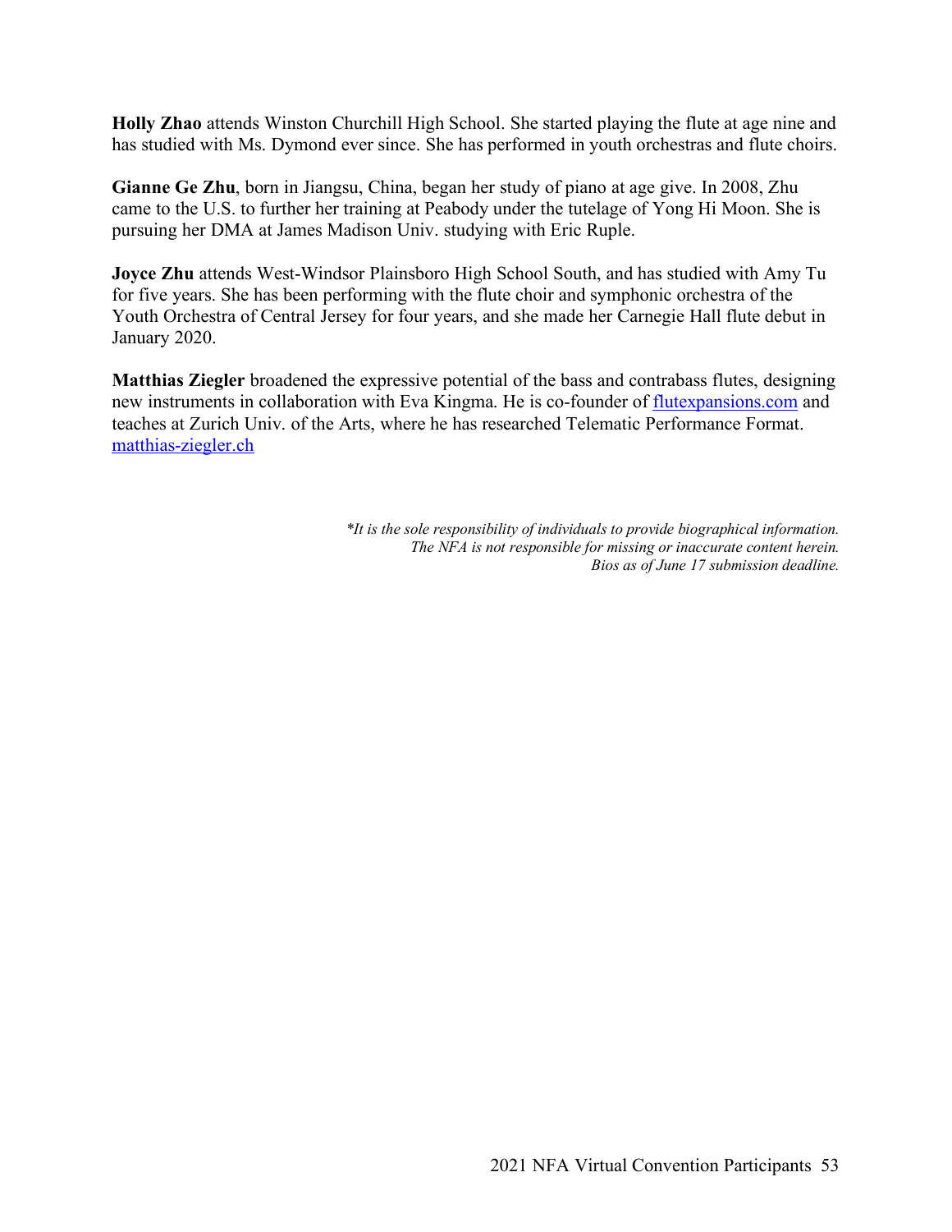**Holly Zhao** attends Winston Churchill High School. She started playing the flute at age nine and has studied with Ms. Dymond ever since. She has performed in youth orchestras and flute choirs.

**Gianne Ge Zhu**, born in Jiangsu, China, began her study of piano at age give. In 2008, Zhu came to the U.S. to further her training at Peabody under the tutelage of Yong Hi Moon. She is pursuing her DMA at James Madison Univ. studying with Eric Ruple.

**Joyce Zhu** attends West-Windsor Plainsboro High School South, and has studied with Amy Tu for five years. She has been performing with the flute choir and symphonic orchestra of the Youth Orchestra of Central Jersey for four years, and she made her Carnegie Hall flute debut in January 2020.

**Matthias Ziegler** broadened the expressive potential of the bass and contrabass flutes, designing new instruments in collaboration with Eva Kingma. He is co-founder of [flutexpansions.com](flutexpansions.com) and teaches at Zurich Univ. of the Arts, where he has researched Telematic Performance Format. [matthias-ziegler.ch](matthias-ziegler.ch)

*\*It is the sole responsibility of individuals to provide biographical information.*
*The NFA is not responsible for missing or inaccurate content herein.*
*Bios as of June 17 submission deadline.*